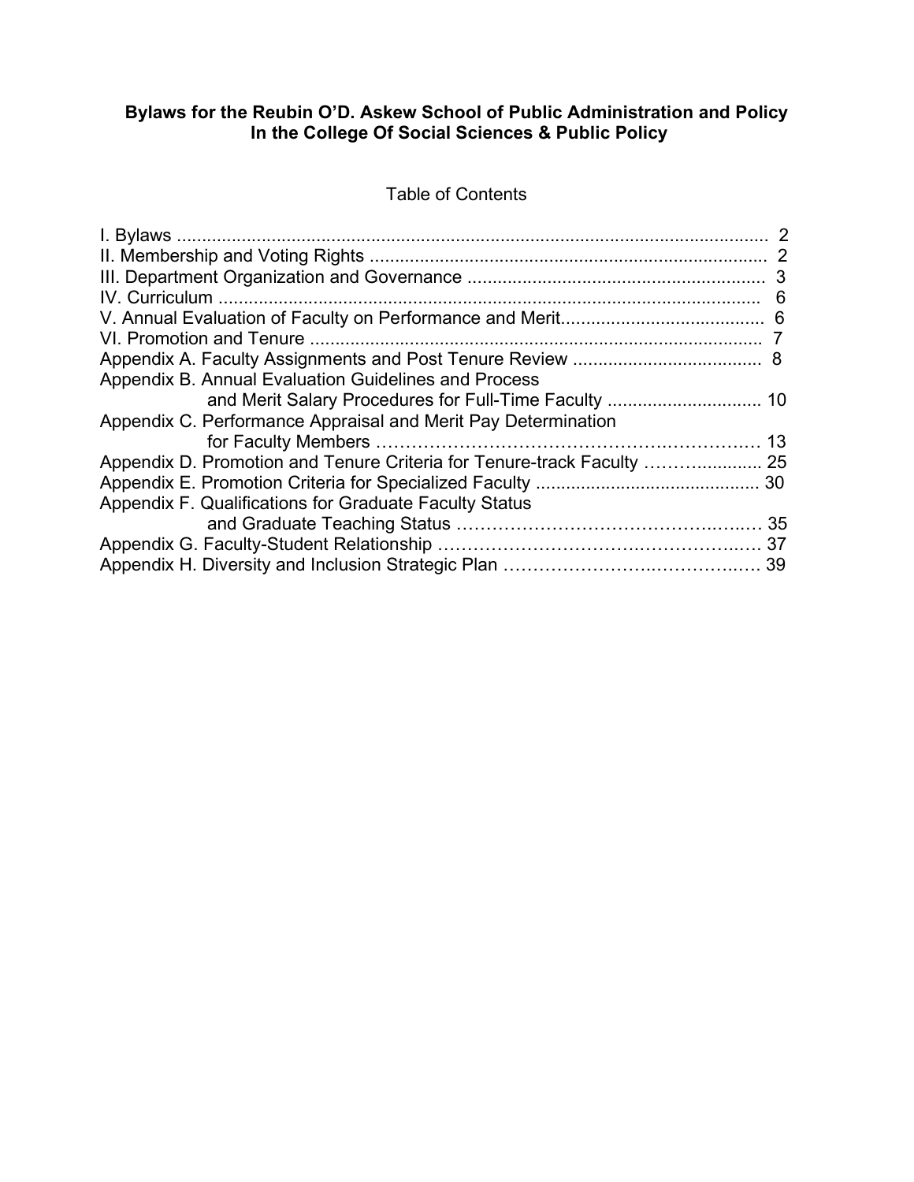**Bylaws for the Reubin O'D. Askew School of Public Administration and Policy**
**In the College Of Social Sciences & Public Policy**

Table of Contents

| | |
|---|---|
| I. Bylaws | 2 |
| II. Membership and Voting Rights | 2 |
| III. Department Organization and Governance | 3 |
| IV. Curriculum | 6 |
| V. Annual Evaluation of Faculty on Performance and Merit | 6 |
| VI. Promotion and Tenure | 7 |
| Appendix A. Faculty Assignments and Post Tenure Review | 8 |
| Appendix B. Annual Evaluation Guidelines and Process and Merit Salary Procedures for Full-Time Faculty | 10 |
| Appendix C. Performance Appraisal and Merit Pay Determination for Faculty Members | 13 |
| Appendix D. Promotion and Tenure Criteria for Tenure-track Faculty | 25 |
| Appendix E. Promotion Criteria for Specialized Faculty | 30 |
| Appendix F. Qualifications for Graduate Faculty Status and Graduate Teaching Status | 35 |
| Appendix G. Faculty-Student Relationship | 37 |
| Appendix H. Diversity and Inclusion Strategic Plan | 39 |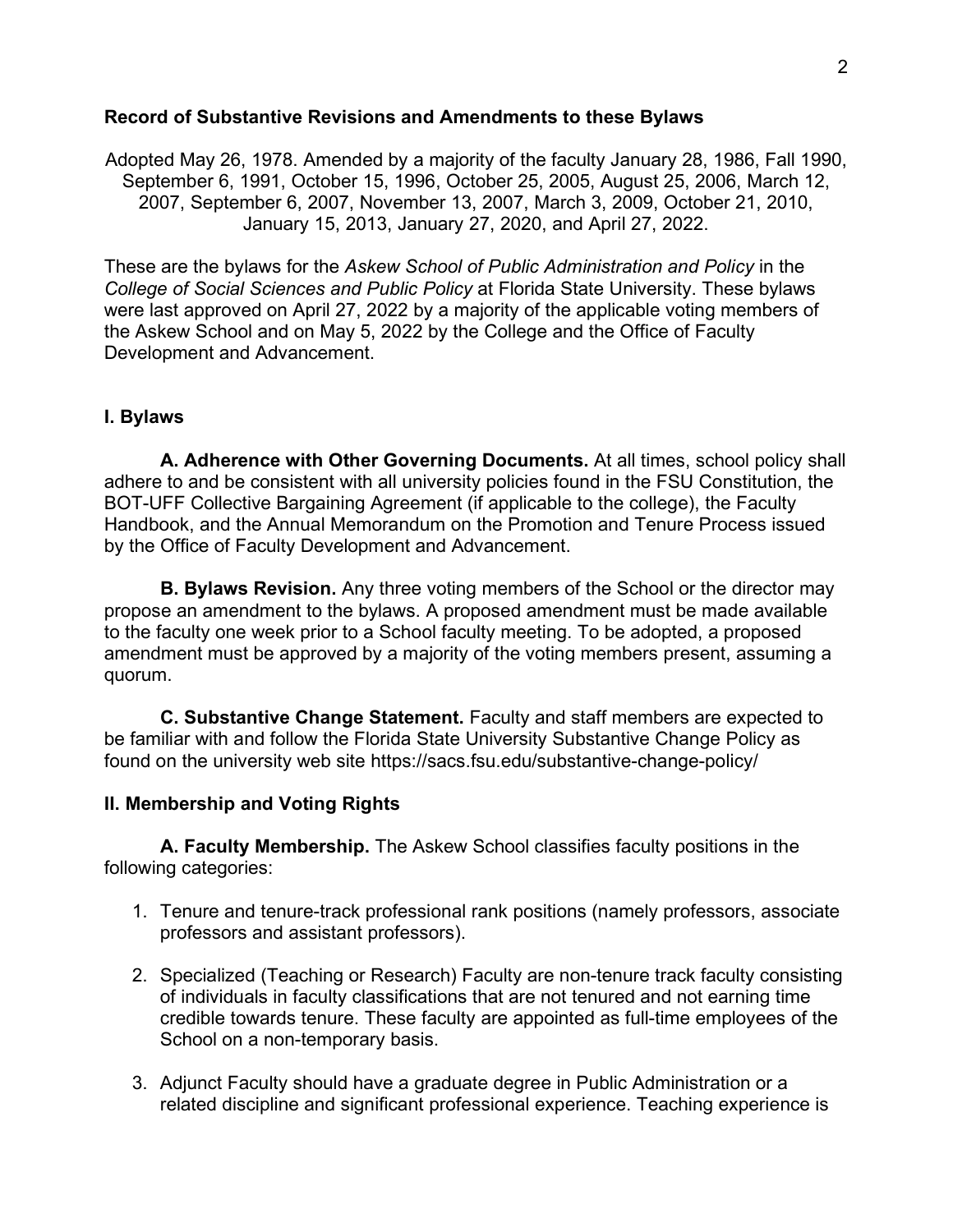**Record of Substantive Revisions and Amendments to these Bylaws**

Adopted May 26, 1978. Amended by a majority of the faculty January 28, 1986, Fall 1990, September 6, 1991, October 15, 1996, October 25, 2005, August 25, 2006, March 12, 2007, September 6, 2007, November 13, 2007, March 3, 2009, October 21, 2010, January 15, 2013, January 27, 2020, and April 27, 2022.

These are the bylaws for the *Askew School of Public Administration and Policy* in the *College of Social Sciences and Public Policy* at Florida State University. These bylaws were last approved on April 27, 2022 by a majority of the applicable voting members of the Askew School and on May 5, 2022 by the College and the Office of Faculty Development and Advancement.

## I. Bylaws

**A. Adherence with Other Governing Documents.** At all times, school policy shall adhere to and be consistent with all university policies found in the FSU Constitution, the BOT-UFF Collective Bargaining Agreement (if applicable to the college), the Faculty Handbook, and the Annual Memorandum on the Promotion and Tenure Process issued by the Office of Faculty Development and Advancement.

**B. Bylaws Revision.** Any three voting members of the School or the director may propose an amendment to the bylaws. A proposed amendment must be made available to the faculty one week prior to a School faculty meeting. To be adopted, a proposed amendment must be approved by a majority of the voting members present, assuming a quorum.

**C. Substantive Change Statement.** Faculty and staff members are expected to be familiar with and follow the Florida State University Substantive Change Policy as found on the university web site https://sacs.fsu.edu/substantive-change-policy/

## II. Membership and Voting Rights

**A. Faculty Membership.** The Askew School classifies faculty positions in the following categories:

1. Tenure and tenure-track professional rank positions (namely professors, associate professors and assistant professors).

2. Specialized (Teaching or Research) Faculty are non-tenure track faculty consisting of individuals in faculty classifications that are not tenured and not earning time credible towards tenure. These faculty are appointed as full-time employees of the School on a non-temporary basis.

3. Adjunct Faculty should have a graduate degree in Public Administration or a related discipline and significant professional experience. Teaching experience is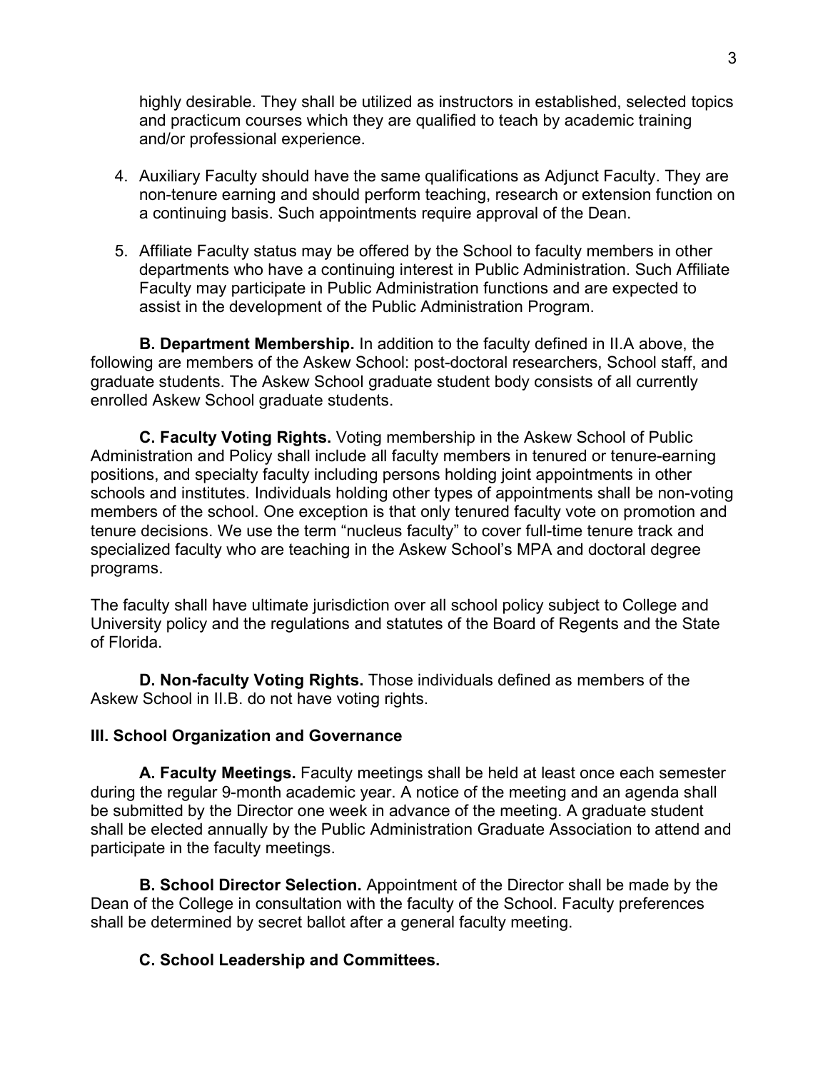highly desirable. They shall be utilized as instructors in established, selected topics and practicum courses which they are qualified to teach by academic training and/or professional experience.

4. Auxiliary Faculty should have the same qualifications as Adjunct Faculty. They are non-tenure earning and should perform teaching, research or extension function on a continuing basis. Such appointments require approval of the Dean.

5. Affiliate Faculty status may be offered by the School to faculty members in other departments who have a continuing interest in Public Administration. Such Affiliate Faculty may participate in Public Administration functions and are expected to assist in the development of the Public Administration Program.

**B. Department Membership.** In addition to the faculty defined in II.A above, the following are members of the Askew School: post-doctoral researchers, School staff, and graduate students. The Askew School graduate student body consists of all currently enrolled Askew School graduate students.

**C. Faculty Voting Rights.** Voting membership in the Askew School of Public Administration and Policy shall include all faculty members in tenured or tenure-earning positions, and specialty faculty including persons holding joint appointments in other schools and institutes. Individuals holding other types of appointments shall be non-voting members of the school. One exception is that only tenured faculty vote on promotion and tenure decisions. We use the term "nucleus faculty" to cover full-time tenure track and specialized faculty who are teaching in the Askew School's MPA and doctoral degree programs.

The faculty shall have ultimate jurisdiction over all school policy subject to College and University policy and the regulations and statutes of the Board of Regents and the State of Florida.

**D. Non-faculty Voting Rights.** Those individuals defined as members of the Askew School in II.B. do not have voting rights.

### III. School Organization and Governance

**A. Faculty Meetings.** Faculty meetings shall be held at least once each semester during the regular 9-month academic year. A notice of the meeting and an agenda shall be submitted by the Director one week in advance of the meeting. A graduate student shall be elected annually by the Public Administration Graduate Association to attend and participate in the faculty meetings.

**B. School Director Selection.** Appointment of the Director shall be made by the Dean of the College in consultation with the faculty of the School. Faculty preferences shall be determined by secret ballot after a general faculty meeting.

**C. School Leadership and Committees.**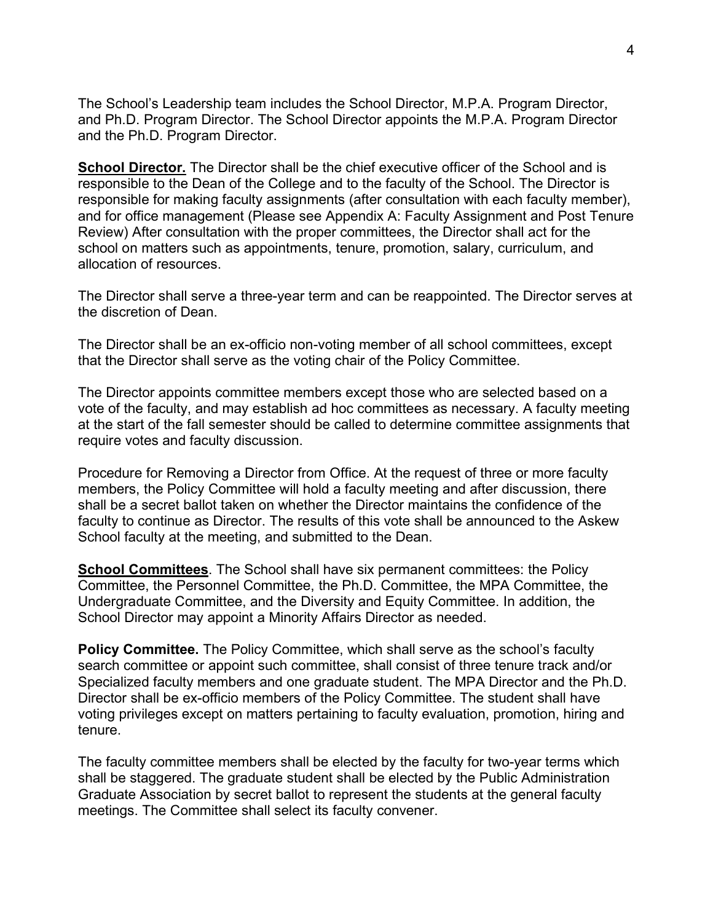The School's Leadership team includes the School Director, M.P.A. Program Director, and Ph.D. Program Director. The School Director appoints the M.P.A. Program Director and the Ph.D. Program Director.

**School Director.** The Director shall be the chief executive officer of the School and is responsible to the Dean of the College and to the faculty of the School. The Director is responsible for making faculty assignments (after consultation with each faculty member), and for office management (Please see Appendix A: Faculty Assignment and Post Tenure Review) After consultation with the proper committees, the Director shall act for the school on matters such as appointments, tenure, promotion, salary, curriculum, and allocation of resources.

The Director shall serve a three-year term and can be reappointed. The Director serves at the discretion of Dean.

The Director shall be an ex-officio non-voting member of all school committees, except that the Director shall serve as the voting chair of the Policy Committee.

The Director appoints committee members except those who are selected based on a vote of the faculty, and may establish ad hoc committees as necessary. A faculty meeting at the start of the fall semester should be called to determine committee assignments that require votes and faculty discussion.

Procedure for Removing a Director from Office. At the request of three or more faculty members, the Policy Committee will hold a faculty meeting and after discussion, there shall be a secret ballot taken on whether the Director maintains the confidence of the faculty to continue as Director. The results of this vote shall be announced to the Askew School faculty at the meeting, and submitted to the Dean.

**School Committees**. The School shall have six permanent committees: the Policy Committee, the Personnel Committee, the Ph.D. Committee, the MPA Committee, the Undergraduate Committee, and the Diversity and Equity Committee. In addition, the School Director may appoint a Minority Affairs Director as needed.

**Policy Committee.** The Policy Committee, which shall serve as the school's faculty search committee or appoint such committee, shall consist of three tenure track and/or Specialized faculty members and one graduate student. The MPA Director and the Ph.D. Director shall be ex-officio members of the Policy Committee. The student shall have voting privileges except on matters pertaining to faculty evaluation, promotion, hiring and tenure.

The faculty committee members shall be elected by the faculty for two-year terms which shall be staggered. The graduate student shall be elected by the Public Administration Graduate Association by secret ballot to represent the students at the general faculty meetings. The Committee shall select its faculty convener.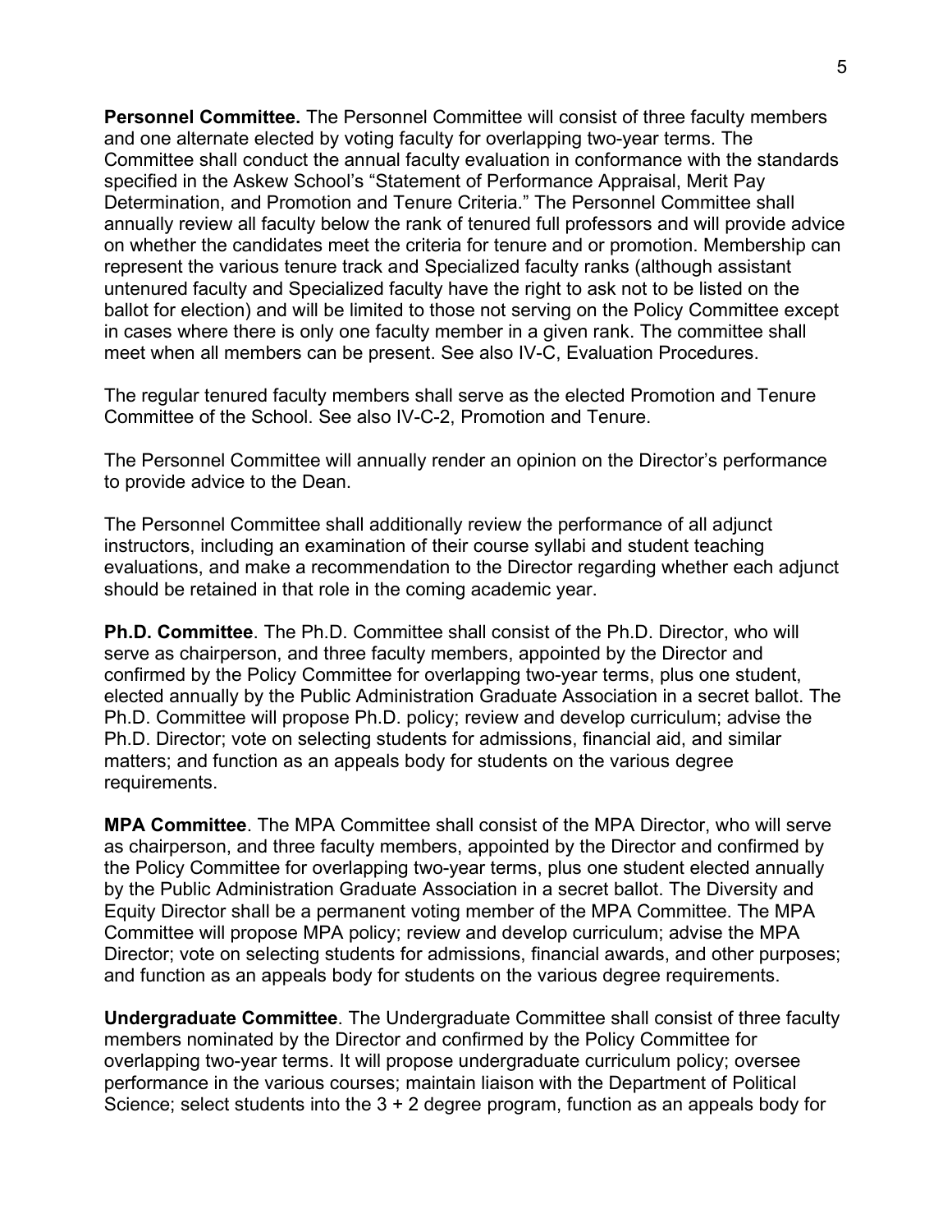**Personnel Committee.** The Personnel Committee will consist of three faculty members and one alternate elected by voting faculty for overlapping two-year terms. The Committee shall conduct the annual faculty evaluation in conformance with the standards specified in the Askew School's "Statement of Performance Appraisal, Merit Pay Determination, and Promotion and Tenure Criteria." The Personnel Committee shall annually review all faculty below the rank of tenured full professors and will provide advice on whether the candidates meet the criteria for tenure and or promotion. Membership can represent the various tenure track and Specialized faculty ranks (although assistant untenured faculty and Specialized faculty have the right to ask not to be listed on the ballot for election) and will be limited to those not serving on the Policy Committee except in cases where there is only one faculty member in a given rank. The committee shall meet when all members can be present. See also IV-C, Evaluation Procedures.

The regular tenured faculty members shall serve as the elected Promotion and Tenure Committee of the School. See also IV-C-2, Promotion and Tenure.

The Personnel Committee will annually render an opinion on the Director's performance to provide advice to the Dean.

The Personnel Committee shall additionally review the performance of all adjunct instructors, including an examination of their course syllabi and student teaching evaluations, and make a recommendation to the Director regarding whether each adjunct should be retained in that role in the coming academic year.

**Ph.D. Committee**. The Ph.D. Committee shall consist of the Ph.D. Director, who will serve as chairperson, and three faculty members, appointed by the Director and confirmed by the Policy Committee for overlapping two-year terms, plus one student, elected annually by the Public Administration Graduate Association in a secret ballot. The Ph.D. Committee will propose Ph.D. policy; review and develop curriculum; advise the Ph.D. Director; vote on selecting students for admissions, financial aid, and similar matters; and function as an appeals body for students on the various degree requirements.

**MPA Committee**. The MPA Committee shall consist of the MPA Director, who will serve as chairperson, and three faculty members, appointed by the Director and confirmed by the Policy Committee for overlapping two-year terms, plus one student elected annually by the Public Administration Graduate Association in a secret ballot. The Diversity and Equity Director shall be a permanent voting member of the MPA Committee. The MPA Committee will propose MPA policy; review and develop curriculum; advise the MPA Director; vote on selecting students for admissions, financial awards, and other purposes; and function as an appeals body for students on the various degree requirements.

**Undergraduate Committee**. The Undergraduate Committee shall consist of three faculty members nominated by the Director and confirmed by the Policy Committee for overlapping two-year terms. It will propose undergraduate curriculum policy; oversee performance in the various courses; maintain liaison with the Department of Political Science; select students into the 3 + 2 degree program, function as an appeals body for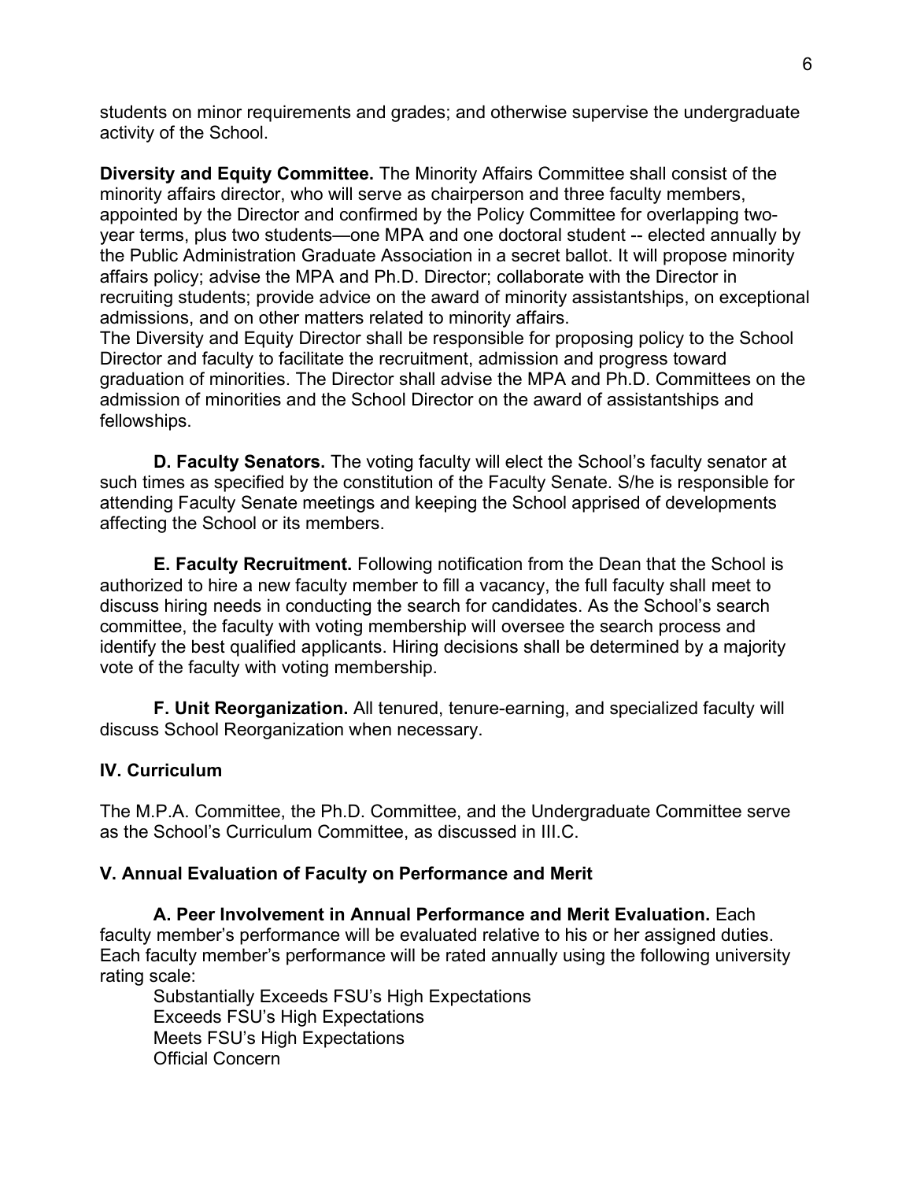students on minor requirements and grades; and otherwise supervise the undergraduate activity of the School.

**Diversity and Equity Committee.** The Minority Affairs Committee shall consist of the minority affairs director, who will serve as chairperson and three faculty members, appointed by the Director and confirmed by the Policy Committee for overlapping two-year terms, plus two students—one MPA and one doctoral student -- elected annually by the Public Administration Graduate Association in a secret ballot. It will propose minority affairs policy; advise the MPA and Ph.D. Director; collaborate with the Director in recruiting students; provide advice on the award of minority assistantships, on exceptional admissions, and on other matters related to minority affairs.
The Diversity and Equity Director shall be responsible for proposing policy to the School Director and faculty to facilitate the recruitment, admission and progress toward graduation of minorities. The Director shall advise the MPA and Ph.D. Committees on the admission of minorities and the School Director on the award of assistantships and fellowships.

**D. Faculty Senators.** The voting faculty will elect the School's faculty senator at such times as specified by the constitution of the Faculty Senate. S/he is responsible for attending Faculty Senate meetings and keeping the School apprised of developments affecting the School or its members.

**E. Faculty Recruitment.** Following notification from the Dean that the School is authorized to hire a new faculty member to fill a vacancy, the full faculty shall meet to discuss hiring needs in conducting the search for candidates. As the School's search committee, the faculty with voting membership will oversee the search process and identify the best qualified applicants. Hiring decisions shall be determined by a majority vote of the faculty with voting membership.

**F. Unit Reorganization.** All tenured, tenure-earning, and specialized faculty will discuss School Reorganization when necessary.

## IV. Curriculum

The M.P.A. Committee, the Ph.D. Committee, and the Undergraduate Committee serve as the School's Curriculum Committee, as discussed in III.C.

## V. Annual Evaluation of Faculty on Performance and Merit

**A. Peer Involvement in Annual Performance and Merit Evaluation.** Each faculty member's performance will be evaluated relative to his or her assigned duties. Each faculty member's performance will be rated annually using the following university rating scale:

Substantially Exceeds FSU's High Expectations
Exceeds FSU's High Expectations
Meets FSU's High Expectations
Official Concern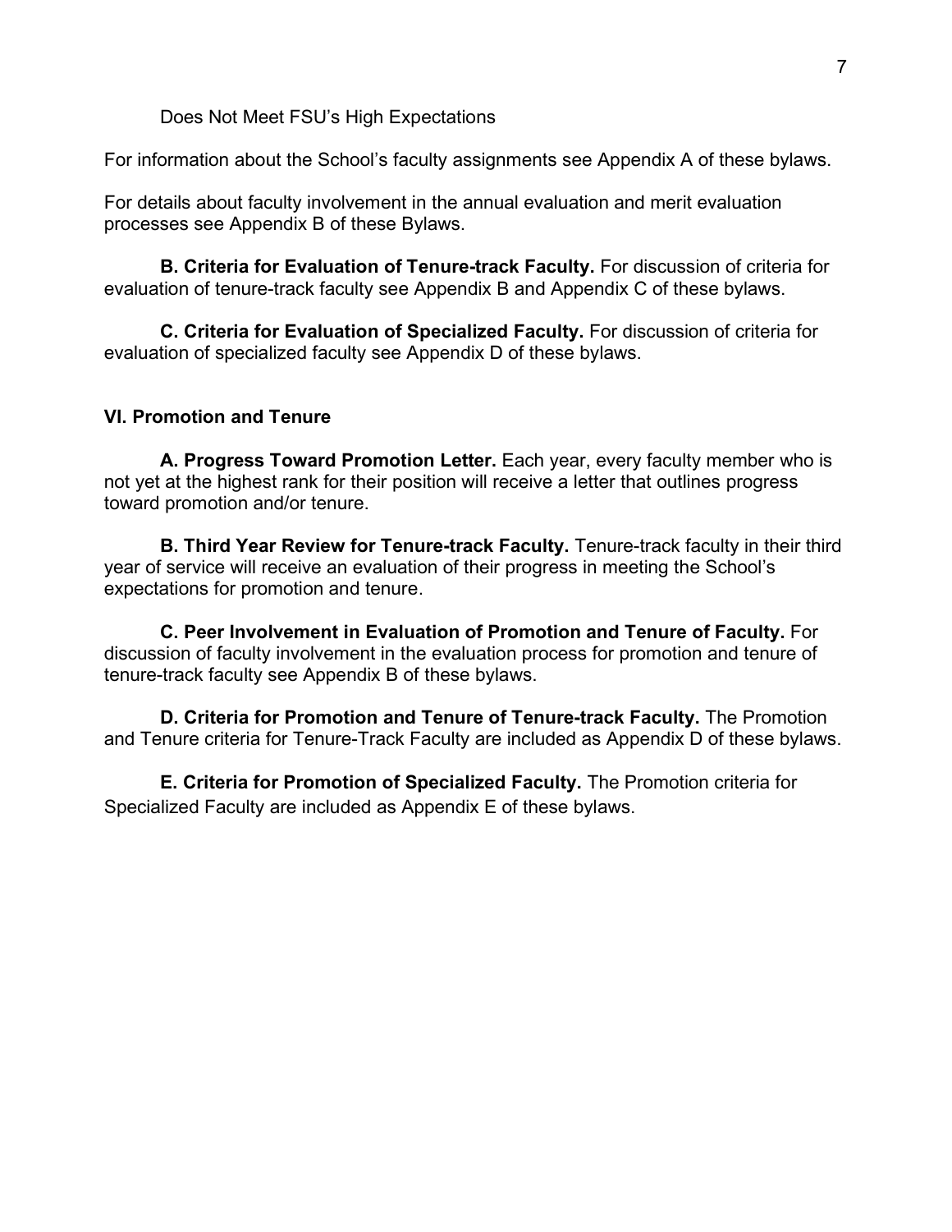Does Not Meet FSU's High Expectations

For information about the School's faculty assignments see Appendix A of these bylaws.

For details about faculty involvement in the annual evaluation and merit evaluation processes see Appendix B of these Bylaws.

**B. Criteria for Evaluation of Tenure-track Faculty.** For discussion of criteria for evaluation of tenure-track faculty see Appendix B and Appendix C of these bylaws.

**C. Criteria for Evaluation of Specialized Faculty.** For discussion of criteria for evaluation of specialized faculty see Appendix D of these bylaws.

## VI. Promotion and Tenure

**A. Progress Toward Promotion Letter.** Each year, every faculty member who is not yet at the highest rank for their position will receive a letter that outlines progress toward promotion and/or tenure.

**B. Third Year Review for Tenure-track Faculty.** Tenure-track faculty in their third year of service will receive an evaluation of their progress in meeting the School's expectations for promotion and tenure.

**C. Peer Involvement in Evaluation of Promotion and Tenure of Faculty.** For discussion of faculty involvement in the evaluation process for promotion and tenure of tenure-track faculty see Appendix B of these bylaws.

**D. Criteria for Promotion and Tenure of Tenure-track Faculty.** The Promotion and Tenure criteria for Tenure-Track Faculty are included as Appendix D of these bylaws.

**E. Criteria for Promotion of Specialized Faculty.** The Promotion criteria for Specialized Faculty are included as Appendix E of these bylaws.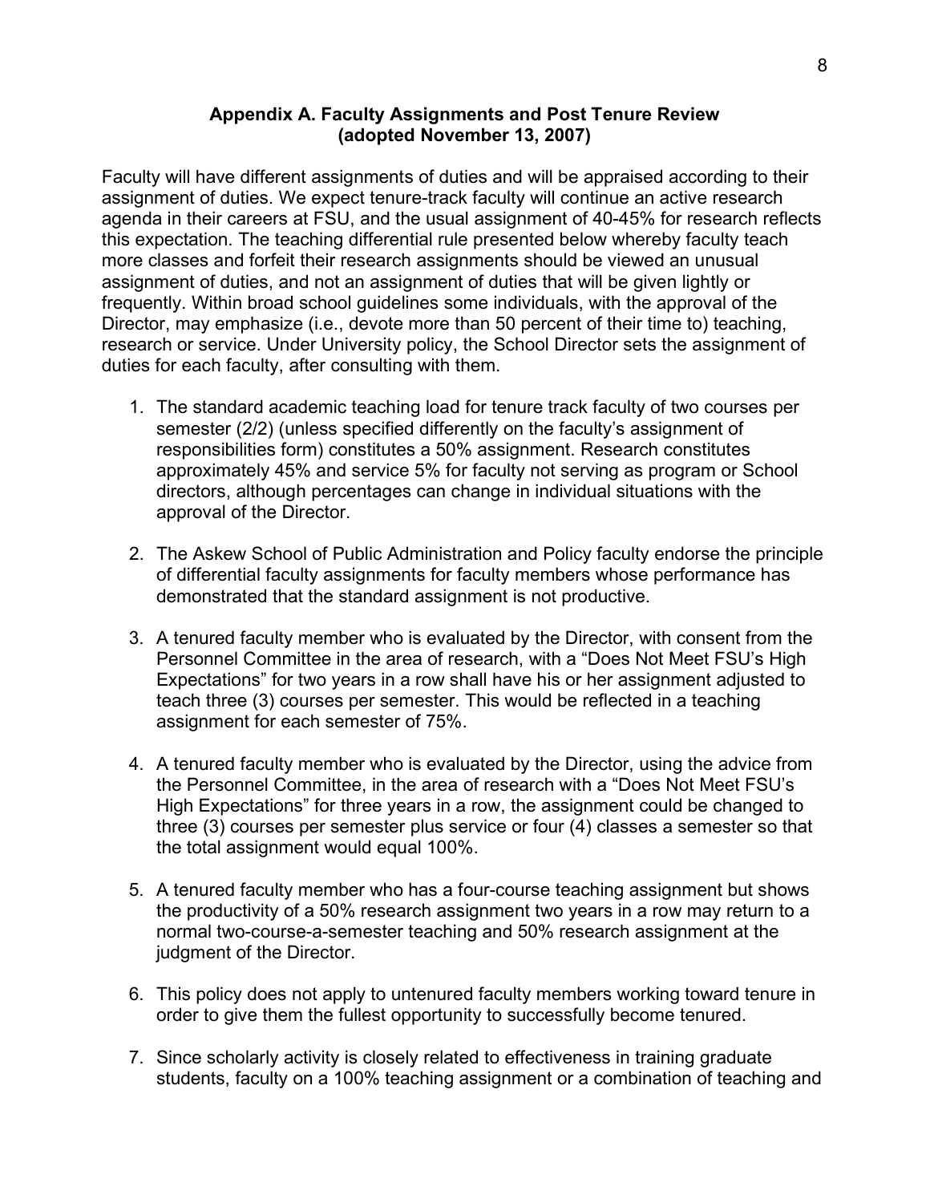## Appendix A. Faculty Assignments and Post Tenure Review (adopted November 13, 2007)

Faculty will have different assignments of duties and will be appraised according to their assignment of duties. We expect tenure-track faculty will continue an active research agenda in their careers at FSU, and the usual assignment of 40-45% for research reflects this expectation. The teaching differential rule presented below whereby faculty teach more classes and forfeit their research assignments should be viewed an unusual assignment of duties, and not an assignment of duties that will be given lightly or frequently. Within broad school guidelines some individuals, with the approval of the Director, may emphasize (i.e., devote more than 50 percent of their time to) teaching, research or service. Under University policy, the School Director sets the assignment of duties for each faculty, after consulting with them.

1. The standard academic teaching load for tenure track faculty of two courses per semester (2/2) (unless specified differently on the faculty's assignment of responsibilities form) constitutes a 50% assignment. Research constitutes approximately 45% and service 5% for faculty not serving as program or School directors, although percentages can change in individual situations with the approval of the Director.

2. The Askew School of Public Administration and Policy faculty endorse the principle of differential faculty assignments for faculty members whose performance has demonstrated that the standard assignment is not productive.

3. A tenured faculty member who is evaluated by the Director, with consent from the Personnel Committee in the area of research, with a "Does Not Meet FSU's High Expectations" for two years in a row shall have his or her assignment adjusted to teach three (3) courses per semester. This would be reflected in a teaching assignment for each semester of 75%.

4. A tenured faculty member who is evaluated by the Director, using the advice from the Personnel Committee, in the area of research with a "Does Not Meet FSU's High Expectations" for three years in a row, the assignment could be changed to three (3) courses per semester plus service or four (4) classes a semester so that the total assignment would equal 100%.

5. A tenured faculty member who has a four-course teaching assignment but shows the productivity of a 50% research assignment two years in a row may return to a normal two-course-a-semester teaching and 50% research assignment at the judgment of the Director.

6. This policy does not apply to untenured faculty members working toward tenure in order to give them the fullest opportunity to successfully become tenured.

7. Since scholarly activity is closely related to effectiveness in training graduate students, faculty on a 100% teaching assignment or a combination of teaching and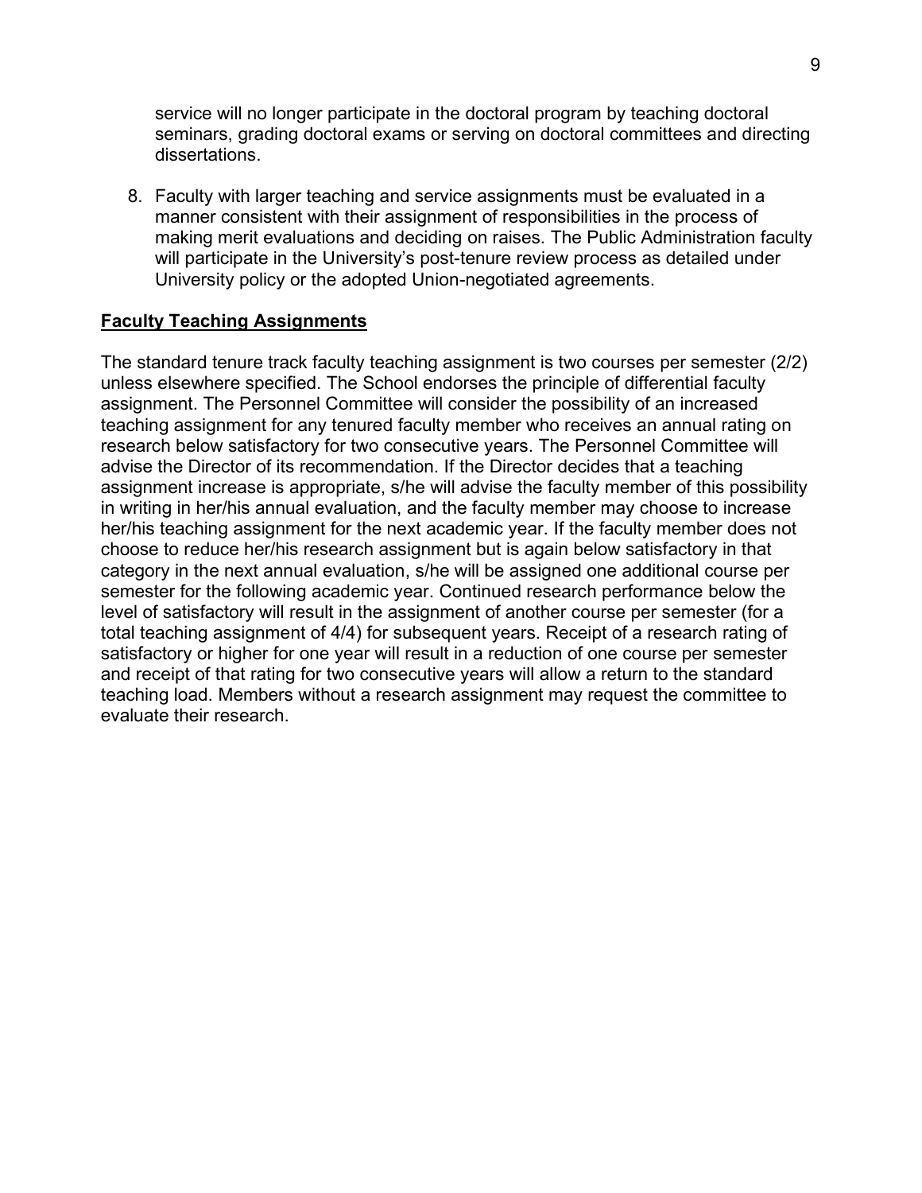service will no longer participate in the doctoral program by teaching doctoral seminars, grading doctoral exams or serving on doctoral committees and directing dissertations.

8. Faculty with larger teaching and service assignments must be evaluated in a manner consistent with their assignment of responsibilities in the process of making merit evaluations and deciding on raises. The Public Administration faculty will participate in the University's post-tenure review process as detailed under University policy or the adopted Union-negotiated agreements.

**Faculty Teaching Assignments**

The standard tenure track faculty teaching assignment is two courses per semester (2/2) unless elsewhere specified. The School endorses the principle of differential faculty assignment. The Personnel Committee will consider the possibility of an increased teaching assignment for any tenured faculty member who receives an annual rating on research below satisfactory for two consecutive years. The Personnel Committee will advise the Director of its recommendation. If the Director decides that a teaching assignment increase is appropriate, s/he will advise the faculty member of this possibility in writing in her/his annual evaluation, and the faculty member may choose to increase her/his teaching assignment for the next academic year. If the faculty member does not choose to reduce her/his research assignment but is again below satisfactory in that category in the next annual evaluation, s/he will be assigned one additional course per semester for the following academic year. Continued research performance below the level of satisfactory will result in the assignment of another course per semester (for a total teaching assignment of 4/4) for subsequent years. Receipt of a research rating of satisfactory or higher for one year will result in a reduction of one course per semester and receipt of that rating for two consecutive years will allow a return to the standard teaching load. Members without a research assignment may request the committee to evaluate their research.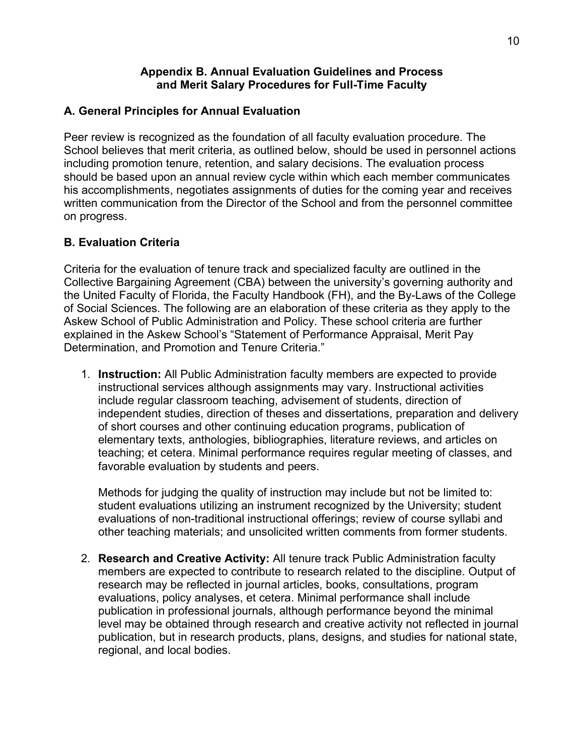## Appendix B. Annual Evaluation Guidelines and Process and Merit Salary Procedures for Full-Time Faculty

### A. General Principles for Annual Evaluation

Peer review is recognized as the foundation of all faculty evaluation procedure. The School believes that merit criteria, as outlined below, should be used in personnel actions including promotion tenure, retention, and salary decisions. The evaluation process should be based upon an annual review cycle within which each member communicates his accomplishments, negotiates assignments of duties for the coming year and receives written communication from the Director of the School and from the personnel committee on progress.

### B. Evaluation Criteria

Criteria for the evaluation of tenure track and specialized faculty are outlined in the Collective Bargaining Agreement (CBA) between the university's governing authority and the United Faculty of Florida, the Faculty Handbook (FH), and the By-Laws of the College of Social Sciences. The following are an elaboration of these criteria as they apply to the Askew School of Public Administration and Policy. These school criteria are further explained in the Askew School's "Statement of Performance Appraisal, Merit Pay Determination, and Promotion and Tenure Criteria."

1. **Instruction:** All Public Administration faculty members are expected to provide instructional services although assignments may vary. Instructional activities include regular classroom teaching, advisement of students, direction of independent studies, direction of theses and dissertations, preparation and delivery of short courses and other continuing education programs, publication of elementary texts, anthologies, bibliographies, literature reviews, and articles on teaching; et cetera. Minimal performance requires regular meeting of classes, and favorable evaluation by students and peers.

   Methods for judging the quality of instruction may include but not be limited to: student evaluations utilizing an instrument recognized by the University; student evaluations of non-traditional instructional offerings; review of course syllabi and other teaching materials; and unsolicited written comments from former students.

2. **Research and Creative Activity:** All tenure track Public Administration faculty members are expected to contribute to research related to the discipline. Output of research may be reflected in journal articles, books, consultations, program evaluations, policy analyses, et cetera. Minimal performance shall include publication in professional journals, although performance beyond the minimal level may be obtained through research and creative activity not reflected in journal publication, but in research products, plans, designs, and studies for national state, regional, and local bodies.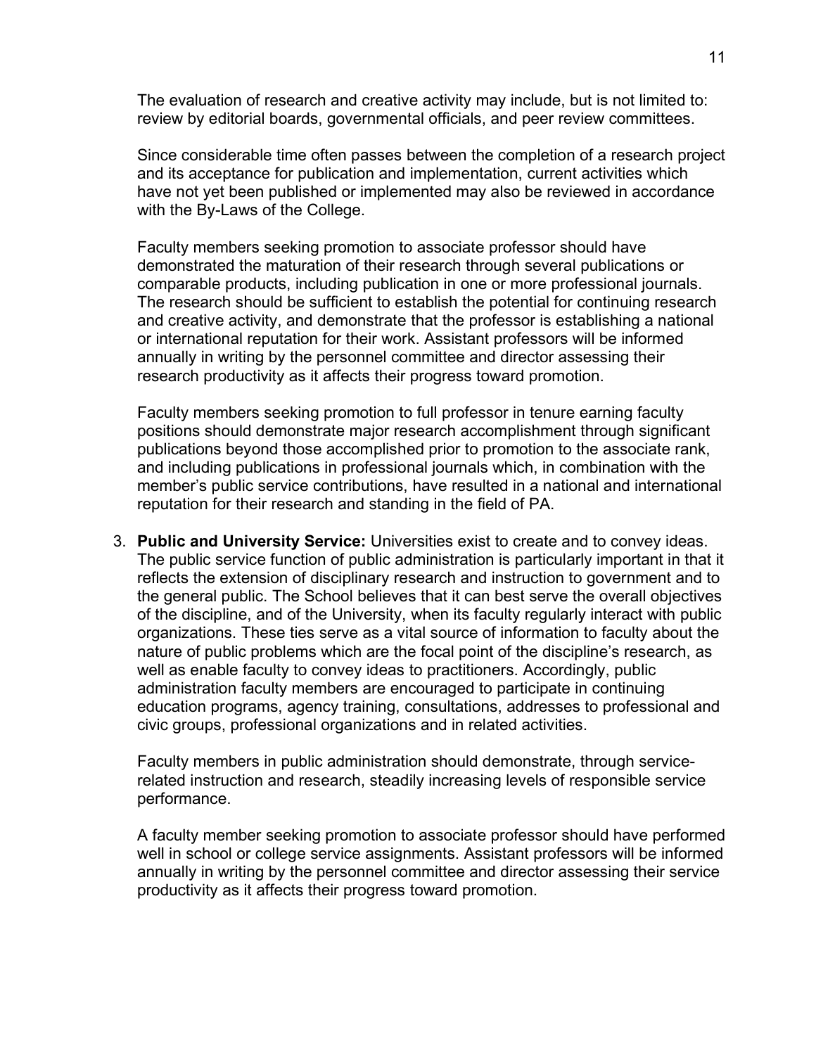The evaluation of research and creative activity may include, but is not limited to: review by editorial boards, governmental officials, and peer review committees.

Since considerable time often passes between the completion of a research project and its acceptance for publication and implementation, current activities which have not yet been published or implemented may also be reviewed in accordance with the By-Laws of the College.

Faculty members seeking promotion to associate professor should have demonstrated the maturation of their research through several publications or comparable products, including publication in one or more professional journals. The research should be sufficient to establish the potential for continuing research and creative activity, and demonstrate that the professor is establishing a national or international reputation for their work. Assistant professors will be informed annually in writing by the personnel committee and director assessing their research productivity as it affects their progress toward promotion.

Faculty members seeking promotion to full professor in tenure earning faculty positions should demonstrate major research accomplishment through significant publications beyond those accomplished prior to promotion to the associate rank, and including publications in professional journals which, in combination with the member's public service contributions, have resulted in a national and international reputation for their research and standing in the field of PA.

3. **Public and University Service:** Universities exist to create and to convey ideas. The public service function of public administration is particularly important in that it reflects the extension of disciplinary research and instruction to government and to the general public. The School believes that it can best serve the overall objectives of the discipline, and of the University, when its faculty regularly interact with public organizations. These ties serve as a vital source of information to faculty about the nature of public problems which are the focal point of the discipline's research, as well as enable faculty to convey ideas to practitioners. Accordingly, public administration faculty members are encouraged to participate in continuing education programs, agency training, consultations, addresses to professional and civic groups, professional organizations and in related activities.

   Faculty members in public administration should demonstrate, through service-related instruction and research, steadily increasing levels of responsible service performance.

   A faculty member seeking promotion to associate professor should have performed well in school or college service assignments. Assistant professors will be informed annually in writing by the personnel committee and director assessing their service productivity as it affects their progress toward promotion.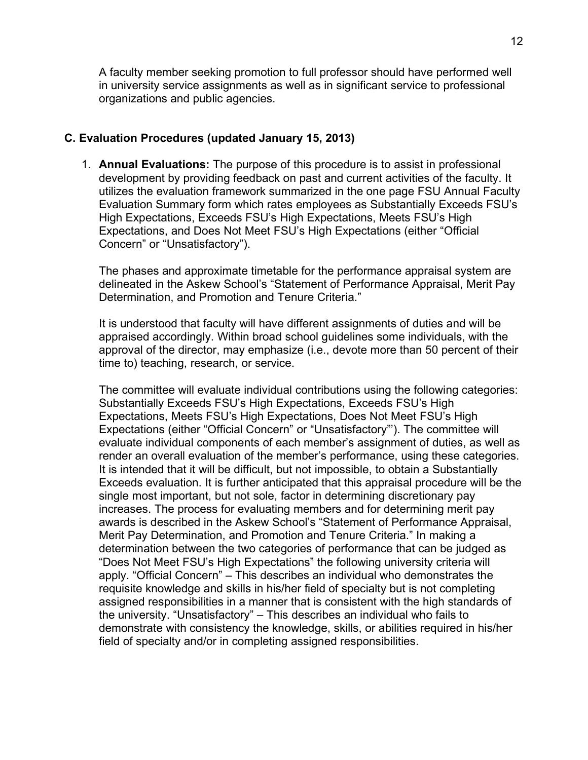A faculty member seeking promotion to full professor should have performed well in university service assignments as well as in significant service to professional organizations and public agencies.

### C. Evaluation Procedures (updated January 15, 2013)

1. **Annual Evaluations:** The purpose of this procedure is to assist in professional development by providing feedback on past and current activities of the faculty. It utilizes the evaluation framework summarized in the one page FSU Annual Faculty Evaluation Summary form which rates employees as Substantially Exceeds FSU's High Expectations, Exceeds FSU's High Expectations, Meets FSU's High Expectations, and Does Not Meet FSU's High Expectations (either "Official Concern" or "Unsatisfactory").

   The phases and approximate timetable for the performance appraisal system are delineated in the Askew School's "Statement of Performance Appraisal, Merit Pay Determination, and Promotion and Tenure Criteria."

   It is understood that faculty will have different assignments of duties and will be appraised accordingly. Within broad school guidelines some individuals, with the approval of the director, may emphasize (i.e., devote more than 50 percent of their time to) teaching, research, or service.

   The committee will evaluate individual contributions using the following categories: Substantially Exceeds FSU's High Expectations, Exceeds FSU's High Expectations, Meets FSU's High Expectations, Does Not Meet FSU's High Expectations (either "Official Concern" or "Unsatisfactory"'). The committee will evaluate individual components of each member's assignment of duties, as well as render an overall evaluation of the member's performance, using these categories. It is intended that it will be difficult, but not impossible, to obtain a Substantially Exceeds evaluation. It is further anticipated that this appraisal procedure will be the single most important, but not sole, factor in determining discretionary pay increases. The process for evaluating members and for determining merit pay awards is described in the Askew School's "Statement of Performance Appraisal, Merit Pay Determination, and Promotion and Tenure Criteria." In making a determination between the two categories of performance that can be judged as "Does Not Meet FSU's High Expectations" the following university criteria will apply. "Official Concern" – This describes an individual who demonstrates the requisite knowledge and skills in his/her field of specialty but is not completing assigned responsibilities in a manner that is consistent with the high standards of the university. "Unsatisfactory" – This describes an individual who fails to demonstrate with consistency the knowledge, skills, or abilities required in his/her field of specialty and/or in completing assigned responsibilities.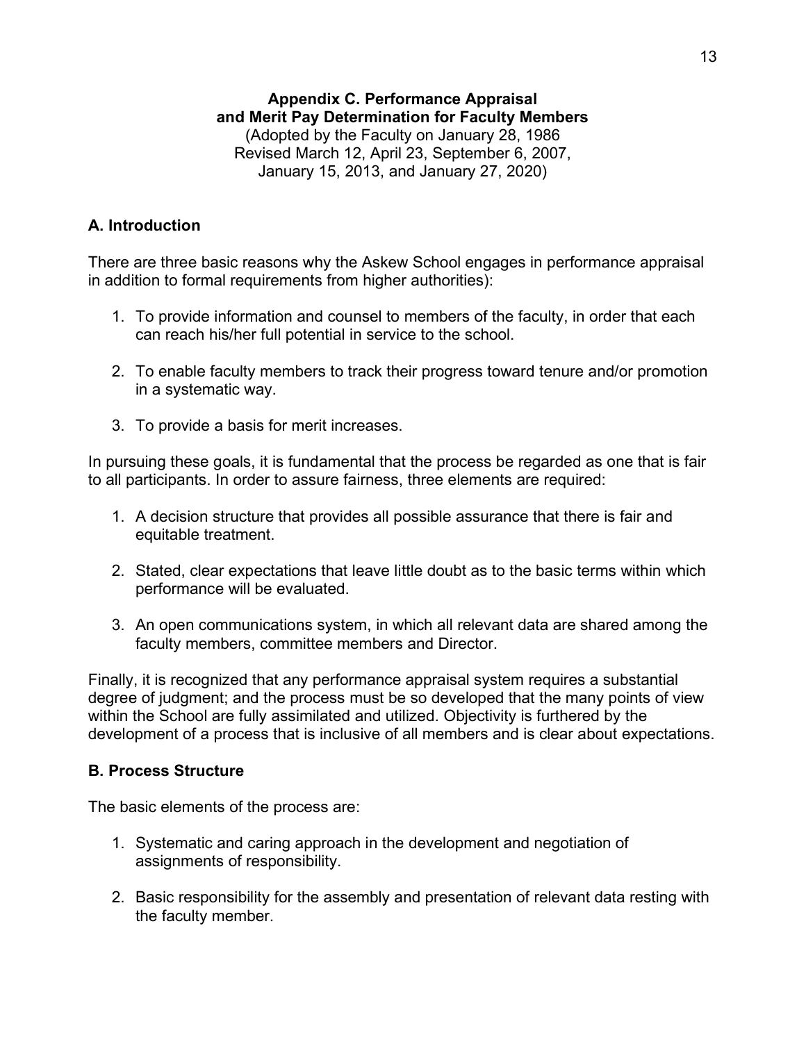**Appendix C. Performance Appraisal and Merit Pay Determination for Faculty Members**

(Adopted by the Faculty on January 28, 1986
Revised March 12, April 23, September 6, 2007,
January 15, 2013, and January 27, 2020)

## A. Introduction

There are three basic reasons why the Askew School engages in performance appraisal in addition to formal requirements from higher authorities):

1. To provide information and counsel to members of the faculty, in order that each can reach his/her full potential in service to the school.
2. To enable faculty members to track their progress toward tenure and/or promotion in a systematic way.
3. To provide a basis for merit increases.

In pursuing these goals, it is fundamental that the process be regarded as one that is fair to all participants. In order to assure fairness, three elements are required:

1. A decision structure that provides all possible assurance that there is fair and equitable treatment.
2. Stated, clear expectations that leave little doubt as to the basic terms within which performance will be evaluated.
3. An open communications system, in which all relevant data are shared among the faculty members, committee members and Director.

Finally, it is recognized that any performance appraisal system requires a substantial degree of judgment; and the process must be so developed that the many points of view within the School are fully assimilated and utilized. Objectivity is furthered by the development of a process that is inclusive of all members and is clear about expectations.

## B. Process Structure

The basic elements of the process are:

1. Systematic and caring approach in the development and negotiation of assignments of responsibility.
2. Basic responsibility for the assembly and presentation of relevant data resting with the faculty member.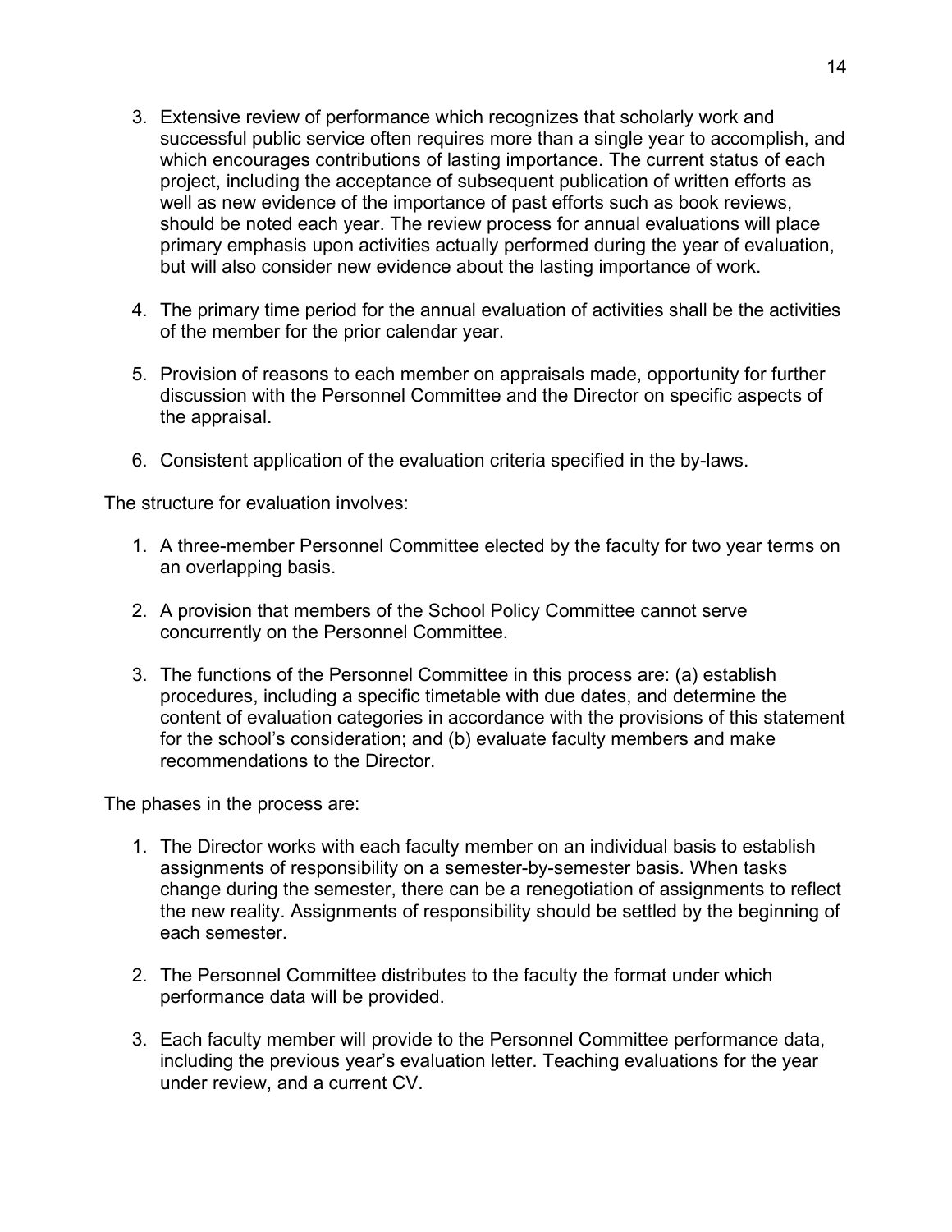3. Extensive review of performance which recognizes that scholarly work and successful public service often requires more than a single year to accomplish, and which encourages contributions of lasting importance. The current status of each project, including the acceptance of subsequent publication of written efforts as well as new evidence of the importance of past efforts such as book reviews, should be noted each year. The review process for annual evaluations will place primary emphasis upon activities actually performed during the year of evaluation, but will also consider new evidence about the lasting importance of work.

4. The primary time period for the annual evaluation of activities shall be the activities of the member for the prior calendar year.

5. Provision of reasons to each member on appraisals made, opportunity for further discussion with the Personnel Committee and the Director on specific aspects of the appraisal.

6. Consistent application of the evaluation criteria specified in the by-laws.

The structure for evaluation involves:

1. A three-member Personnel Committee elected by the faculty for two year terms on an overlapping basis.

2. A provision that members of the School Policy Committee cannot serve concurrently on the Personnel Committee.

3. The functions of the Personnel Committee in this process are: (a) establish procedures, including a specific timetable with due dates, and determine the content of evaluation categories in accordance with the provisions of this statement for the school's consideration; and (b) evaluate faculty members and make recommendations to the Director.

The phases in the process are:

1. The Director works with each faculty member on an individual basis to establish assignments of responsibility on a semester-by-semester basis. When tasks change during the semester, there can be a renegotiation of assignments to reflect the new reality. Assignments of responsibility should be settled by the beginning of each semester.

2. The Personnel Committee distributes to the faculty the format under which performance data will be provided.

3. Each faculty member will provide to the Personnel Committee performance data, including the previous year's evaluation letter. Teaching evaluations for the year under review, and a current CV.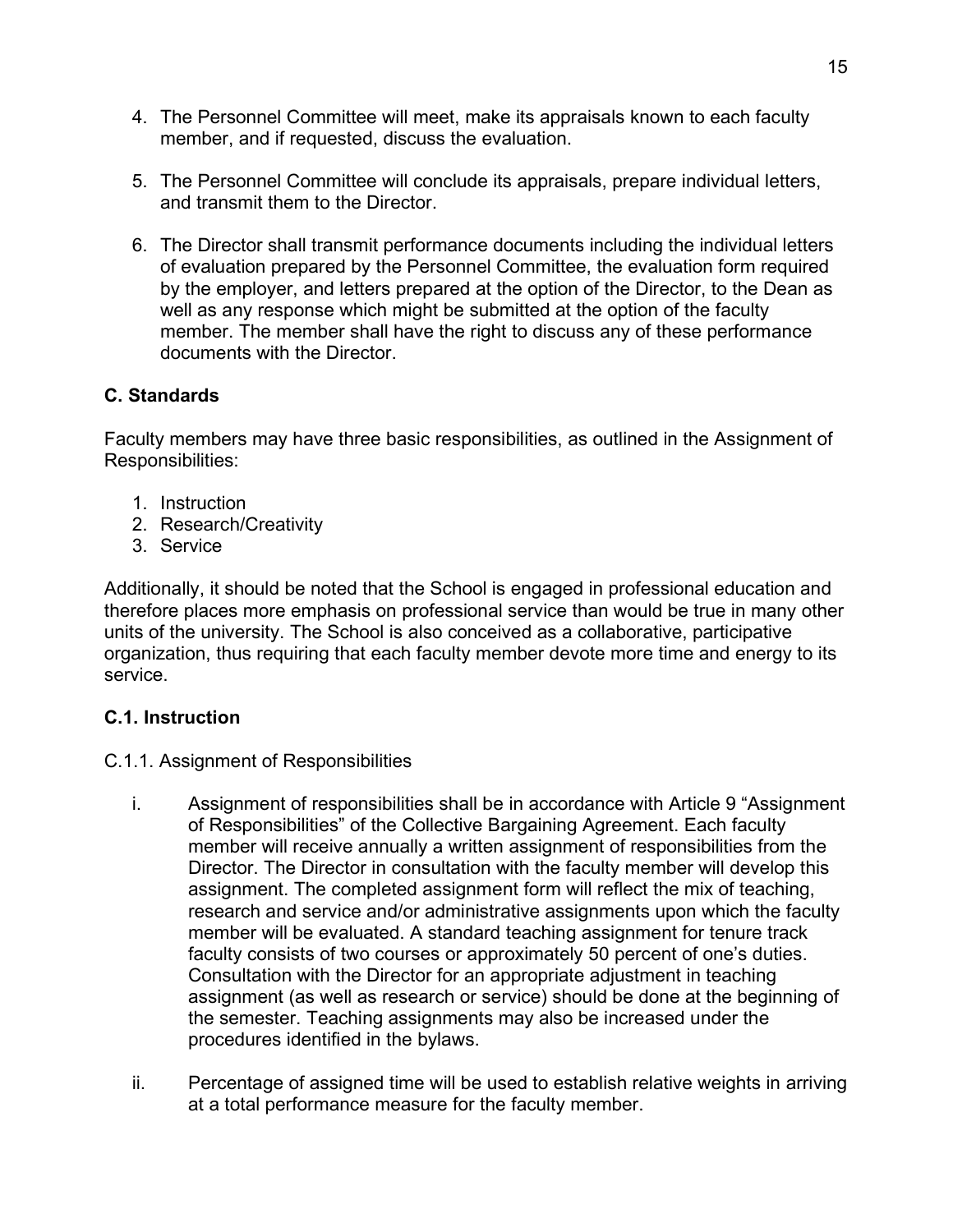4. The Personnel Committee will meet, make its appraisals known to each faculty member, and if requested, discuss the evaluation.

5. The Personnel Committee will conclude its appraisals, prepare individual letters, and transmit them to the Director.

6. The Director shall transmit performance documents including the individual letters of evaluation prepared by the Personnel Committee, the evaluation form required by the employer, and letters prepared at the option of the Director, to the Dean as well as any response which might be submitted at the option of the faculty member. The member shall have the right to discuss any of these performance documents with the Director.

### C. Standards

Faculty members may have three basic responsibilities, as outlined in the Assignment of Responsibilities:

1. Instruction
2. Research/Creativity
3. Service

Additionally, it should be noted that the School is engaged in professional education and therefore places more emphasis on professional service than would be true in many other units of the university. The School is also conceived as a collaborative, participative organization, thus requiring that each faculty member devote more time and energy to its service.

### C.1. Instruction

C.1.1. Assignment of Responsibilities

i. Assignment of responsibilities shall be in accordance with Article 9 “Assignment of Responsibilities” of the Collective Bargaining Agreement. Each faculty member will receive annually a written assignment of responsibilities from the Director. The Director in consultation with the faculty member will develop this assignment. The completed assignment form will reflect the mix of teaching, research and service and/or administrative assignments upon which the faculty member will be evaluated. A standard teaching assignment for tenure track faculty consists of two courses or approximately 50 percent of one’s duties. Consultation with the Director for an appropriate adjustment in teaching assignment (as well as research or service) should be done at the beginning of the semester. Teaching assignments may also be increased under the procedures identified in the bylaws.

ii. Percentage of assigned time will be used to establish relative weights in arriving at a total performance measure for the faculty member.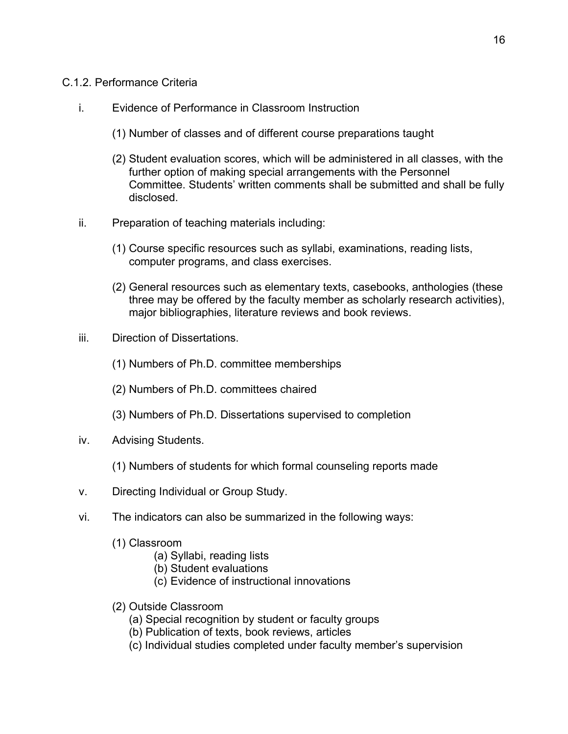C.1.2. Performance Criteria

i. Evidence of Performance in Classroom Instruction

   (1) Number of classes and of different course preparations taught

   (2) Student evaluation scores, which will be administered in all classes, with the further option of making special arrangements with the Personnel Committee. Students' written comments shall be submitted and shall be fully disclosed.

ii. Preparation of teaching materials including:

   (1) Course specific resources such as syllabi, examinations, reading lists, computer programs, and class exercises.

   (2) General resources such as elementary texts, casebooks, anthologies (these three may be offered by the faculty member as scholarly research activities), major bibliographies, literature reviews and book reviews.

iii. Direction of Dissertations.

   (1) Numbers of Ph.D. committee memberships

   (2) Numbers of Ph.D. committees chaired

   (3) Numbers of Ph.D. Dissertations supervised to completion

iv. Advising Students.

   (1) Numbers of students for which formal counseling reports made

v. Directing Individual or Group Study.

vi. The indicators can also be summarized in the following ways:

   (1) Classroom
      (a) Syllabi, reading lists
      (b) Student evaluations
      (c) Evidence of instructional innovations

   (2) Outside Classroom
      (a) Special recognition by student or faculty groups
      (b) Publication of texts, book reviews, articles
      (c) Individual studies completed under faculty member's supervision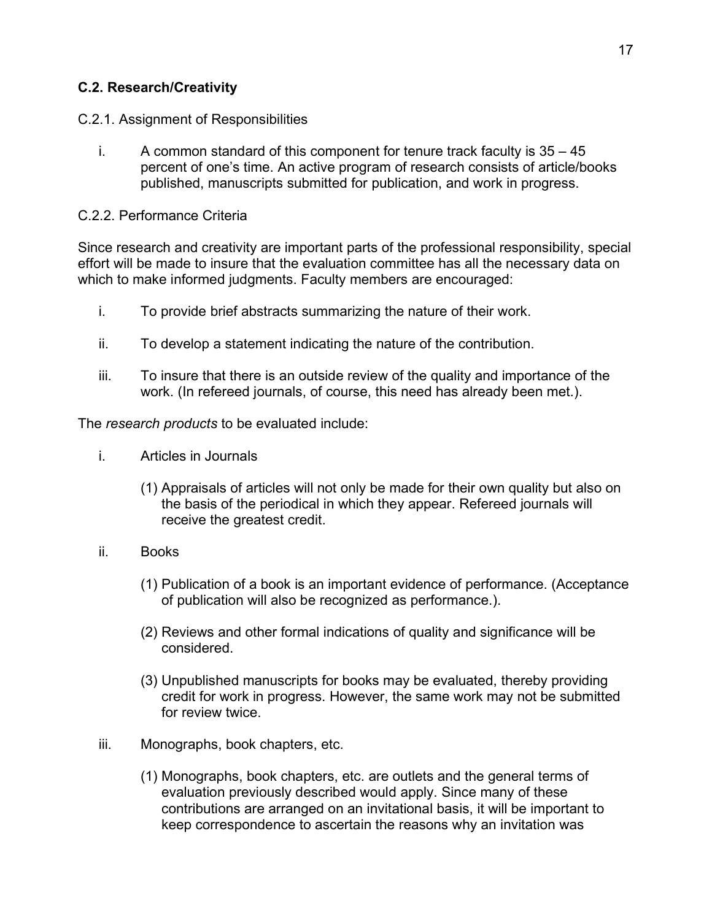### C.2. Research/Creativity

C.2.1. Assignment of Responsibilities

i. A common standard of this component for tenure track faculty is 35 – 45 percent of one's time. An active program of research consists of article/books published, manuscripts submitted for publication, and work in progress.

C.2.2. Performance Criteria

Since research and creativity are important parts of the professional responsibility, special effort will be made to insure that the evaluation committee has all the necessary data on which to make informed judgments. Faculty members are encouraged:

i. To provide brief abstracts summarizing the nature of their work.

ii. To develop a statement indicating the nature of the contribution.

iii. To insure that there is an outside review of the quality and importance of the work. (In refereed journals, of course, this need has already been met.).

The *research products* to be evaluated include:

i. Articles in Journals

   (1) Appraisals of articles will not only be made for their own quality but also on the basis of the periodical in which they appear. Refereed journals will receive the greatest credit.

ii. Books

   (1) Publication of a book is an important evidence of performance. (Acceptance of publication will also be recognized as performance.).

   (2) Reviews and other formal indications of quality and significance will be considered.

   (3) Unpublished manuscripts for books may be evaluated, thereby providing credit for work in progress. However, the same work may not be submitted for review twice.

iii. Monographs, book chapters, etc.

   (1) Monographs, book chapters, etc. are outlets and the general terms of evaluation previously described would apply. Since many of these contributions are arranged on an invitational basis, it will be important to keep correspondence to ascertain the reasons why an invitation was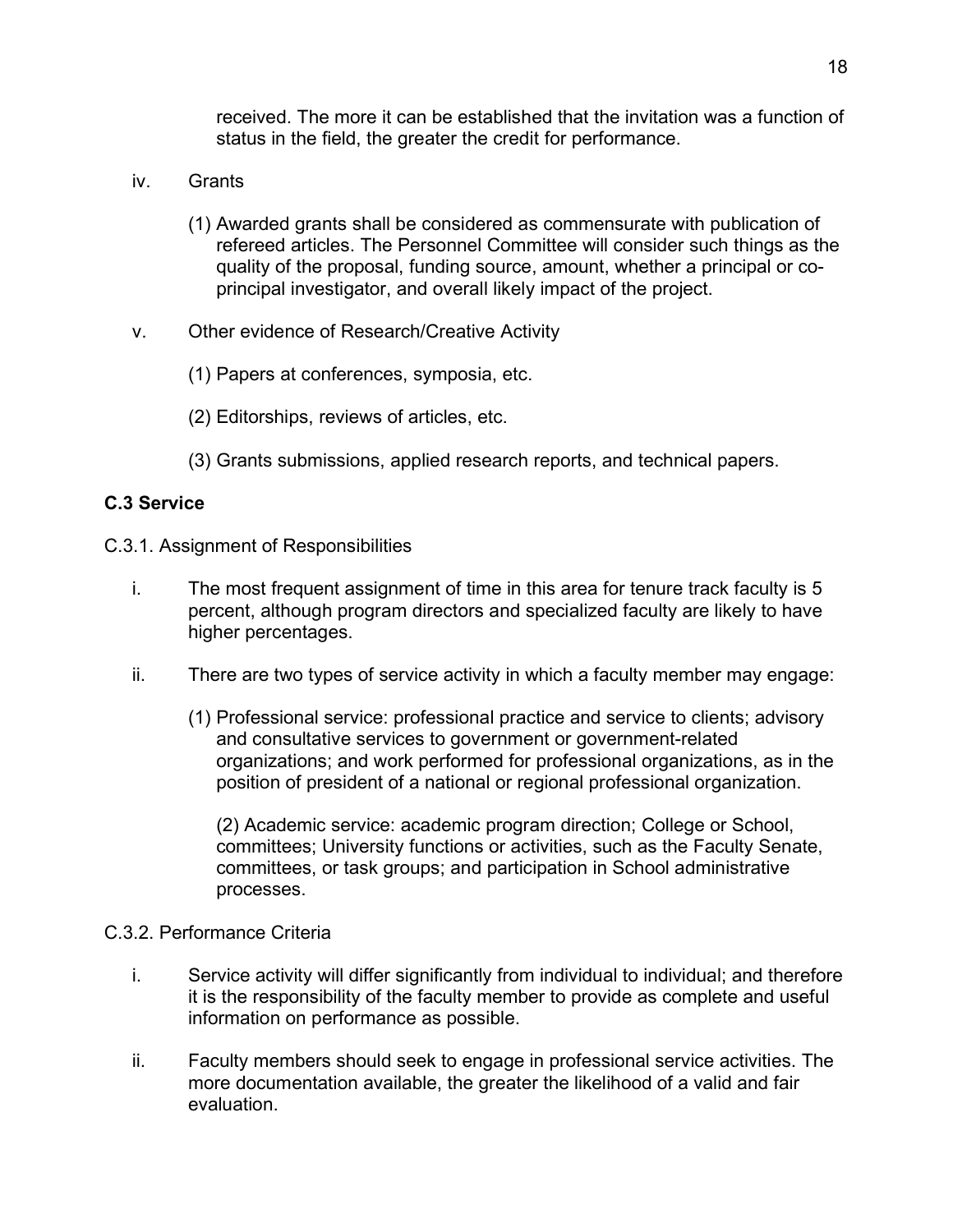received. The more it can be established that the invitation was a function of status in the field, the greater the credit for performance.

iv. Grants

(1) Awarded grants shall be considered as commensurate with publication of refereed articles. The Personnel Committee will consider such things as the quality of the proposal, funding source, amount, whether a principal or co-principal investigator, and overall likely impact of the project.

v. Other evidence of Research/Creative Activity

(1) Papers at conferences, symposia, etc.

(2) Editorships, reviews of articles, etc.

(3) Grants submissions, applied research reports, and technical papers.

**C.3 Service**

C.3.1. Assignment of Responsibilities

i. The most frequent assignment of time in this area for tenure track faculty is 5 percent, although program directors and specialized faculty are likely to have higher percentages.

ii. There are two types of service activity in which a faculty member may engage:

(1) Professional service: professional practice and service to clients; advisory and consultative services to government or government-related organizations; and work performed for professional organizations, as in the position of president of a national or regional professional organization.

(2) Academic service: academic program direction; College or School, committees; University functions or activities, such as the Faculty Senate, committees, or task groups; and participation in School administrative processes.

C.3.2. Performance Criteria

i. Service activity will differ significantly from individual to individual; and therefore it is the responsibility of the faculty member to provide as complete and useful information on performance as possible.

ii. Faculty members should seek to engage in professional service activities. The more documentation available, the greater the likelihood of a valid and fair evaluation.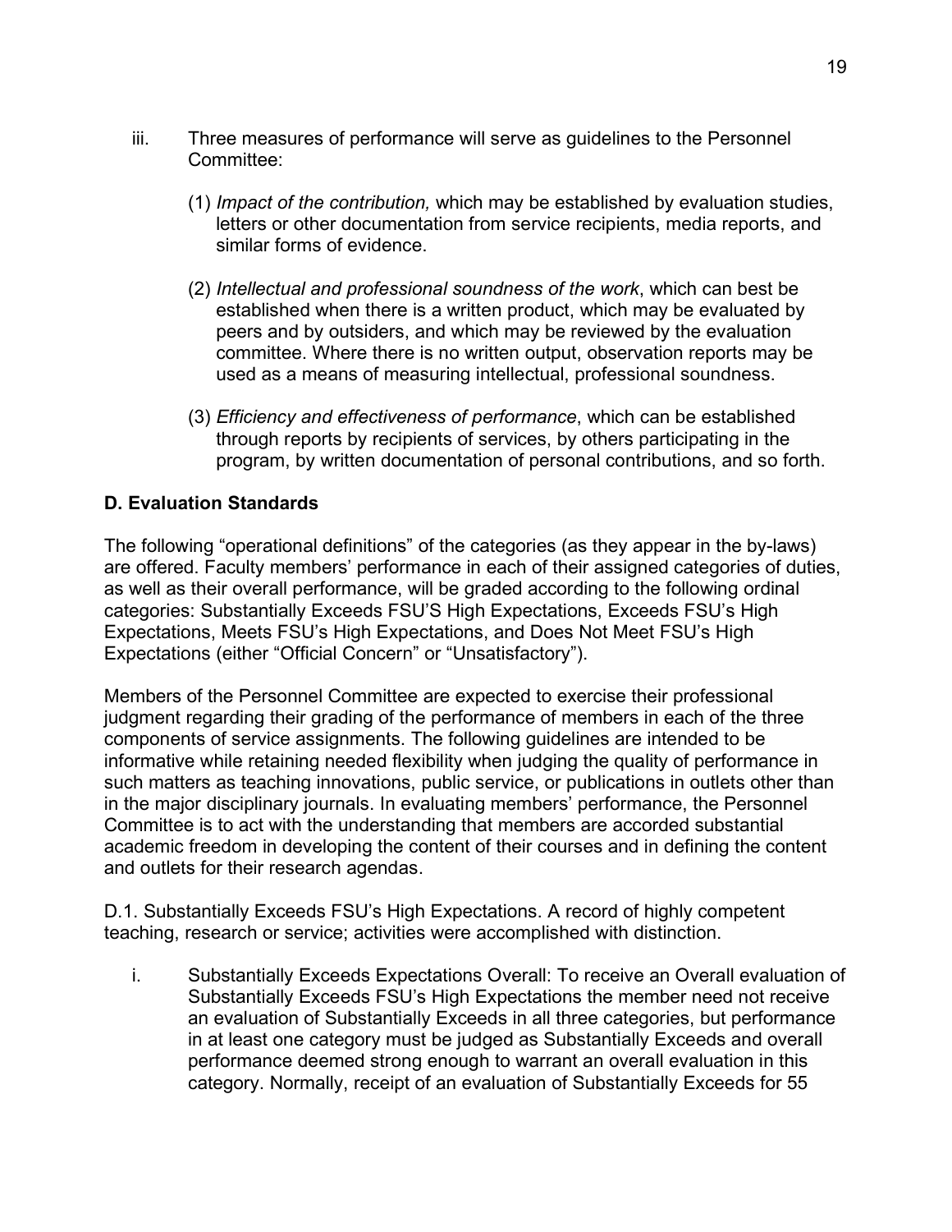iii. Three measures of performance will serve as guidelines to the Personnel Committee:

   (1) *Impact of the contribution,* which may be established by evaluation studies, letters or other documentation from service recipients, media reports, and similar forms of evidence.

   (2) *Intellectual and professional soundness of the work*, which can best be established when there is a written product, which may be evaluated by peers and by outsiders, and which may be reviewed by the evaluation committee. Where there is no written output, observation reports may be used as a means of measuring intellectual, professional soundness.

   (3) *Efficiency and effectiveness of performance*, which can be established through reports by recipients of services, by others participating in the program, by written documentation of personal contributions, and so forth.

### D. Evaluation Standards

The following "operational definitions" of the categories (as they appear in the by-laws) are offered. Faculty members' performance in each of their assigned categories of duties, as well as their overall performance, will be graded according to the following ordinal categories: Substantially Exceeds FSU'S High Expectations, Exceeds FSU's High Expectations, Meets FSU's High Expectations, and Does Not Meet FSU's High Expectations (either "Official Concern" or "Unsatisfactory").

Members of the Personnel Committee are expected to exercise their professional judgment regarding their grading of the performance of members in each of the three components of service assignments. The following guidelines are intended to be informative while retaining needed flexibility when judging the quality of performance in such matters as teaching innovations, public service, or publications in outlets other than in the major disciplinary journals. In evaluating members' performance, the Personnel Committee is to act with the understanding that members are accorded substantial academic freedom in developing the content of their courses and in defining the content and outlets for their research agendas.

D.1. Substantially Exceeds FSU's High Expectations. A record of highly competent teaching, research or service; activities were accomplished with distinction.

i. Substantially Exceeds Expectations Overall: To receive an Overall evaluation of Substantially Exceeds FSU's High Expectations the member need not receive an evaluation of Substantially Exceeds in all three categories, but performance in at least one category must be judged as Substantially Exceeds and overall performance deemed strong enough to warrant an overall evaluation in this category. Normally, receipt of an evaluation of Substantially Exceeds for 55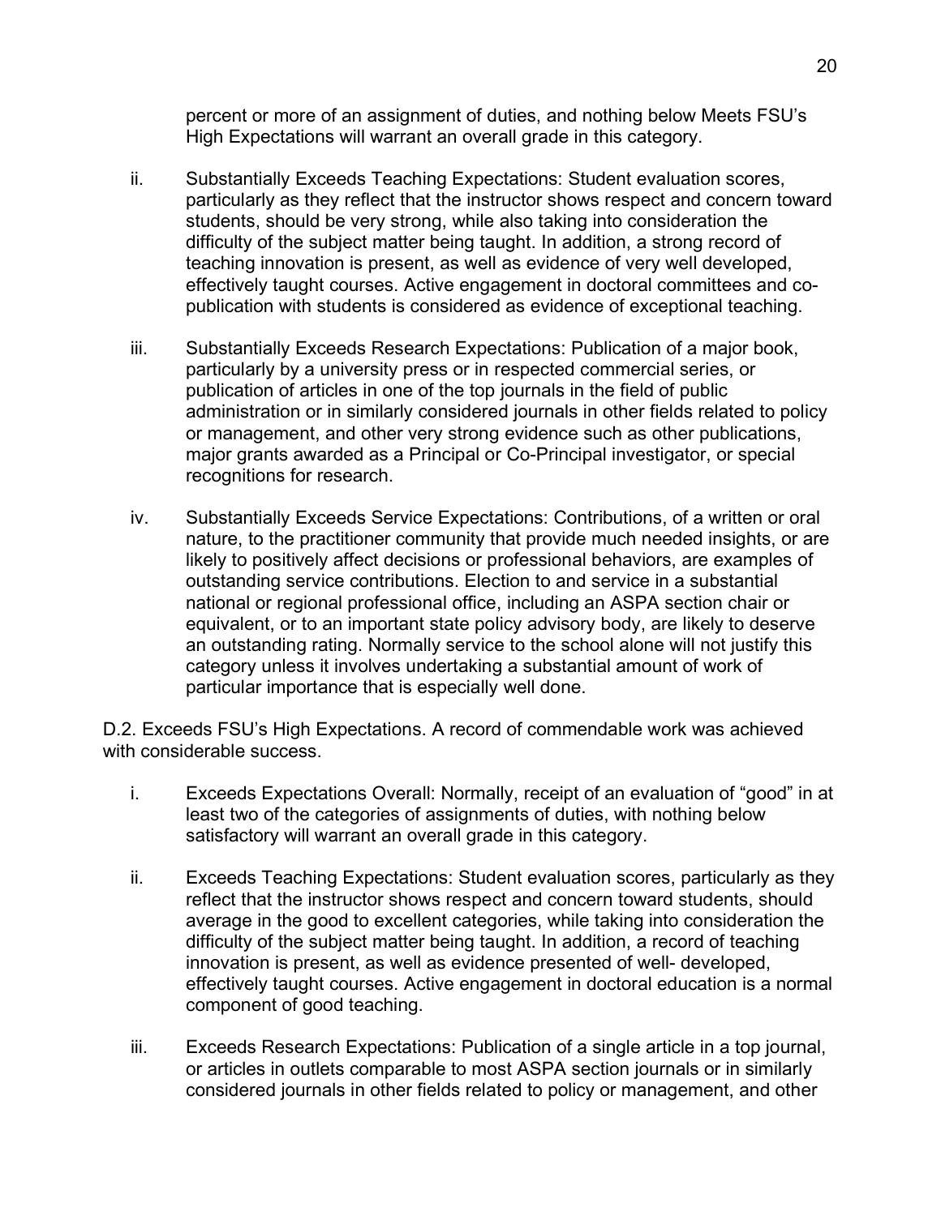percent or more of an assignment of duties, and nothing below Meets FSU's High Expectations will warrant an overall grade in this category.

ii. Substantially Exceeds Teaching Expectations: Student evaluation scores, particularly as they reflect that the instructor shows respect and concern toward students, should be very strong, while also taking into consideration the difficulty of the subject matter being taught. In addition, a strong record of teaching innovation is present, as well as evidence of very well developed, effectively taught courses. Active engagement in doctoral committees and co-publication with students is considered as evidence of exceptional teaching.

iii. Substantially Exceeds Research Expectations: Publication of a major book, particularly by a university press or in respected commercial series, or publication of articles in one of the top journals in the field of public administration or in similarly considered journals in other fields related to policy or management, and other very strong evidence such as other publications, major grants awarded as a Principal or Co-Principal investigator, or special recognitions for research.

iv. Substantially Exceeds Service Expectations: Contributions, of a written or oral nature, to the practitioner community that provide much needed insights, or are likely to positively affect decisions or professional behaviors, are examples of outstanding service contributions. Election to and service in a substantial national or regional professional office, including an ASPA section chair or equivalent, or to an important state policy advisory body, are likely to deserve an outstanding rating. Normally service to the school alone will not justify this category unless it involves undertaking a substantial amount of work of particular importance that is especially well done.

D.2. Exceeds FSU's High Expectations. A record of commendable work was achieved with considerable success.

i. Exceeds Expectations Overall: Normally, receipt of an evaluation of "good" in at least two of the categories of assignments of duties, with nothing below satisfactory will warrant an overall grade in this category.

ii. Exceeds Teaching Expectations: Student evaluation scores, particularly as they reflect that the instructor shows respect and concern toward students, should average in the good to excellent categories, while taking into consideration the difficulty of the subject matter being taught. In addition, a record of teaching innovation is present, as well as evidence presented of well- developed, effectively taught courses. Active engagement in doctoral education is a normal component of good teaching.

iii. Exceeds Research Expectations: Publication of a single article in a top journal, or articles in outlets comparable to most ASPA section journals or in similarly considered journals in other fields related to policy or management, and other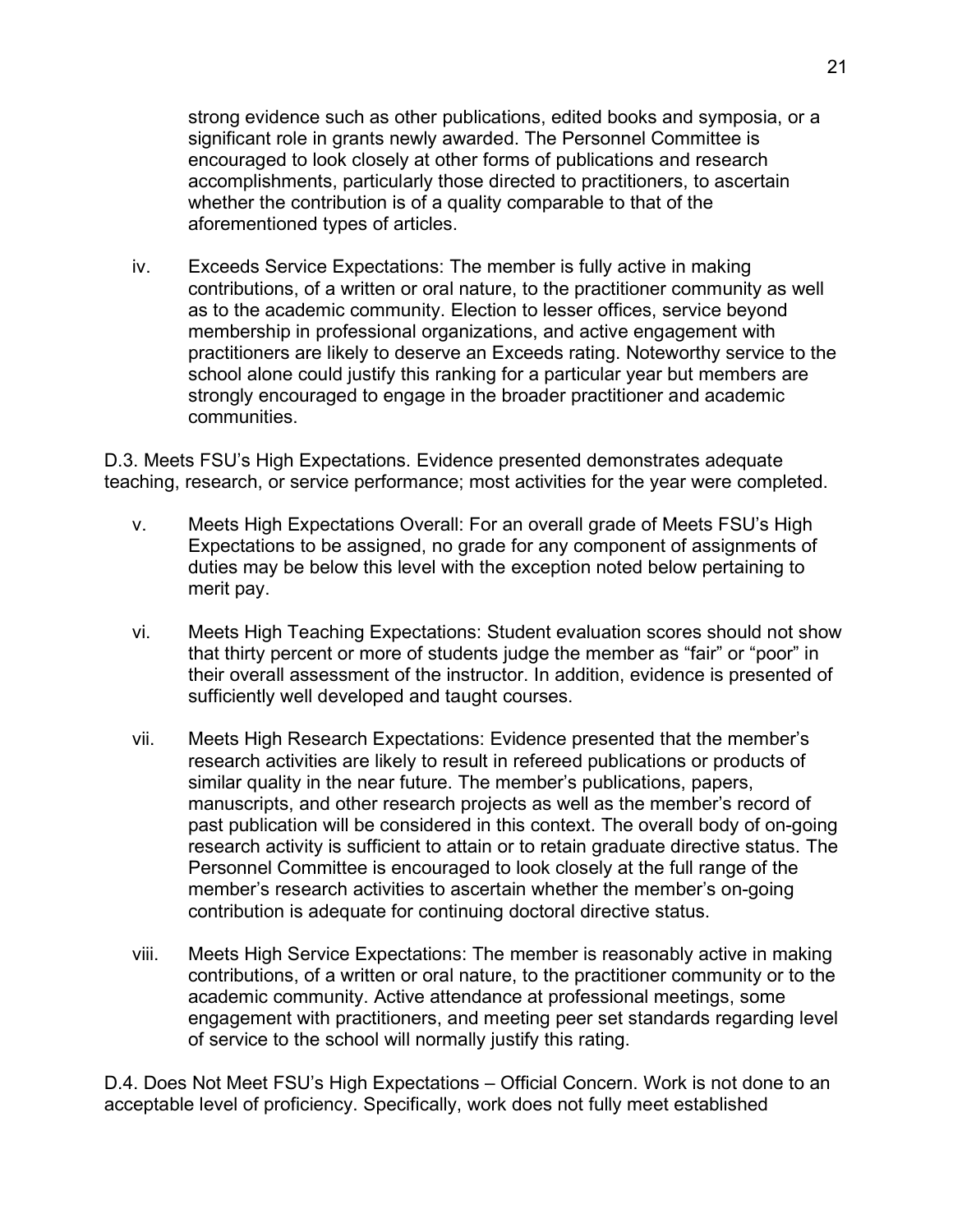strong evidence such as other publications, edited books and symposia, or a significant role in grants newly awarded. The Personnel Committee is encouraged to look closely at other forms of publications and research accomplishments, particularly those directed to practitioners, to ascertain whether the contribution is of a quality comparable to that of the aforementioned types of articles.

iv. Exceeds Service Expectations: The member is fully active in making contributions, of a written or oral nature, to the practitioner community as well as to the academic community. Election to lesser offices, service beyond membership in professional organizations, and active engagement with practitioners are likely to deserve an Exceeds rating. Noteworthy service to the school alone could justify this ranking for a particular year but members are strongly encouraged to engage in the broader practitioner and academic communities.

D.3. Meets FSU's High Expectations. Evidence presented demonstrates adequate teaching, research, or service performance; most activities for the year were completed.

v. Meets High Expectations Overall: For an overall grade of Meets FSU's High Expectations to be assigned, no grade for any component of assignments of duties may be below this level with the exception noted below pertaining to merit pay.

vi. Meets High Teaching Expectations: Student evaluation scores should not show that thirty percent or more of students judge the member as "fair" or "poor" in their overall assessment of the instructor. In addition, evidence is presented of sufficiently well developed and taught courses.

vii. Meets High Research Expectations: Evidence presented that the member's research activities are likely to result in refereed publications or products of similar quality in the near future. The member's publications, papers, manuscripts, and other research projects as well as the member's record of past publication will be considered in this context. The overall body of on-going research activity is sufficient to attain or to retain graduate directive status. The Personnel Committee is encouraged to look closely at the full range of the member's research activities to ascertain whether the member's on-going contribution is adequate for continuing doctoral directive status.

viii. Meets High Service Expectations: The member is reasonably active in making contributions, of a written or oral nature, to the practitioner community or to the academic community. Active attendance at professional meetings, some engagement with practitioners, and meeting peer set standards regarding level of service to the school will normally justify this rating.

D.4. Does Not Meet FSU's High Expectations – Official Concern. Work is not done to an acceptable level of proficiency. Specifically, work does not fully meet established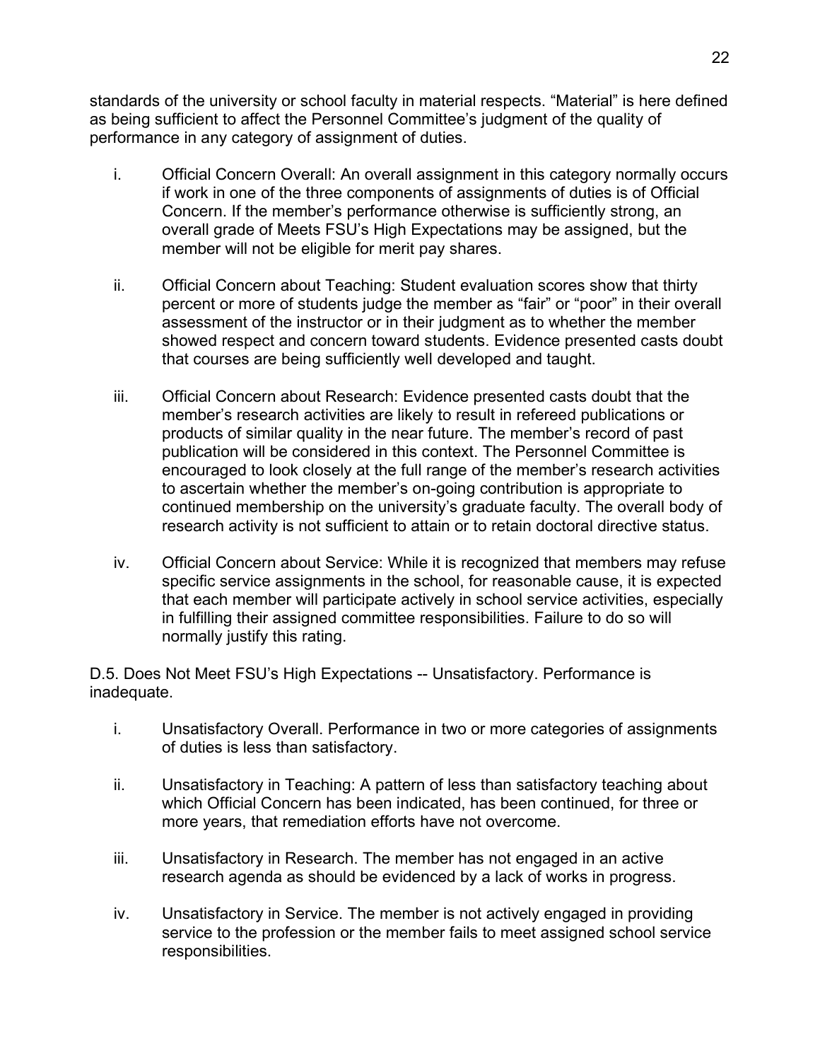standards of the university or school faculty in material respects. "Material" is here defined as being sufficient to affect the Personnel Committee's judgment of the quality of performance in any category of assignment of duties.

i. Official Concern Overall: An overall assignment in this category normally occurs if work in one of the three components of assignments of duties is of Official Concern. If the member's performance otherwise is sufficiently strong, an overall grade of Meets FSU's High Expectations may be assigned, but the member will not be eligible for merit pay shares.

ii. Official Concern about Teaching: Student evaluation scores show that thirty percent or more of students judge the member as "fair" or "poor" in their overall assessment of the instructor or in their judgment as to whether the member showed respect and concern toward students. Evidence presented casts doubt that courses are being sufficiently well developed and taught.

iii. Official Concern about Research: Evidence presented casts doubt that the member's research activities are likely to result in refereed publications or products of similar quality in the near future. The member's record of past publication will be considered in this context. The Personnel Committee is encouraged to look closely at the full range of the member's research activities to ascertain whether the member's on-going contribution is appropriate to continued membership on the university's graduate faculty. The overall body of research activity is not sufficient to attain or to retain doctoral directive status.

iv. Official Concern about Service: While it is recognized that members may refuse specific service assignments in the school, for reasonable cause, it is expected that each member will participate actively in school service activities, especially in fulfilling their assigned committee responsibilities. Failure to do so will normally justify this rating.

D.5. Does Not Meet FSU's High Expectations -- Unsatisfactory. Performance is inadequate.

i. Unsatisfactory Overall. Performance in two or more categories of assignments of duties is less than satisfactory.

ii. Unsatisfactory in Teaching: A pattern of less than satisfactory teaching about which Official Concern has been indicated, has been continued, for three or more years, that remediation efforts have not overcome.

iii. Unsatisfactory in Research. The member has not engaged in an active research agenda as should be evidenced by a lack of works in progress.

iv. Unsatisfactory in Service. The member is not actively engaged in providing service to the profession or the member fails to meet assigned school service responsibilities.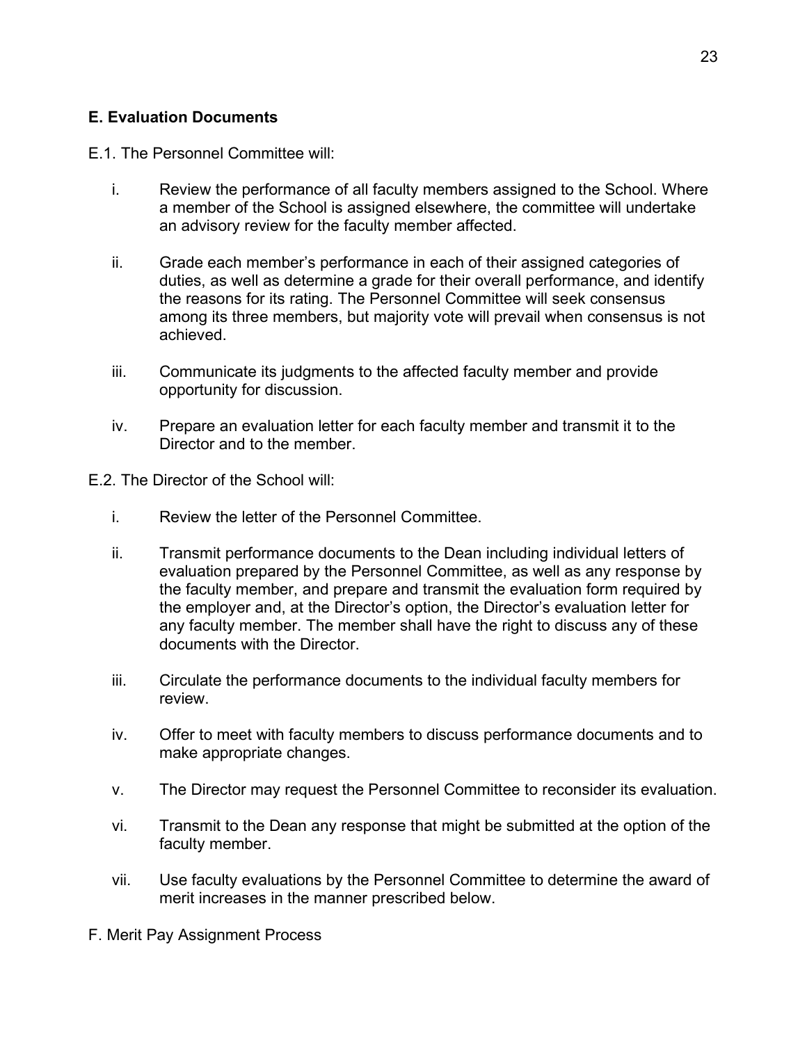**E. Evaluation Documents**

E.1. The Personnel Committee will:

i. Review the performance of all faculty members assigned to the School. Where a member of the School is assigned elsewhere, the committee will undertake an advisory review for the faculty member affected.

ii. Grade each member's performance in each of their assigned categories of duties, as well as determine a grade for their overall performance, and identify the reasons for its rating. The Personnel Committee will seek consensus among its three members, but majority vote will prevail when consensus is not achieved.

iii. Communicate its judgments to the affected faculty member and provide opportunity for discussion.

iv. Prepare an evaluation letter for each faculty member and transmit it to the Director and to the member.

E.2. The Director of the School will:

i. Review the letter of the Personnel Committee.

ii. Transmit performance documents to the Dean including individual letters of evaluation prepared by the Personnel Committee, as well as any response by the faculty member, and prepare and transmit the evaluation form required by the employer and, at the Director's option, the Director's evaluation letter for any faculty member. The member shall have the right to discuss any of these documents with the Director.

iii. Circulate the performance documents to the individual faculty members for review.

iv. Offer to meet with faculty members to discuss performance documents and to make appropriate changes.

v. The Director may request the Personnel Committee to reconsider its evaluation.

vi. Transmit to the Dean any response that might be submitted at the option of the faculty member.

vii. Use faculty evaluations by the Personnel Committee to determine the award of merit increases in the manner prescribed below.

F. Merit Pay Assignment Process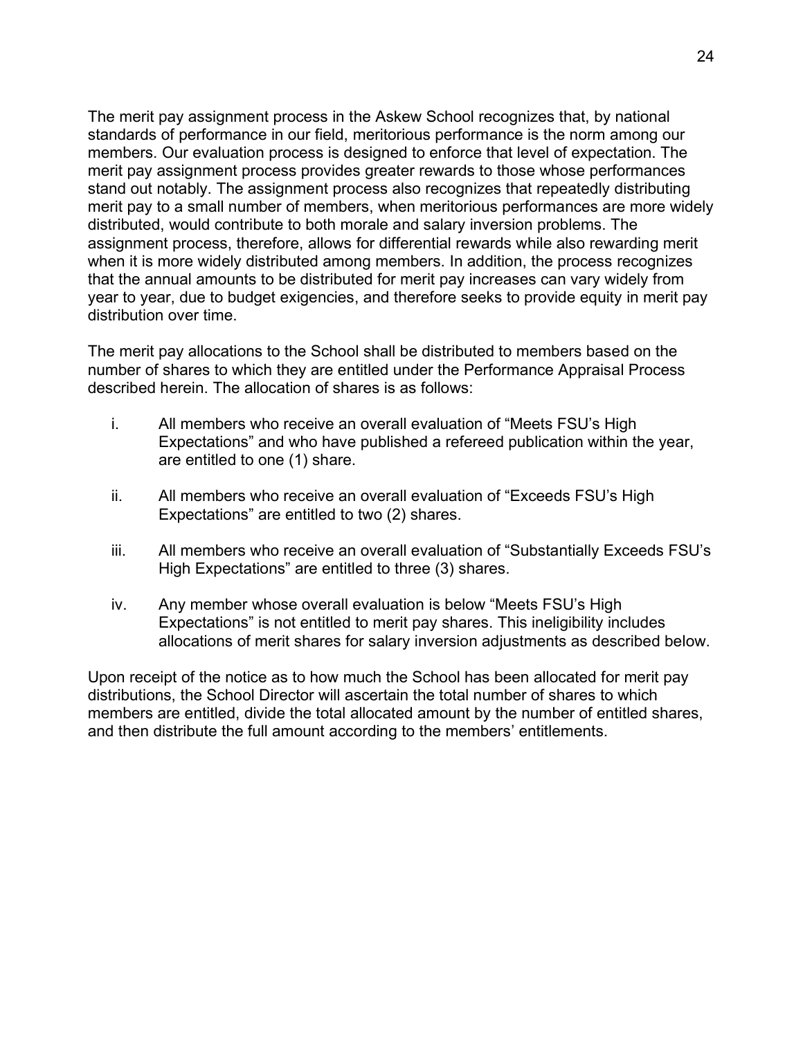The merit pay assignment process in the Askew School recognizes that, by national standards of performance in our field, meritorious performance is the norm among our members. Our evaluation process is designed to enforce that level of expectation. The merit pay assignment process provides greater rewards to those whose performances stand out notably. The assignment process also recognizes that repeatedly distributing merit pay to a small number of members, when meritorious performances are more widely distributed, would contribute to both morale and salary inversion problems. The assignment process, therefore, allows for differential rewards while also rewarding merit when it is more widely distributed among members. In addition, the process recognizes that the annual amounts to be distributed for merit pay increases can vary widely from year to year, due to budget exigencies, and therefore seeks to provide equity in merit pay distribution over time.

The merit pay allocations to the School shall be distributed to members based on the number of shares to which they are entitled under the Performance Appraisal Process described herein. The allocation of shares is as follows:

i. All members who receive an overall evaluation of "Meets FSU's High Expectations" and who have published a refereed publication within the year, are entitled to one (1) share.

ii. All members who receive an overall evaluation of "Exceeds FSU's High Expectations" are entitled to two (2) shares.

iii. All members who receive an overall evaluation of "Substantially Exceeds FSU's High Expectations" are entitled to three (3) shares.

iv. Any member whose overall evaluation is below "Meets FSU's High Expectations" is not entitled to merit pay shares. This ineligibility includes allocations of merit shares for salary inversion adjustments as described below.

Upon receipt of the notice as to how much the School has been allocated for merit pay distributions, the School Director will ascertain the total number of shares to which members are entitled, divide the total allocated amount by the number of entitled shares, and then distribute the full amount according to the members' entitlements.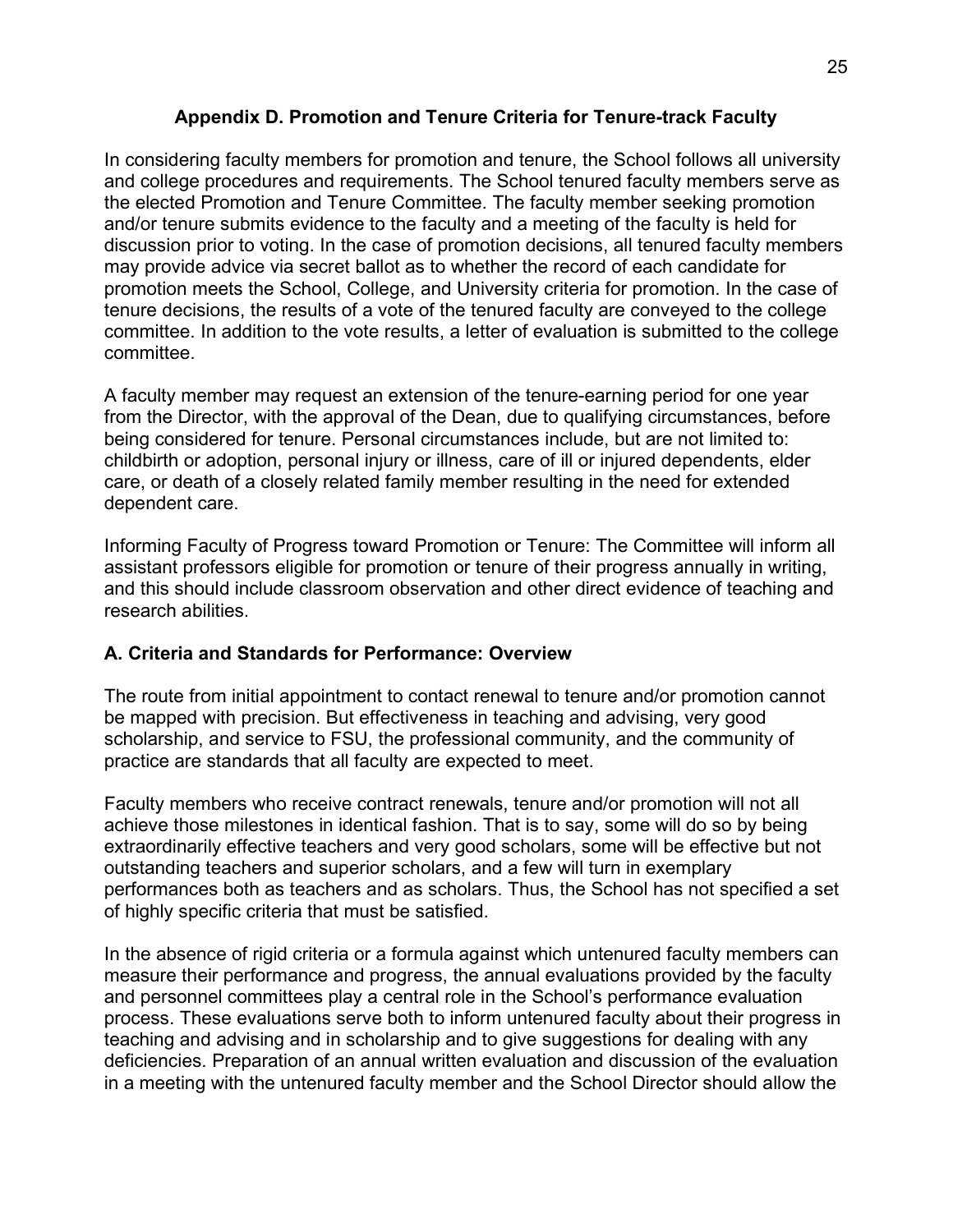## Appendix D. Promotion and Tenure Criteria for Tenure-track Faculty

In considering faculty members for promotion and tenure, the School follows all university and college procedures and requirements. The School tenured faculty members serve as the elected Promotion and Tenure Committee. The faculty member seeking promotion and/or tenure submits evidence to the faculty and a meeting of the faculty is held for discussion prior to voting. In the case of promotion decisions, all tenured faculty members may provide advice via secret ballot as to whether the record of each candidate for promotion meets the School, College, and University criteria for promotion. In the case of tenure decisions, the results of a vote of the tenured faculty are conveyed to the college committee. In addition to the vote results, a letter of evaluation is submitted to the college committee.

A faculty member may request an extension of the tenure-earning period for one year from the Director, with the approval of the Dean, due to qualifying circumstances, before being considered for tenure. Personal circumstances include, but are not limited to: childbirth or adoption, personal injury or illness, care of ill or injured dependents, elder care, or death of a closely related family member resulting in the need for extended dependent care.

Informing Faculty of Progress toward Promotion or Tenure: The Committee will inform all assistant professors eligible for promotion or tenure of their progress annually in writing, and this should include classroom observation and other direct evidence of teaching and research abilities.

### A. Criteria and Standards for Performance: Overview

The route from initial appointment to contact renewal to tenure and/or promotion cannot be mapped with precision. But effectiveness in teaching and advising, very good scholarship, and service to FSU, the professional community, and the community of practice are standards that all faculty are expected to meet.

Faculty members who receive contract renewals, tenure and/or promotion will not all achieve those milestones in identical fashion. That is to say, some will do so by being extraordinarily effective teachers and very good scholars, some will be effective but not outstanding teachers and superior scholars, and a few will turn in exemplary performances both as teachers and as scholars. Thus, the School has not specified a set of highly specific criteria that must be satisfied.

In the absence of rigid criteria or a formula against which untenured faculty members can measure their performance and progress, the annual evaluations provided by the faculty and personnel committees play a central role in the School's performance evaluation process. These evaluations serve both to inform untenured faculty about their progress in teaching and advising and in scholarship and to give suggestions for dealing with any deficiencies. Preparation of an annual written evaluation and discussion of the evaluation in a meeting with the untenured faculty member and the School Director should allow the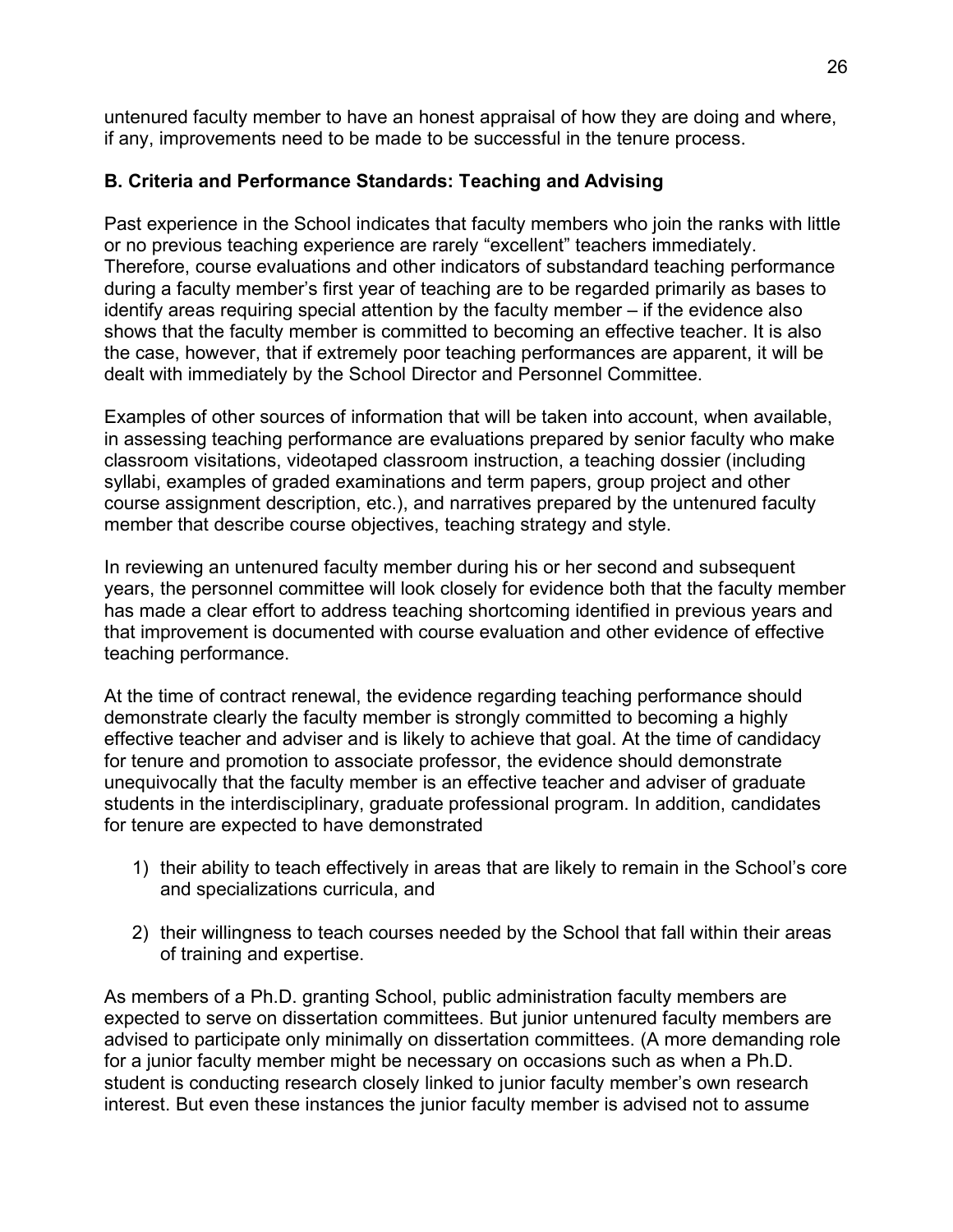untenured faculty member to have an honest appraisal of how they are doing and where, if any, improvements need to be made to be successful in the tenure process.

### B. Criteria and Performance Standards: Teaching and Advising

Past experience in the School indicates that faculty members who join the ranks with little or no previous teaching experience are rarely "excellent" teachers immediately. Therefore, course evaluations and other indicators of substandard teaching performance during a faculty member's first year of teaching are to be regarded primarily as bases to identify areas requiring special attention by the faculty member – if the evidence also shows that the faculty member is committed to becoming an effective teacher. It is also the case, however, that if extremely poor teaching performances are apparent, it will be dealt with immediately by the School Director and Personnel Committee.

Examples of other sources of information that will be taken into account, when available, in assessing teaching performance are evaluations prepared by senior faculty who make classroom visitations, videotaped classroom instruction, a teaching dossier (including syllabi, examples of graded examinations and term papers, group project and other course assignment description, etc.), and narratives prepared by the untenured faculty member that describe course objectives, teaching strategy and style.

In reviewing an untenured faculty member during his or her second and subsequent years, the personnel committee will look closely for evidence both that the faculty member has made a clear effort to address teaching shortcoming identified in previous years and that improvement is documented with course evaluation and other evidence of effective teaching performance.

At the time of contract renewal, the evidence regarding teaching performance should demonstrate clearly the faculty member is strongly committed to becoming a highly effective teacher and adviser and is likely to achieve that goal. At the time of candidacy for tenure and promotion to associate professor, the evidence should demonstrate unequivocally that the faculty member is an effective teacher and adviser of graduate students in the interdisciplinary, graduate professional program. In addition, candidates for tenure are expected to have demonstrated

1) their ability to teach effectively in areas that are likely to remain in the School's core and specializations curricula, and

2) their willingness to teach courses needed by the School that fall within their areas of training and expertise.

As members of a Ph.D. granting School, public administration faculty members are expected to serve on dissertation committees. But junior untenured faculty members are advised to participate only minimally on dissertation committees. (A more demanding role for a junior faculty member might be necessary on occasions such as when a Ph.D. student is conducting research closely linked to junior faculty member's own research interest. But even these instances the junior faculty member is advised not to assume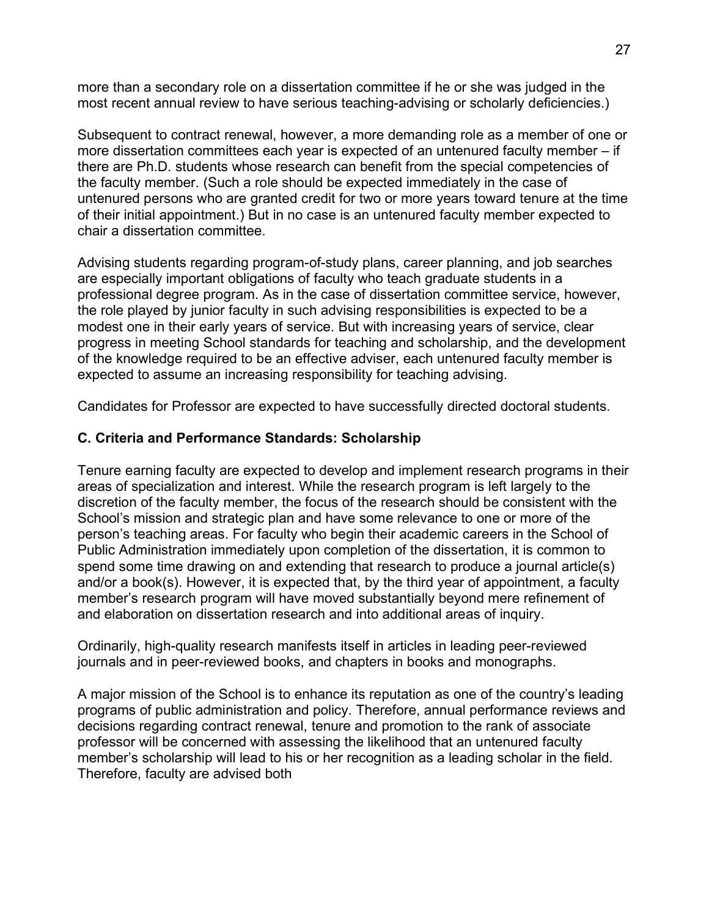more than a secondary role on a dissertation committee if he or she was judged in the most recent annual review to have serious teaching-advising or scholarly deficiencies.)

Subsequent to contract renewal, however, a more demanding role as a member of one or more dissertation committees each year is expected of an untenured faculty member – if there are Ph.D. students whose research can benefit from the special competencies of the faculty member. (Such a role should be expected immediately in the case of untenured persons who are granted credit for two or more years toward tenure at the time of their initial appointment.) But in no case is an untenured faculty member expected to chair a dissertation committee.

Advising students regarding program-of-study plans, career planning, and job searches are especially important obligations of faculty who teach graduate students in a professional degree program. As in the case of dissertation committee service, however, the role played by junior faculty in such advising responsibilities is expected to be a modest one in their early years of service. But with increasing years of service, clear progress in meeting School standards for teaching and scholarship, and the development of the knowledge required to be an effective adviser, each untenured faculty member is expected to assume an increasing responsibility for teaching advising.

Candidates for Professor are expected to have successfully directed doctoral students.

### C. Criteria and Performance Standards: Scholarship

Tenure earning faculty are expected to develop and implement research programs in their areas of specialization and interest. While the research program is left largely to the discretion of the faculty member, the focus of the research should be consistent with the School's mission and strategic plan and have some relevance to one or more of the person's teaching areas. For faculty who begin their academic careers in the School of Public Administration immediately upon completion of the dissertation, it is common to spend some time drawing on and extending that research to produce a journal article(s) and/or a book(s). However, it is expected that, by the third year of appointment, a faculty member's research program will have moved substantially beyond mere refinement of and elaboration on dissertation research and into additional areas of inquiry.

Ordinarily, high-quality research manifests itself in articles in leading peer-reviewed journals and in peer-reviewed books, and chapters in books and monographs.

A major mission of the School is to enhance its reputation as one of the country's leading programs of public administration and policy. Therefore, annual performance reviews and decisions regarding contract renewal, tenure and promotion to the rank of associate professor will be concerned with assessing the likelihood that an untenured faculty member's scholarship will lead to his or her recognition as a leading scholar in the field. Therefore, faculty are advised both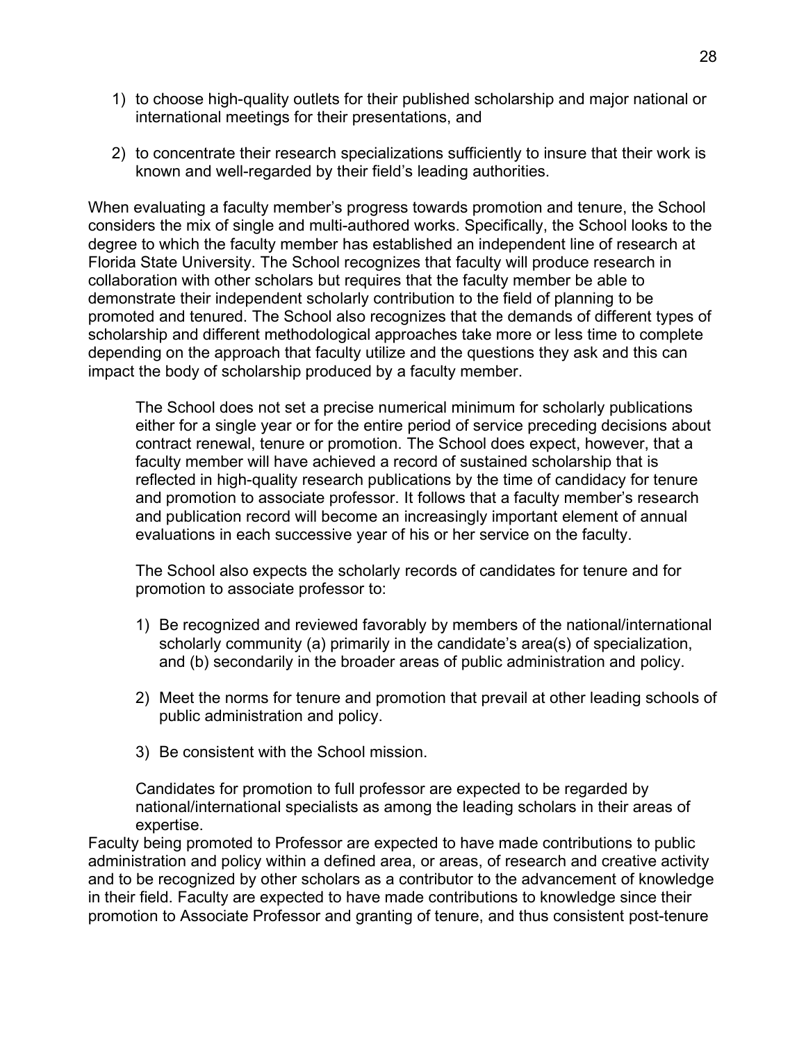1) to choose high-quality outlets for their published scholarship and major national or international meetings for their presentations, and

2) to concentrate their research specializations sufficiently to insure that their work is known and well-regarded by their field's leading authorities.

When evaluating a faculty member's progress towards promotion and tenure, the School considers the mix of single and multi-authored works. Specifically, the School looks to the degree to which the faculty member has established an independent line of research at Florida State University. The School recognizes that faculty will produce research in collaboration with other scholars but requires that the faculty member be able to demonstrate their independent scholarly contribution to the field of planning to be promoted and tenured. The School also recognizes that the demands of different types of scholarship and different methodological approaches take more or less time to complete depending on the approach that faculty utilize and the questions they ask and this can impact the body of scholarship produced by a faculty member.

The School does not set a precise numerical minimum for scholarly publications either for a single year or for the entire period of service preceding decisions about contract renewal, tenure or promotion. The School does expect, however, that a faculty member will have achieved a record of sustained scholarship that is reflected in high-quality research publications by the time of candidacy for tenure and promotion to associate professor. It follows that a faculty member's research and publication record will become an increasingly important element of annual evaluations in each successive year of his or her service on the faculty.

The School also expects the scholarly records of candidates for tenure and for promotion to associate professor to:

1) Be recognized and reviewed favorably by members of the national/international scholarly community (a) primarily in the candidate's area(s) of specialization, and (b) secondarily in the broader areas of public administration and policy.

2) Meet the norms for tenure and promotion that prevail at other leading schools of public administration and policy.

3) Be consistent with the School mission.

Candidates for promotion to full professor are expected to be regarded by national/international specialists as among the leading scholars in their areas of expertise.

Faculty being promoted to Professor are expected to have made contributions to public administration and policy within a defined area, or areas, of research and creative activity and to be recognized by other scholars as a contributor to the advancement of knowledge in their field. Faculty are expected to have made contributions to knowledge since their promotion to Associate Professor and granting of tenure, and thus consistent post-tenure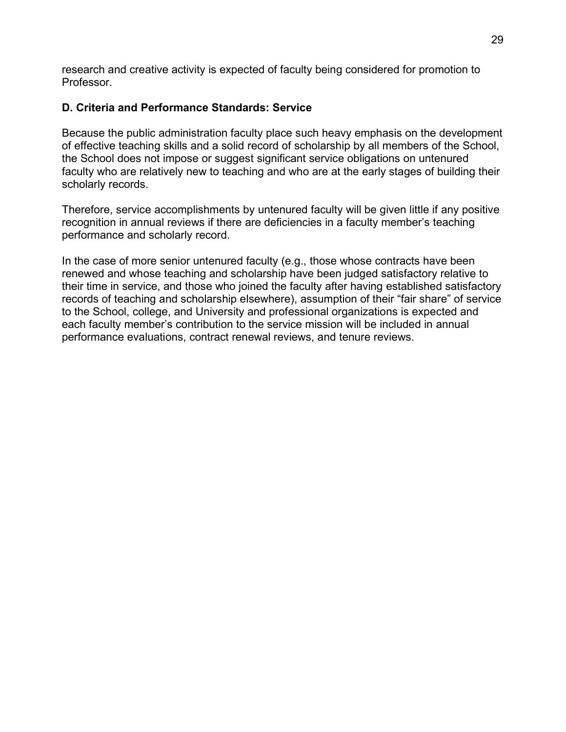research and creative activity is expected of faculty being considered for promotion to Professor.

### D. Criteria and Performance Standards: Service

Because the public administration faculty place such heavy emphasis on the development of effective teaching skills and a solid record of scholarship by all members of the School, the School does not impose or suggest significant service obligations on untenured faculty who are relatively new to teaching and who are at the early stages of building their scholarly records.

Therefore, service accomplishments by untenured faculty will be given little if any positive recognition in annual reviews if there are deficiencies in a faculty member's teaching performance and scholarly record.

In the case of more senior untenured faculty (e.g., those whose contracts have been renewed and whose teaching and scholarship have been judged satisfactory relative to their time in service, and those who joined the faculty after having established satisfactory records of teaching and scholarship elsewhere), assumption of their "fair share" of service to the School, college, and University and professional organizations is expected and each faculty member's contribution to the service mission will be included in annual performance evaluations, contract renewal reviews, and tenure reviews.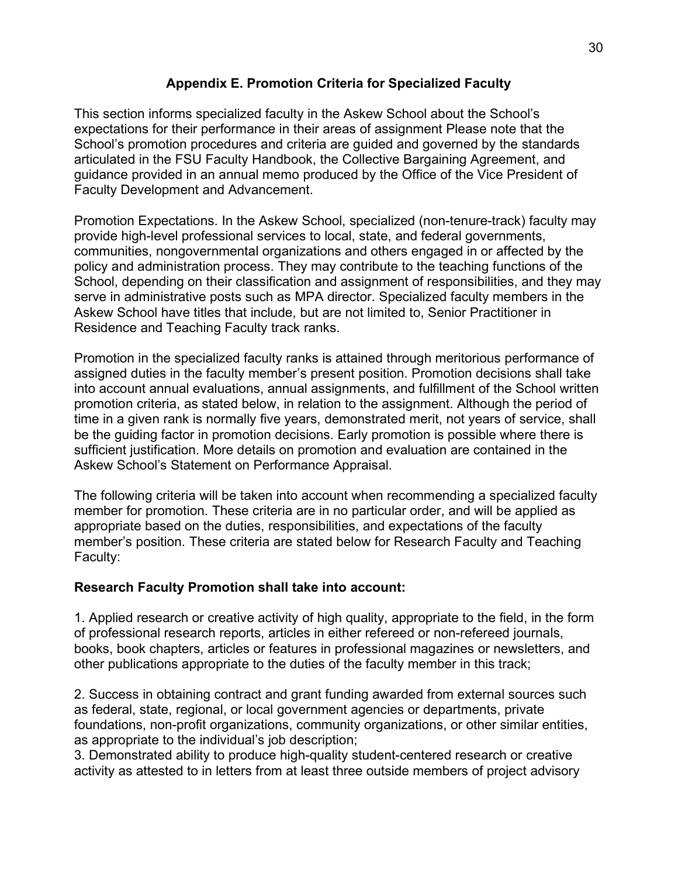## Appendix E. Promotion Criteria for Specialized Faculty

This section informs specialized faculty in the Askew School about the School's expectations for their performance in their areas of assignment Please note that the School's promotion procedures and criteria are guided and governed by the standards articulated in the FSU Faculty Handbook, the Collective Bargaining Agreement, and guidance provided in an annual memo produced by the Office of the Vice President of Faculty Development and Advancement.

Promotion Expectations. In the Askew School, specialized (non-tenure-track) faculty may provide high-level professional services to local, state, and federal governments, communities, nongovernmental organizations and others engaged in or affected by the policy and administration process. They may contribute to the teaching functions of the School, depending on their classification and assignment of responsibilities, and they may serve in administrative posts such as MPA director. Specialized faculty members in the Askew School have titles that include, but are not limited to, Senior Practitioner in Residence and Teaching Faculty track ranks.

Promotion in the specialized faculty ranks is attained through meritorious performance of assigned duties in the faculty member's present position. Promotion decisions shall take into account annual evaluations, annual assignments, and fulfillment of the School written promotion criteria, as stated below, in relation to the assignment. Although the period of time in a given rank is normally five years, demonstrated merit, not years of service, shall be the guiding factor in promotion decisions. Early promotion is possible where there is sufficient justification. More details on promotion and evaluation are contained in the Askew School's Statement on Performance Appraisal.

The following criteria will be taken into account when recommending a specialized faculty member for promotion. These criteria are in no particular order, and will be applied as appropriate based on the duties, responsibilities, and expectations of the faculty member's position. These criteria are stated below for Research Faculty and Teaching Faculty:

**Research Faculty Promotion shall take into account:**

1. Applied research or creative activity of high quality, appropriate to the field, in the form of professional research reports, articles in either refereed or non-refereed journals, books, book chapters, articles or features in professional magazines or newsletters, and other publications appropriate to the duties of the faculty member in this track;

2. Success in obtaining contract and grant funding awarded from external sources such as federal, state, regional, or local government agencies or departments, private foundations, non-profit organizations, community organizations, or other similar entities, as appropriate to the individual's job description;

3. Demonstrated ability to produce high-quality student-centered research or creative activity as attested to in letters from at least three outside members of project advisory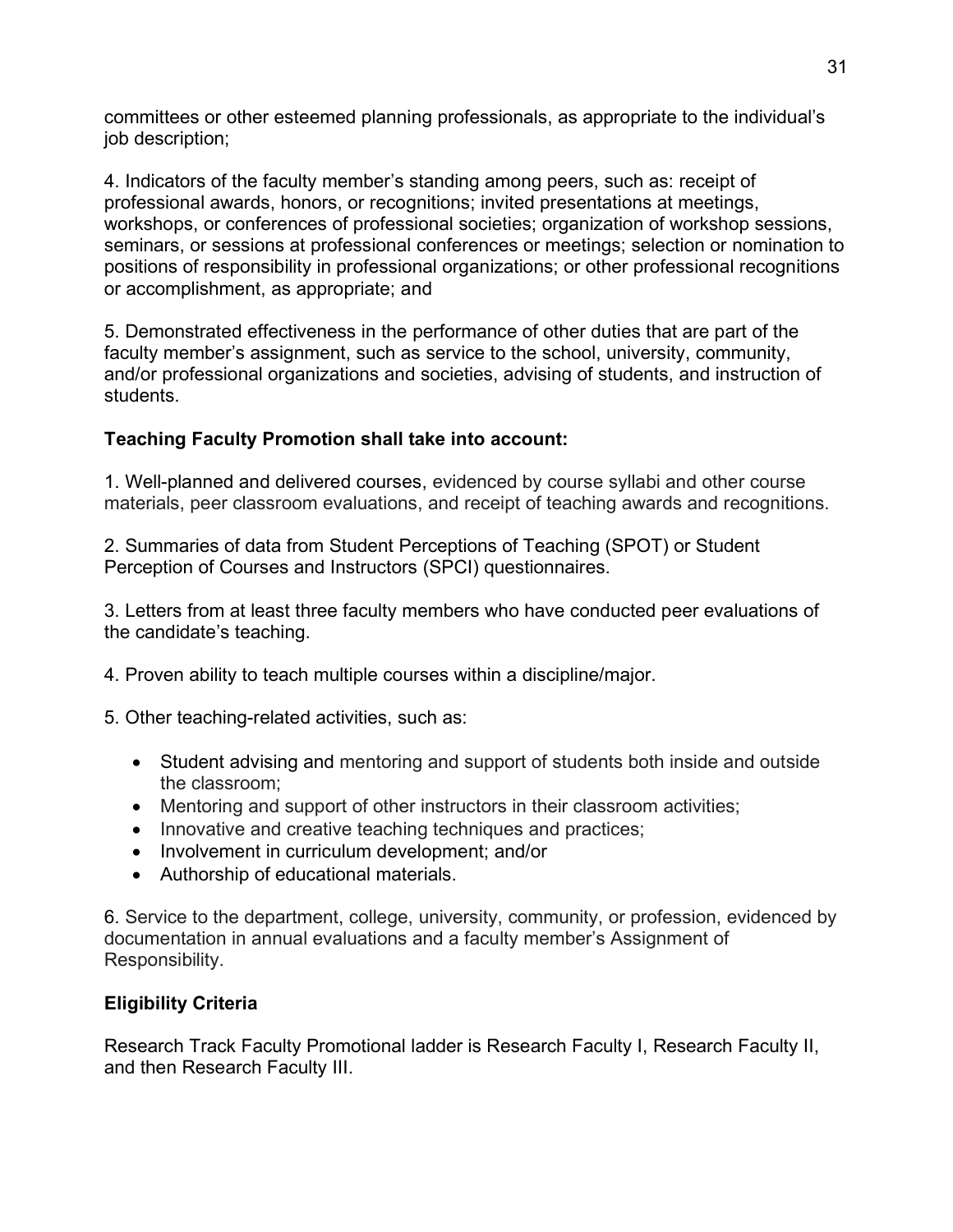committees or other esteemed planning professionals, as appropriate to the individual's job description;

4. Indicators of the faculty member's standing among peers, such as: receipt of professional awards, honors, or recognitions; invited presentations at meetings, workshops, or conferences of professional societies; organization of workshop sessions, seminars, or sessions at professional conferences or meetings; selection or nomination to positions of responsibility in professional organizations; or other professional recognitions or accomplishment, as appropriate; and

5. Demonstrated effectiveness in the performance of other duties that are part of the faculty member's assignment, such as service to the school, university, community, and/or professional organizations and societies, advising of students, and instruction of students.

**Teaching Faculty Promotion shall take into account:**

1. Well-planned and delivered courses, evidenced by course syllabi and other course materials, peer classroom evaluations, and receipt of teaching awards and recognitions.

2. Summaries of data from Student Perceptions of Teaching (SPOT) or Student Perception of Courses and Instructors (SPCI) questionnaires.

3. Letters from at least three faculty members who have conducted peer evaluations of the candidate's teaching.

4. Proven ability to teach multiple courses within a discipline/major.

5. Other teaching-related activities, such as:

- Student advising and mentoring and support of students both inside and outside the classroom;
- Mentoring and support of other instructors in their classroom activities;
- Innovative and creative teaching techniques and practices;
- Involvement in curriculum development; and/or
- Authorship of educational materials.

6. Service to the department, college, university, community, or profession, evidenced by documentation in annual evaluations and a faculty member's Assignment of Responsibility.

**Eligibility Criteria**

Research Track Faculty Promotional ladder is Research Faculty I, Research Faculty II, and then Research Faculty III.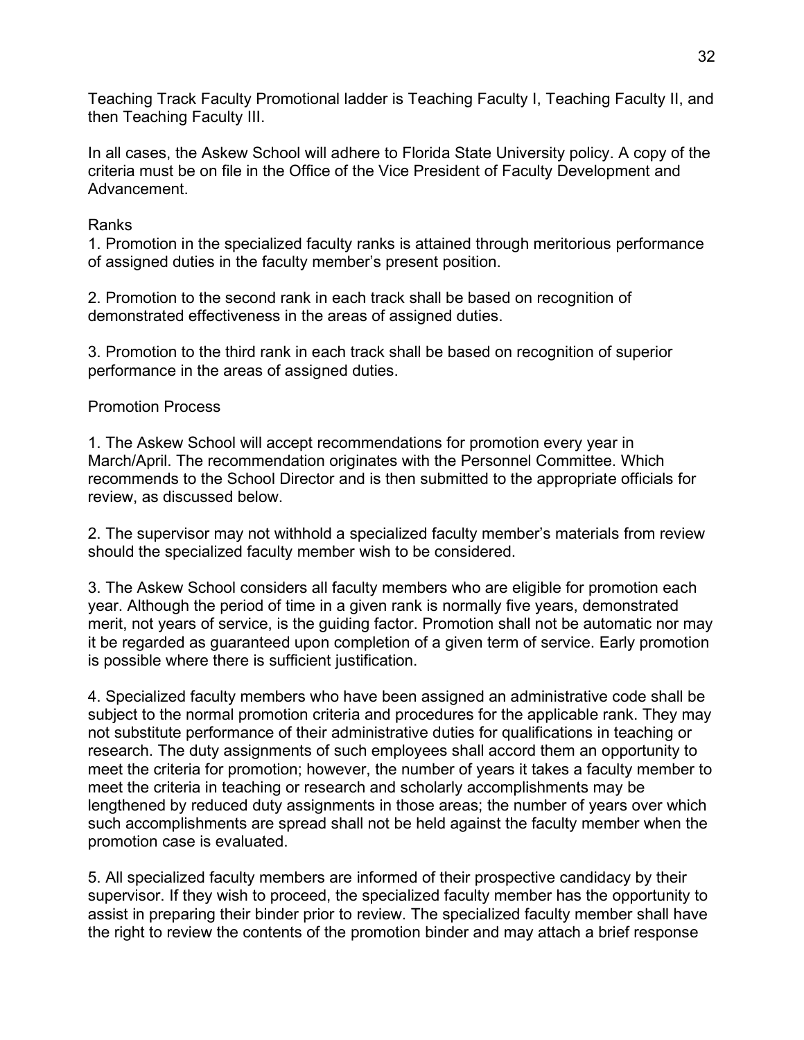Teaching Track Faculty Promotional ladder is Teaching Faculty I, Teaching Faculty II, and then Teaching Faculty III.

In all cases, the Askew School will adhere to Florida State University policy. A copy of the criteria must be on file in the Office of the Vice President of Faculty Development and Advancement.

Ranks

1. Promotion in the specialized faculty ranks is attained through meritorious performance of assigned duties in the faculty member's present position.

2. Promotion to the second rank in each track shall be based on recognition of demonstrated effectiveness in the areas of assigned duties.

3. Promotion to the third rank in each track shall be based on recognition of superior performance in the areas of assigned duties.

Promotion Process

1. The Askew School will accept recommendations for promotion every year in March/April. The recommendation originates with the Personnel Committee. Which recommends to the School Director and is then submitted to the appropriate officials for review, as discussed below.

2. The supervisor may not withhold a specialized faculty member's materials from review should the specialized faculty member wish to be considered.

3. The Askew School considers all faculty members who are eligible for promotion each year. Although the period of time in a given rank is normally five years, demonstrated merit, not years of service, is the guiding factor. Promotion shall not be automatic nor may it be regarded as guaranteed upon completion of a given term of service. Early promotion is possible where there is sufficient justification.

4. Specialized faculty members who have been assigned an administrative code shall be subject to the normal promotion criteria and procedures for the applicable rank. They may not substitute performance of their administrative duties for qualifications in teaching or research. The duty assignments of such employees shall accord them an opportunity to meet the criteria for promotion; however, the number of years it takes a faculty member to meet the criteria in teaching or research and scholarly accomplishments may be lengthened by reduced duty assignments in those areas; the number of years over which such accomplishments are spread shall not be held against the faculty member when the promotion case is evaluated.

5. All specialized faculty members are informed of their prospective candidacy by their supervisor. If they wish to proceed, the specialized faculty member has the opportunity to assist in preparing their binder prior to review. The specialized faculty member shall have the right to review the contents of the promotion binder and may attach a brief response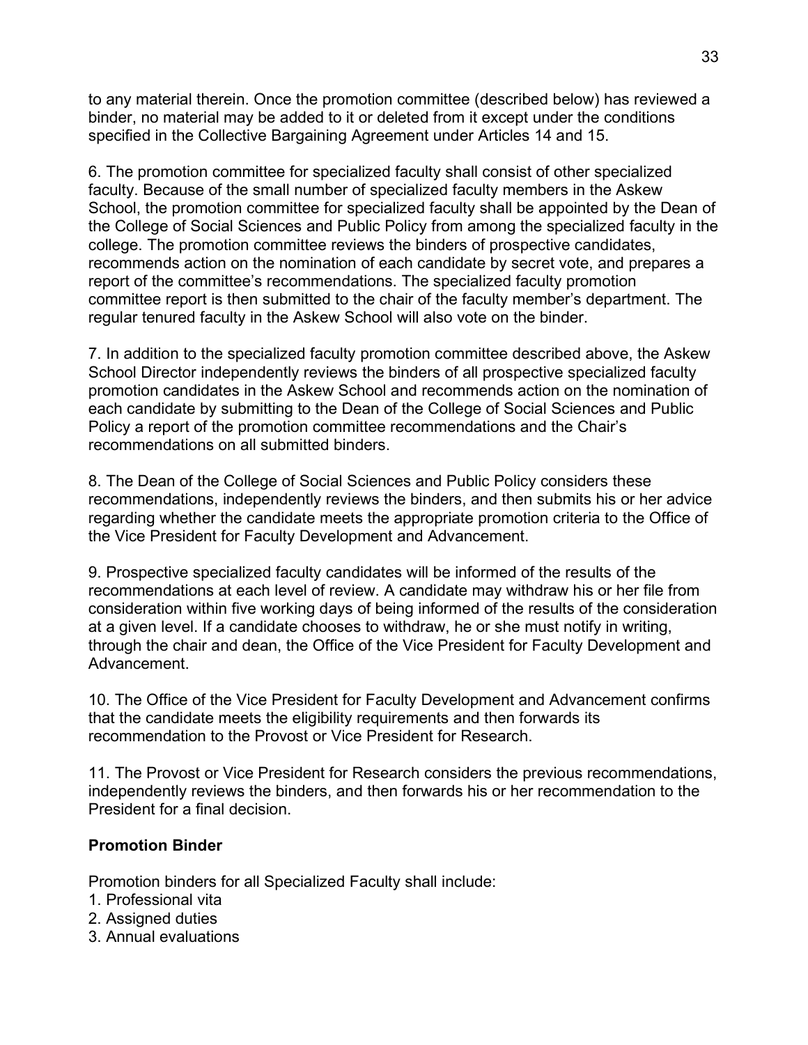to any material therein. Once the promotion committee (described below) has reviewed a binder, no material may be added to it or deleted from it except under the conditions specified in the Collective Bargaining Agreement under Articles 14 and 15.

6. The promotion committee for specialized faculty shall consist of other specialized faculty. Because of the small number of specialized faculty members in the Askew School, the promotion committee for specialized faculty shall be appointed by the Dean of the College of Social Sciences and Public Policy from among the specialized faculty in the college. The promotion committee reviews the binders of prospective candidates, recommends action on the nomination of each candidate by secret vote, and prepares a report of the committee's recommendations. The specialized faculty promotion committee report is then submitted to the chair of the faculty member's department. The regular tenured faculty in the Askew School will also vote on the binder.

7. In addition to the specialized faculty promotion committee described above, the Askew School Director independently reviews the binders of all prospective specialized faculty promotion candidates in the Askew School and recommends action on the nomination of each candidate by submitting to the Dean of the College of Social Sciences and Public Policy a report of the promotion committee recommendations and the Chair's recommendations on all submitted binders.

8. The Dean of the College of Social Sciences and Public Policy considers these recommendations, independently reviews the binders, and then submits his or her advice regarding whether the candidate meets the appropriate promotion criteria to the Office of the Vice President for Faculty Development and Advancement.

9. Prospective specialized faculty candidates will be informed of the results of the recommendations at each level of review. A candidate may withdraw his or her file from consideration within five working days of being informed of the results of the consideration at a given level. If a candidate chooses to withdraw, he or she must notify in writing, through the chair and dean, the Office of the Vice President for Faculty Development and Advancement.

10. The Office of the Vice President for Faculty Development and Advancement confirms that the candidate meets the eligibility requirements and then forwards its recommendation to the Provost or Vice President for Research.

11. The Provost or Vice President for Research considers the previous recommendations, independently reviews the binders, and then forwards his or her recommendation to the President for a final decision.

**Promotion Binder**

Promotion binders for all Specialized Faculty shall include:

1. Professional vita
2. Assigned duties
3. Annual evaluations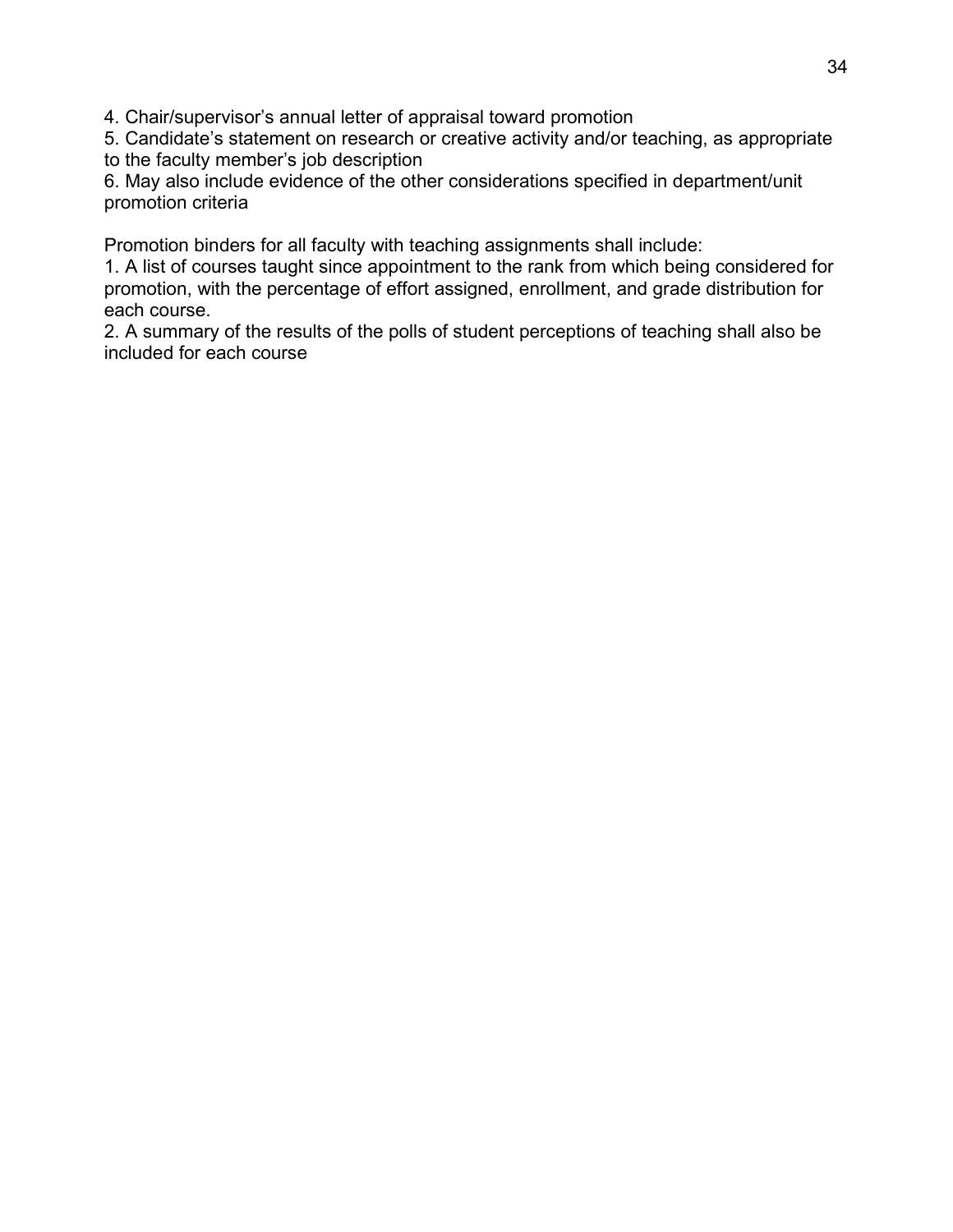4. Chair/supervisor's annual letter of appraisal toward promotion
5. Candidate's statement on research or creative activity and/or teaching, as appropriate to the faculty member's job description
6. May also include evidence of the other considerations specified in department/unit promotion criteria

Promotion binders for all faculty with teaching assignments shall include:

1. A list of courses taught since appointment to the rank from which being considered for promotion, with the percentage of effort assigned, enrollment, and grade distribution for each course.
2. A summary of the results of the polls of student perceptions of teaching shall also be included for each course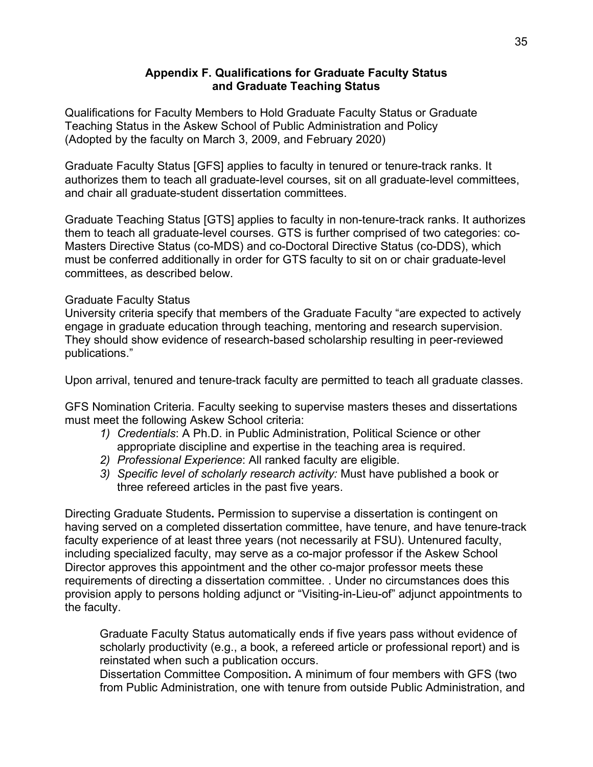## Appendix F. Qualifications for Graduate Faculty Status and Graduate Teaching Status

Qualifications for Faculty Members to Hold Graduate Faculty Status or Graduate Teaching Status in the Askew School of Public Administration and Policy
(Adopted by the faculty on March 3, 2009, and February 2020)

Graduate Faculty Status [GFS] applies to faculty in tenured or tenure-track ranks. It authorizes them to teach all graduate-level courses, sit on all graduate-level committees, and chair all graduate-student dissertation committees.

Graduate Teaching Status [GTS] applies to faculty in non-tenure-track ranks. It authorizes them to teach all graduate-level courses. GTS is further comprised of two categories: co-Masters Directive Status (co-MDS) and co-Doctoral Directive Status (co-DDS), which must be conferred additionally in order for GTS faculty to sit on or chair graduate-level committees, as described below.

Graduate Faculty Status
University criteria specify that members of the Graduate Faculty "are expected to actively engage in graduate education through teaching, mentoring and research supervision. They should show evidence of research-based scholarship resulting in peer-reviewed publications."

Upon arrival, tenured and tenure-track faculty are permitted to teach all graduate classes.

GFS Nomination Criteria. Faculty seeking to supervise masters theses and dissertations must meet the following Askew School criteria:

1) *Credentials*: A Ph.D. in Public Administration, Political Science or other appropriate discipline and expertise in the teaching area is required.
2) *Professional Experience*: All ranked faculty are eligible.
3) *Specific level of scholarly research activity:* Must have published a book or three refereed articles in the past five years.

Directing Graduate Students**.** Permission to supervise a dissertation is contingent on having served on a completed dissertation committee, have tenure, and have tenure-track faculty experience of at least three years (not necessarily at FSU). Untenured faculty, including specialized faculty, may serve as a co-major professor if the Askew School Director approves this appointment and the other co-major professor meets these requirements of directing a dissertation committee. . Under no circumstances does this provision apply to persons holding adjunct or "Visiting-in-Lieu-of" adjunct appointments to the faculty.

> Graduate Faculty Status automatically ends if five years pass without evidence of scholarly productivity (e.g., a book, a refereed article or professional report) and is reinstated when such a publication occurs.
> Dissertation Committee Composition**.** A minimum of four members with GFS (two from Public Administration, one with tenure from outside Public Administration, and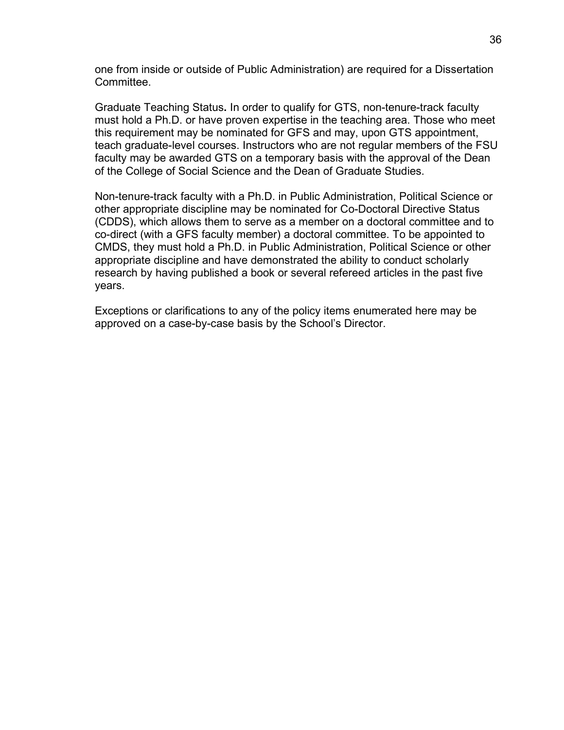one from inside or outside of Public Administration) are required for a Dissertation Committee.

Graduate Teaching Status**.** In order to qualify for GTS, non-tenure-track faculty must hold a Ph.D. or have proven expertise in the teaching area. Those who meet this requirement may be nominated for GFS and may, upon GTS appointment, teach graduate-level courses. Instructors who are not regular members of the FSU faculty may be awarded GTS on a temporary basis with the approval of the Dean of the College of Social Science and the Dean of Graduate Studies.

Non-tenure-track faculty with a Ph.D. in Public Administration, Political Science or other appropriate discipline may be nominated for Co-Doctoral Directive Status (CDDS), which allows them to serve as a member on a doctoral committee and to co-direct (with a GFS faculty member) a doctoral committee. To be appointed to CMDS, they must hold a Ph.D. in Public Administration, Political Science or other appropriate discipline and have demonstrated the ability to conduct scholarly research by having published a book or several refereed articles in the past five years.

Exceptions or clarifications to any of the policy items enumerated here may be approved on a case-by-case basis by the School's Director.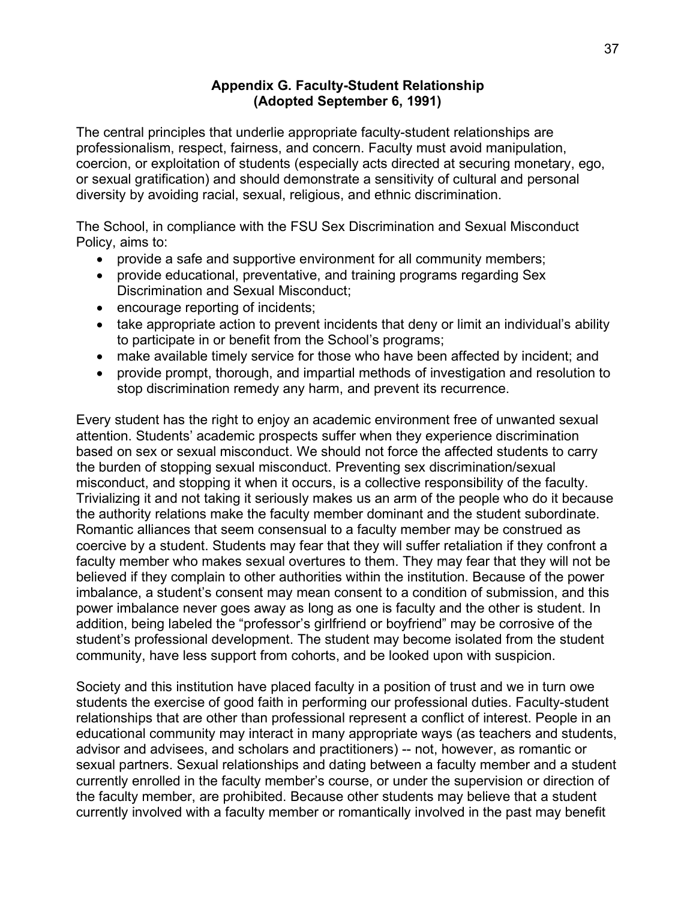## Appendix G. Faculty-Student Relationship (Adopted September 6, 1991)

The central principles that underlie appropriate faculty-student relationships are professionalism, respect, fairness, and concern. Faculty must avoid manipulation, coercion, or exploitation of students (especially acts directed at securing monetary, ego, or sexual gratification) and should demonstrate a sensitivity of cultural and personal diversity by avoiding racial, sexual, religious, and ethnic discrimination.

The School, in compliance with the FSU Sex Discrimination and Sexual Misconduct Policy, aims to:

- provide a safe and supportive environment for all community members;
- provide educational, preventative, and training programs regarding Sex Discrimination and Sexual Misconduct;
- encourage reporting of incidents;
- take appropriate action to prevent incidents that deny or limit an individual's ability to participate in or benefit from the School's programs;
- make available timely service for those who have been affected by incident; and
- provide prompt, thorough, and impartial methods of investigation and resolution to stop discrimination remedy any harm, and prevent its recurrence.

Every student has the right to enjoy an academic environment free of unwanted sexual attention. Students' academic prospects suffer when they experience discrimination based on sex or sexual misconduct. We should not force the affected students to carry the burden of stopping sexual misconduct. Preventing sex discrimination/sexual misconduct, and stopping it when it occurs, is a collective responsibility of the faculty. Trivializing it and not taking it seriously makes us an arm of the people who do it because the authority relations make the faculty member dominant and the student subordinate. Romantic alliances that seem consensual to a faculty member may be construed as coercive by a student. Students may fear that they will suffer retaliation if they confront a faculty member who makes sexual overtures to them. They may fear that they will not be believed if they complain to other authorities within the institution. Because of the power imbalance, a student's consent may mean consent to a condition of submission, and this power imbalance never goes away as long as one is faculty and the other is student. In addition, being labeled the "professor's girlfriend or boyfriend" may be corrosive of the student's professional development. The student may become isolated from the student community, have less support from cohorts, and be looked upon with suspicion.

Society and this institution have placed faculty in a position of trust and we in turn owe students the exercise of good faith in performing our professional duties. Faculty-student relationships that are other than professional represent a conflict of interest. People in an educational community may interact in many appropriate ways (as teachers and students, advisor and advisees, and scholars and practitioners) -- not, however, as romantic or sexual partners. Sexual relationships and dating between a faculty member and a student currently enrolled in the faculty member's course, or under the supervision or direction of the faculty member, are prohibited. Because other students may believe that a student currently involved with a faculty member or romantically involved in the past may benefit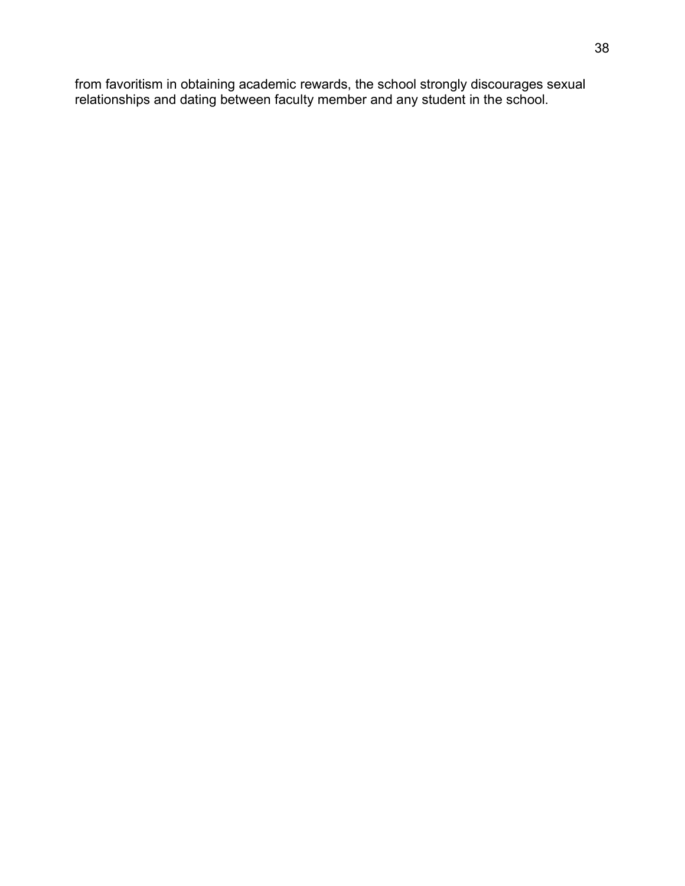from favoritism in obtaining academic rewards, the school strongly discourages sexual relationships and dating between faculty member and any student in the school.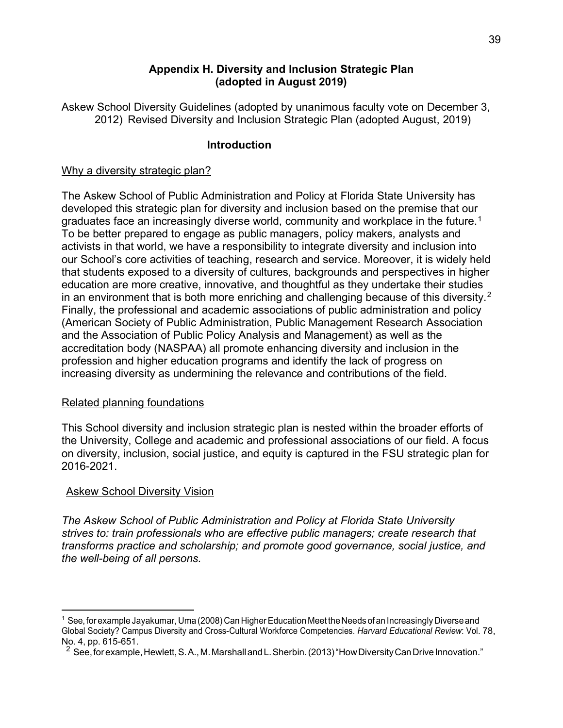## Appendix H. Diversity and Inclusion Strategic Plan (adopted in August 2019)

Askew School Diversity Guidelines (adopted by unanimous faculty vote on December 3, 2012) Revised Diversity and Inclusion Strategic Plan (adopted August, 2019)

### Introduction

Why a diversity strategic plan?

The Askew School of Public Administration and Policy at Florida State University has developed this strategic plan for diversity and inclusion based on the premise that our graduates face an increasingly diverse world, community and workplace in the future.[1] To be better prepared to engage as public managers, policy makers, analysts and activists in that world, we have a responsibility to integrate diversity and inclusion into our School's core activities of teaching, research and service. Moreover, it is widely held that students exposed to a diversity of cultures, backgrounds and perspectives in higher education are more creative, innovative, and thoughtful as they undertake their studies in an environment that is both more enriching and challenging because of this diversity.[2] Finally, the professional and academic associations of public administration and policy (American Society of Public Administration, Public Management Research Association and the Association of Public Policy Analysis and Management) as well as the accreditation body (NASPAA) all promote enhancing diversity and inclusion in the profession and higher education programs and identify the lack of progress on increasing diversity as undermining the relevance and contributions of the field.

Related planning foundations

This School diversity and inclusion strategic plan is nested within the broader efforts of the University, College and academic and professional associations of our field. A focus on diversity, inclusion, social justice, and equity is captured in the FSU strategic plan for 2016-2021.

Askew School Diversity Vision

*The Askew School of Public Administration and Policy at Florida State University strives to: train professionals who are effective public managers; create research that transforms practice and scholarship; and promote good governance, social justice, and the well-being of all persons.*

---

[1] See, for example Jayakumar, Uma (2008) Can Higher Education Meet the Needs of an Increasingly Diverse and Global Society? Campus Diversity and Cross-Cultural Workforce Competencies. *Harvard Educational Review*: Vol. 78, No. 4, pp. 615-651.

[2] See, for example, Hewlett, S. A., M. Marshall and L. Sherbin. (2013) "How Diversity Can Drive Innovation."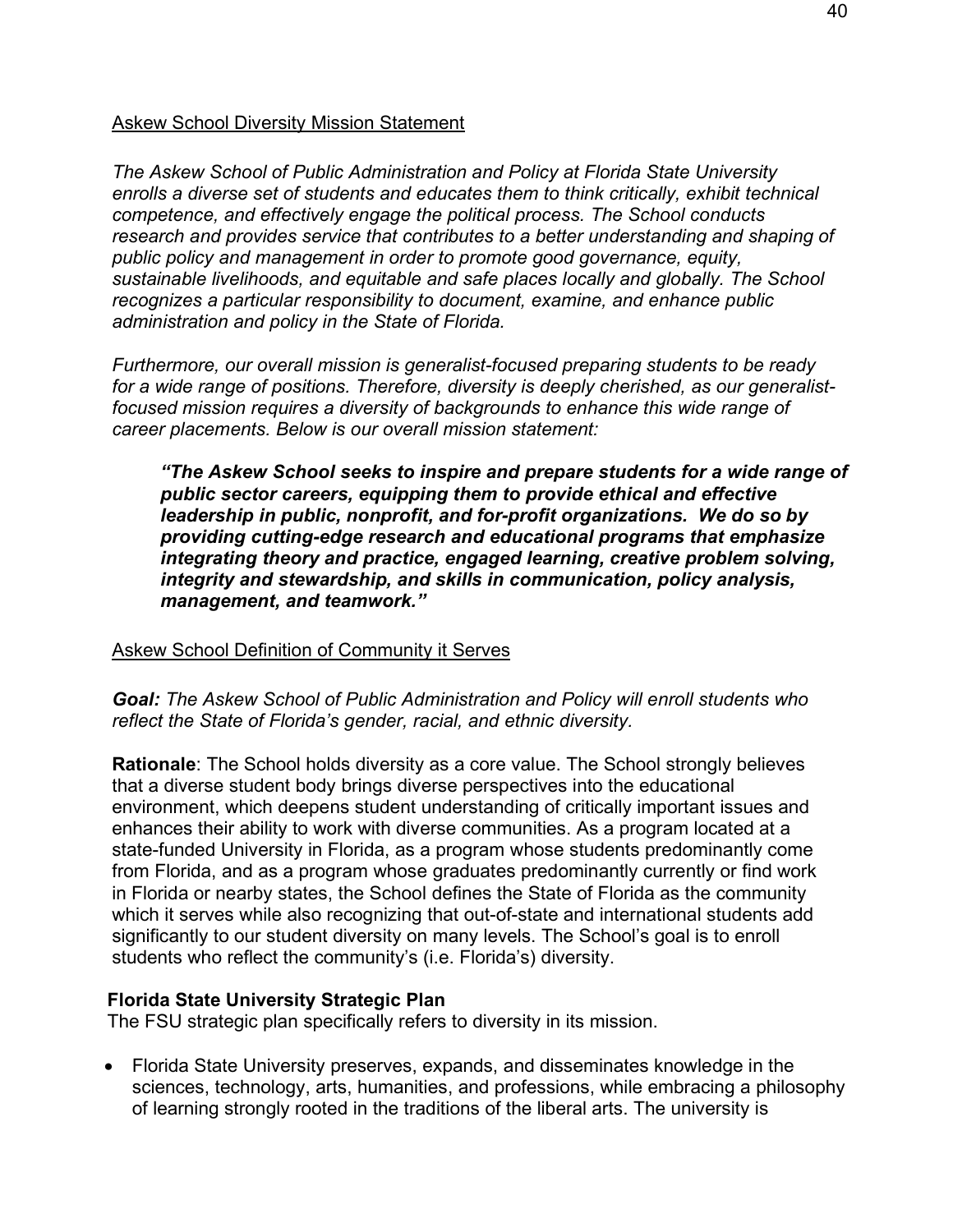<u>Askew School Diversity Mission Statement</u>

*The Askew School of Public Administration and Policy at Florida State University enrolls a diverse set of students and educates them to think critically, exhibit technical competence, and effectively engage the political process. The School conducts research and provides service that contributes to a better understanding and shaping of public policy and management in order to promote good governance, equity, sustainable livelihoods, and equitable and safe places locally and globally. The School recognizes a particular responsibility to document, examine, and enhance public administration and policy in the State of Florida.*

*Furthermore, our overall mission is generalist-focused preparing students to be ready for a wide range of positions. Therefore, diversity is deeply cherished, as our generalist-focused mission requires a diversity of backgrounds to enhance this wide range of career placements. Below is our overall mission statement:*

> ***"The Askew School seeks to inspire and prepare students for a wide range of public sector careers, equipping them to provide ethical and effective leadership in public, nonprofit, and for-profit organizations. We do so by providing cutting-edge research and educational programs that emphasize integrating theory and practice, engaged learning, creative problem solving, integrity and stewardship, and skills in communication, policy analysis, management, and teamwork."***

<u>Askew School Definition of Community it Serves</u>

***Goal:*** *The Askew School of Public Administration and Policy will enroll students who reflect the State of Florida's gender, racial, and ethnic diversity.*

**Rationale**: The School holds diversity as a core value. The School strongly believes that a diverse student body brings diverse perspectives into the educational environment, which deepens student understanding of critically important issues and enhances their ability to work with diverse communities. As a program located at a state-funded University in Florida, as a program whose students predominantly come from Florida, and as a program whose graduates predominantly currently or find work in Florida or nearby states, the School defines the State of Florida as the community which it serves while also recognizing that out-of-state and international students add significantly to our student diversity on many levels. The School's goal is to enroll students who reflect the community's (i.e. Florida's) diversity.

**Florida State University Strategic Plan**

The FSU strategic plan specifically refers to diversity in its mission.

- Florida State University preserves, expands, and disseminates knowledge in the sciences, technology, arts, humanities, and professions, while embracing a philosophy of learning strongly rooted in the traditions of the liberal arts. The university is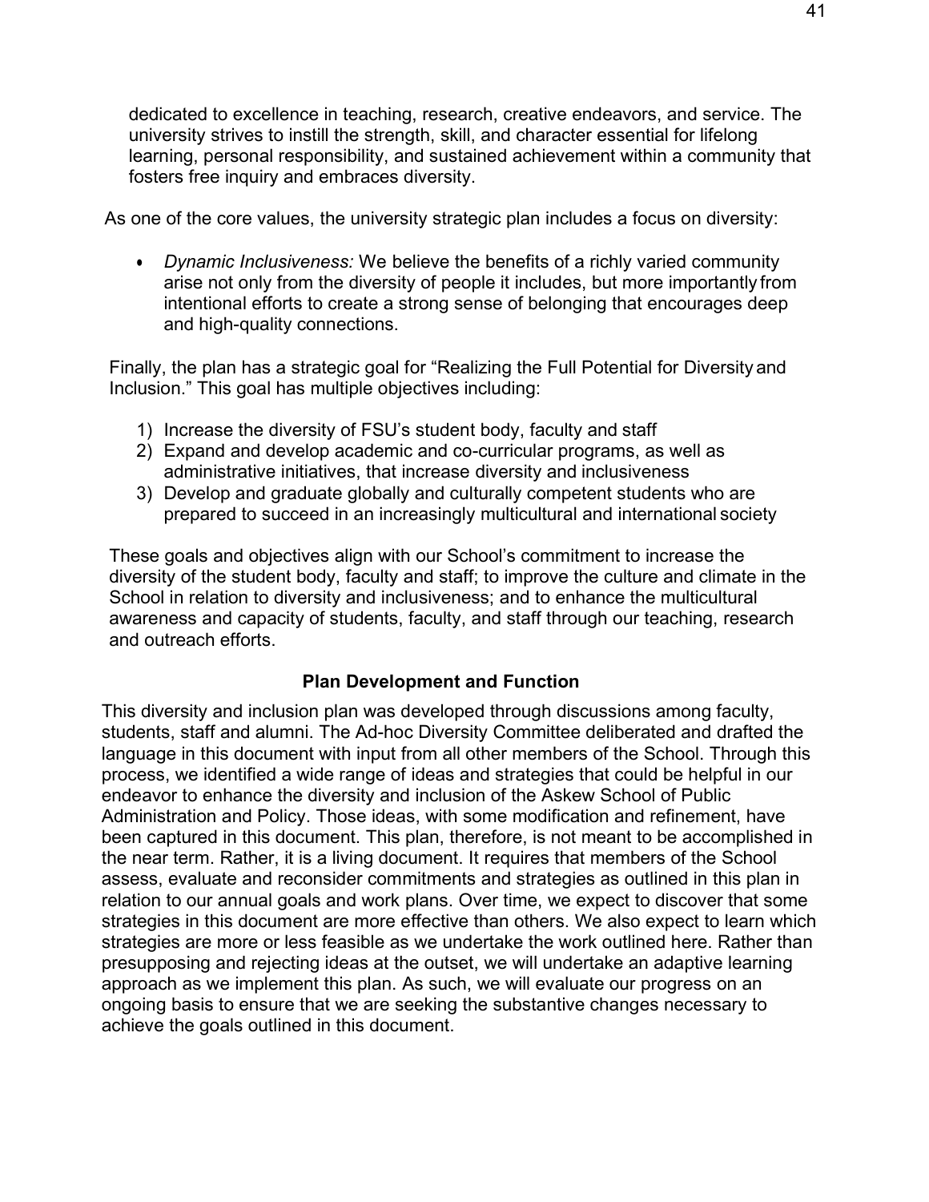dedicated to excellence in teaching, research, creative endeavors, and service. The university strives to instill the strength, skill, and character essential for lifelong learning, personal responsibility, and sustained achievement within a community that fosters free inquiry and embraces diversity.

As one of the core values, the university strategic plan includes a focus on diversity:

- *Dynamic Inclusiveness:* We believe the benefits of a richly varied community arise not only from the diversity of people it includes, but more importantly from intentional efforts to create a strong sense of belonging that encourages deep and high-quality connections.

Finally, the plan has a strategic goal for "Realizing the Full Potential for Diversity and Inclusion." This goal has multiple objectives including:

1) Increase the diversity of FSU's student body, faculty and staff
2) Expand and develop academic and co-curricular programs, as well as administrative initiatives, that increase diversity and inclusiveness
3) Develop and graduate globally and culturally competent students who are prepared to succeed in an increasingly multicultural and international society

These goals and objectives align with our School's commitment to increase the diversity of the student body, faculty and staff; to improve the culture and climate in the School in relation to diversity and inclusiveness; and to enhance the multicultural awareness and capacity of students, faculty, and staff through our teaching, research and outreach efforts.

## Plan Development and Function

This diversity and inclusion plan was developed through discussions among faculty, students, staff and alumni. The Ad-hoc Diversity Committee deliberated and drafted the language in this document with input from all other members of the School. Through this process, we identified a wide range of ideas and strategies that could be helpful in our endeavor to enhance the diversity and inclusion of the Askew School of Public Administration and Policy. Those ideas, with some modification and refinement, have been captured in this document. This plan, therefore, is not meant to be accomplished in the near term. Rather, it is a living document. It requires that members of the School assess, evaluate and reconsider commitments and strategies as outlined in this plan in relation to our annual goals and work plans. Over time, we expect to discover that some strategies in this document are more effective than others. We also expect to learn which strategies are more or less feasible as we undertake the work outlined here. Rather than presupposing and rejecting ideas at the outset, we will undertake an adaptive learning approach as we implement this plan. As such, we will evaluate our progress on an ongoing basis to ensure that we are seeking the substantive changes necessary to achieve the goals outlined in this document.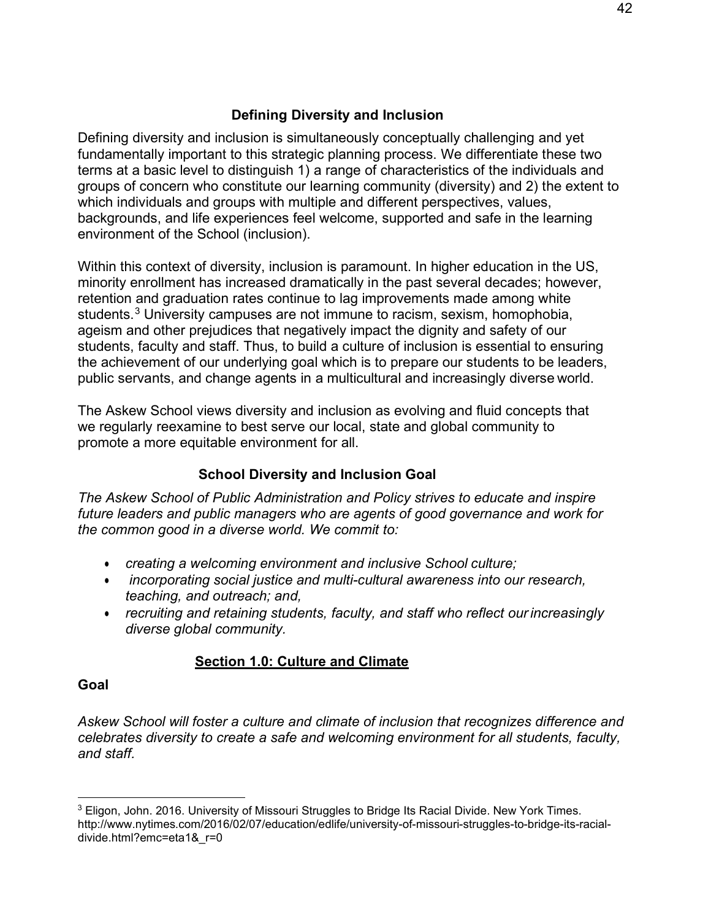## Defining Diversity and Inclusion

Defining diversity and inclusion is simultaneously conceptually challenging and yet fundamentally important to this strategic planning process. We differentiate these two terms at a basic level to distinguish 1) a range of characteristics of the individuals and groups of concern who constitute our learning community (diversity) and 2) the extent to which individuals and groups with multiple and different perspectives, values, backgrounds, and life experiences feel welcome, supported and safe in the learning environment of the School (inclusion).

Within this context of diversity, inclusion is paramount. In higher education in the US, minority enrollment has increased dramatically in the past several decades; however, retention and graduation rates continue to lag improvements made among white students.[3] University campuses are not immune to racism, sexism, homophobia, ageism and other prejudices that negatively impact the dignity and safety of our students, faculty and staff. Thus, to build a culture of inclusion is essential to ensuring the achievement of our underlying goal which is to prepare our students to be leaders, public servants, and change agents in a multicultural and increasingly diverse world.

The Askew School views diversity and inclusion as evolving and fluid concepts that we regularly reexamine to best serve our local, state and global community to promote a more equitable environment for all.

## School Diversity and Inclusion Goal

*The Askew School of Public Administration and Policy strives to educate and inspire future leaders and public managers who are agents of good governance and work for the common good in a diverse world. We commit to:*

- *creating a welcoming environment and inclusive School culture;*
- *incorporating social justice and multi-cultural awareness into our research, teaching, and outreach; and,*
- *recruiting and retaining students, faculty, and staff who reflect our increasingly diverse global community.*

## Section 1.0: Culture and Climate

**Goal**

*Askew School will foster a culture and climate of inclusion that recognizes difference and celebrates diversity to create a safe and welcoming environment for all students, faculty, and staff.*

---

[3] Eligon, John. 2016. University of Missouri Struggles to Bridge Its Racial Divide. New York Times. http://www.nytimes.com/2016/02/07/education/edlife/university-of-missouri-struggles-to-bridge-its-racial-divide.html?emc=eta1&_r=0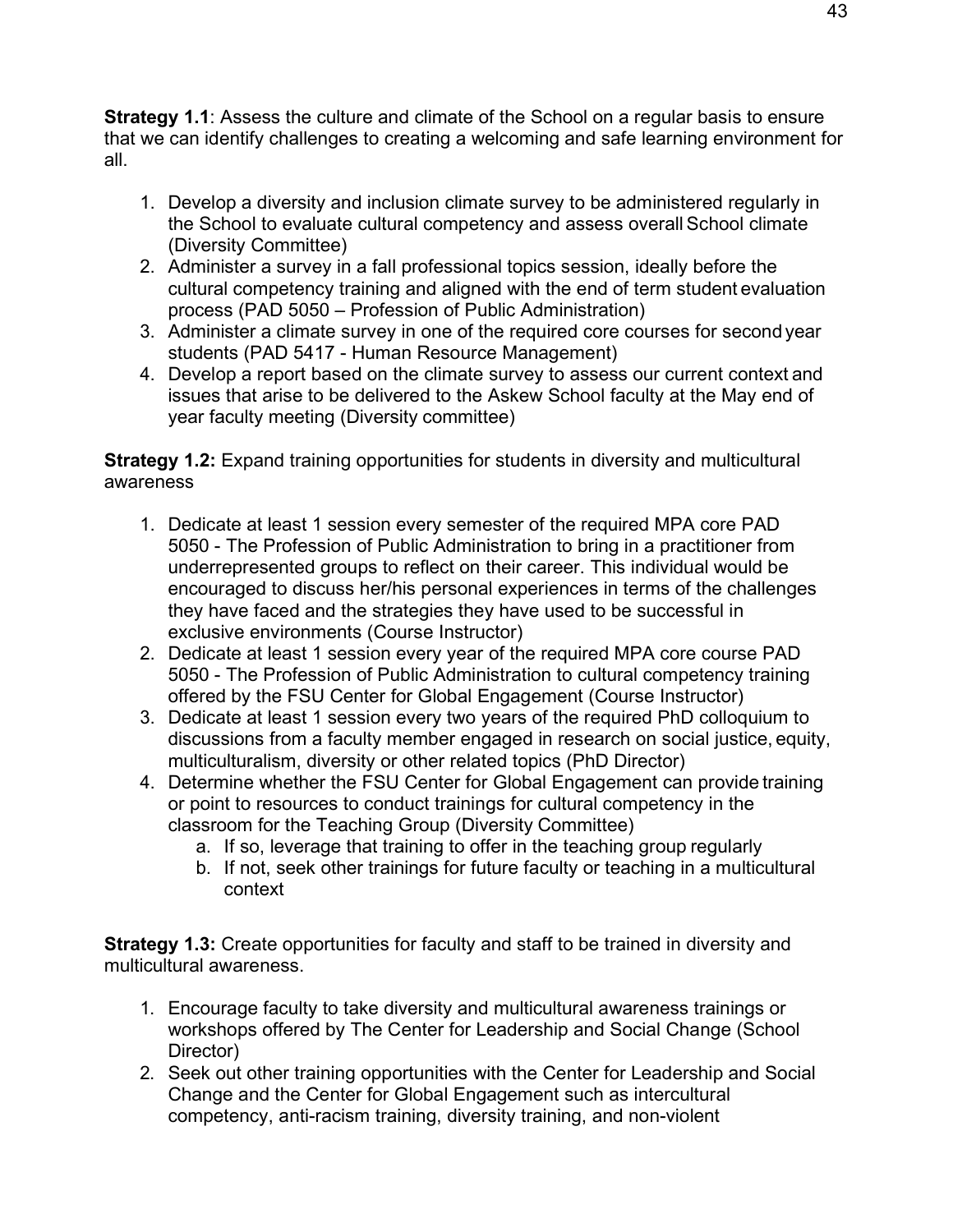**Strategy 1.1**: Assess the culture and climate of the School on a regular basis to ensure that we can identify challenges to creating a welcoming and safe learning environment for all.

1. Develop a diversity and inclusion climate survey to be administered regularly in the School to evaluate cultural competency and assess overall School climate (Diversity Committee)
2. Administer a survey in a fall professional topics session, ideally before the cultural competency training and aligned with the end of term student evaluation process (PAD 5050 – Profession of Public Administration)
3. Administer a climate survey in one of the required core courses for second year students (PAD 5417 - Human Resource Management)
4. Develop a report based on the climate survey to assess our current context and issues that arise to be delivered to the Askew School faculty at the May end of year faculty meeting (Diversity committee)

**Strategy 1.2:** Expand training opportunities for students in diversity and multicultural awareness

1. Dedicate at least 1 session every semester of the required MPA core PAD 5050 - The Profession of Public Administration to bring in a practitioner from underrepresented groups to reflect on their career. This individual would be encouraged to discuss her/his personal experiences in terms of the challenges they have faced and the strategies they have used to be successful in exclusive environments (Course Instructor)
2. Dedicate at least 1 session every year of the required MPA core course PAD 5050 - The Profession of Public Administration to cultural competency training offered by the FSU Center for Global Engagement (Course Instructor)
3. Dedicate at least 1 session every two years of the required PhD colloquium to discussions from a faculty member engaged in research on social justice, equity, multiculturalism, diversity or other related topics (PhD Director)
4. Determine whether the FSU Center for Global Engagement can provide training or point to resources to conduct trainings for cultural competency in the classroom for the Teaching Group (Diversity Committee)
   a. If so, leverage that training to offer in the teaching group regularly
   b. If not, seek other trainings for future faculty or teaching in a multicultural context

**Strategy 1.3:** Create opportunities for faculty and staff to be trained in diversity and multicultural awareness.

1. Encourage faculty to take diversity and multicultural awareness trainings or workshops offered by The Center for Leadership and Social Change (School Director)
2. Seek out other training opportunities with the Center for Leadership and Social Change and the Center for Global Engagement such as intercultural competency, anti-racism training, diversity training, and non-violent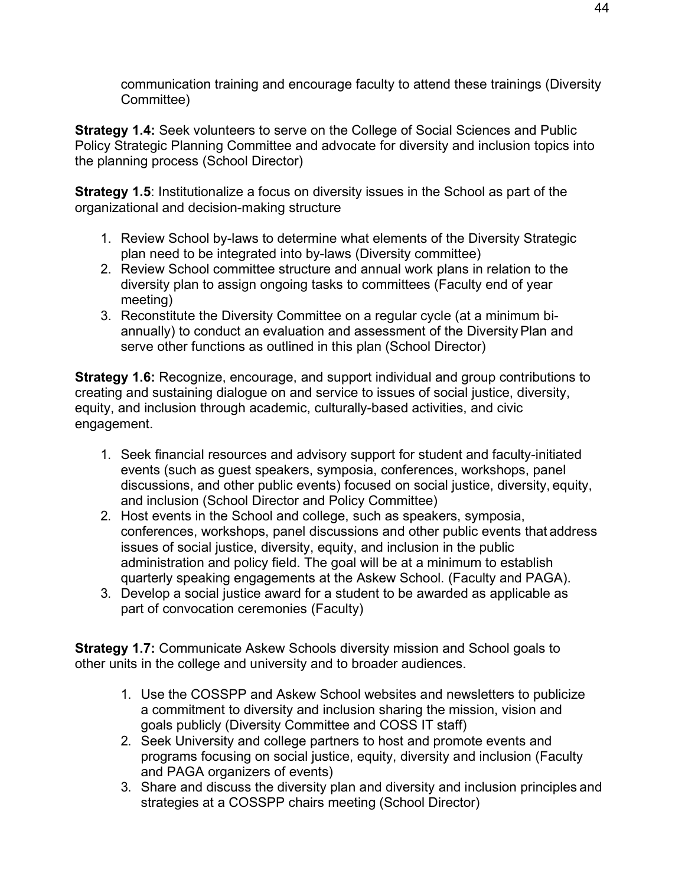communication training and encourage faculty to attend these trainings (Diversity Committee)

**Strategy 1.4:** Seek volunteers to serve on the College of Social Sciences and Public Policy Strategic Planning Committee and advocate for diversity and inclusion topics into the planning process (School Director)

**Strategy 1.5**: Institutionalize a focus on diversity issues in the School as part of the organizational and decision-making structure

1. Review School by-laws to determine what elements of the Diversity Strategic plan need to be integrated into by-laws (Diversity committee)
2. Review School committee structure and annual work plans in relation to the diversity plan to assign ongoing tasks to committees (Faculty end of year meeting)
3. Reconstitute the Diversity Committee on a regular cycle (at a minimum bi-annually) to conduct an evaluation and assessment of the Diversity Plan and serve other functions as outlined in this plan (School Director)

**Strategy 1.6:** Recognize, encourage, and support individual and group contributions to creating and sustaining dialogue on and service to issues of social justice, diversity, equity, and inclusion through academic, culturally-based activities, and civic engagement.

1. Seek financial resources and advisory support for student and faculty-initiated events (such as guest speakers, symposia, conferences, workshops, panel discussions, and other public events) focused on social justice, diversity, equity, and inclusion (School Director and Policy Committee)
2. Host events in the School and college, such as speakers, symposia, conferences, workshops, panel discussions and other public events that address issues of social justice, diversity, equity, and inclusion in the public administration and policy field. The goal will be at a minimum to establish quarterly speaking engagements at the Askew School. (Faculty and PAGA).
3. Develop a social justice award for a student to be awarded as applicable as part of convocation ceremonies (Faculty)

**Strategy 1.7:** Communicate Askew Schools diversity mission and School goals to other units in the college and university and to broader audiences.

1. Use the COSSPP and Askew School websites and newsletters to publicize a commitment to diversity and inclusion sharing the mission, vision and goals publicly (Diversity Committee and COSS IT staff)
2. Seek University and college partners to host and promote events and programs focusing on social justice, equity, diversity and inclusion (Faculty and PAGA organizers of events)
3. Share and discuss the diversity plan and diversity and inclusion principles and strategies at a COSSPP chairs meeting (School Director)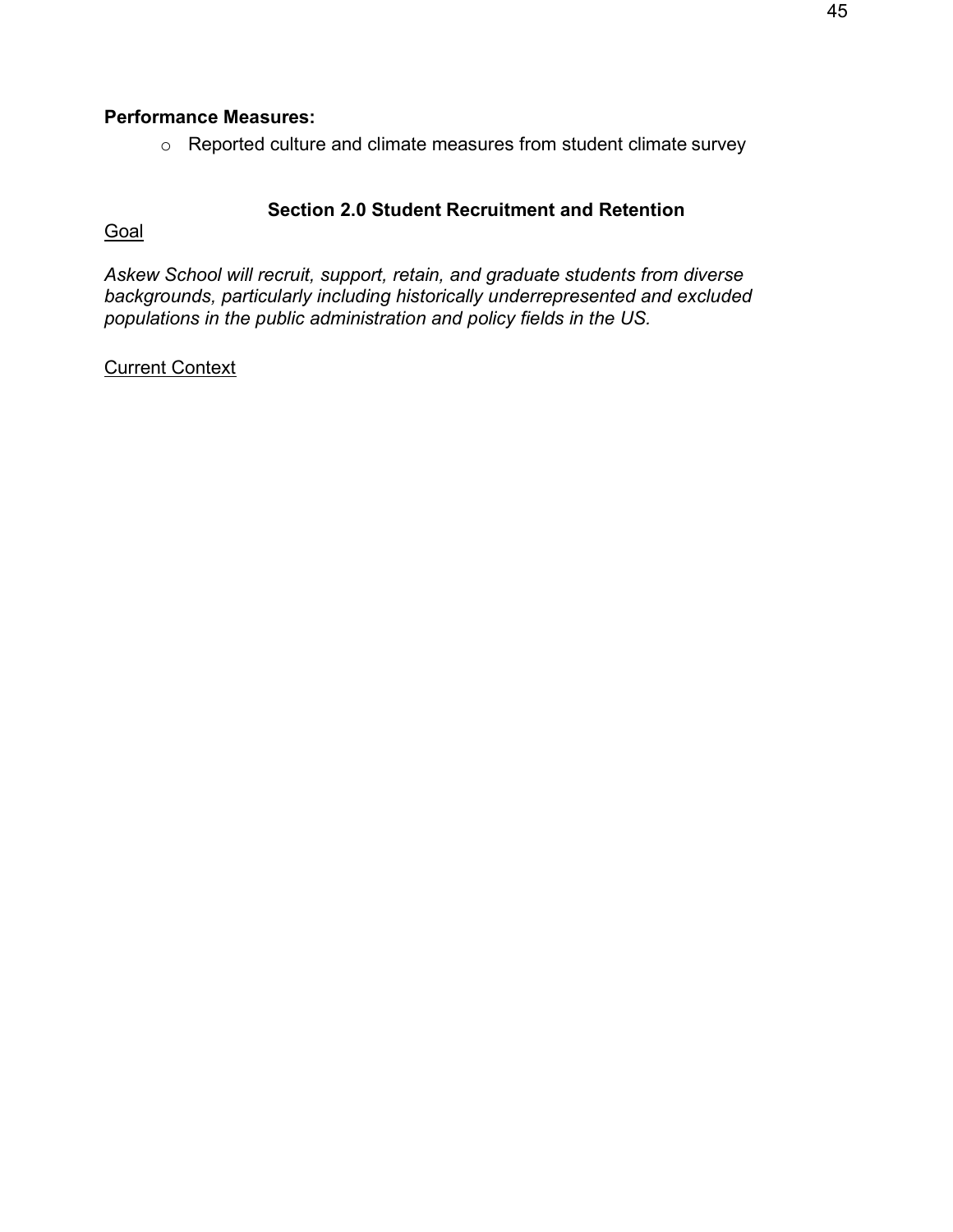**Performance Measures:**

- Reported culture and climate measures from student climate survey

## Section 2.0 Student Recruitment and Retention

Goal

*Askew School will recruit, support, retain, and graduate students from diverse backgrounds, particularly including historically underrepresented and excluded populations in the public administration and policy fields in the US.*

Current Context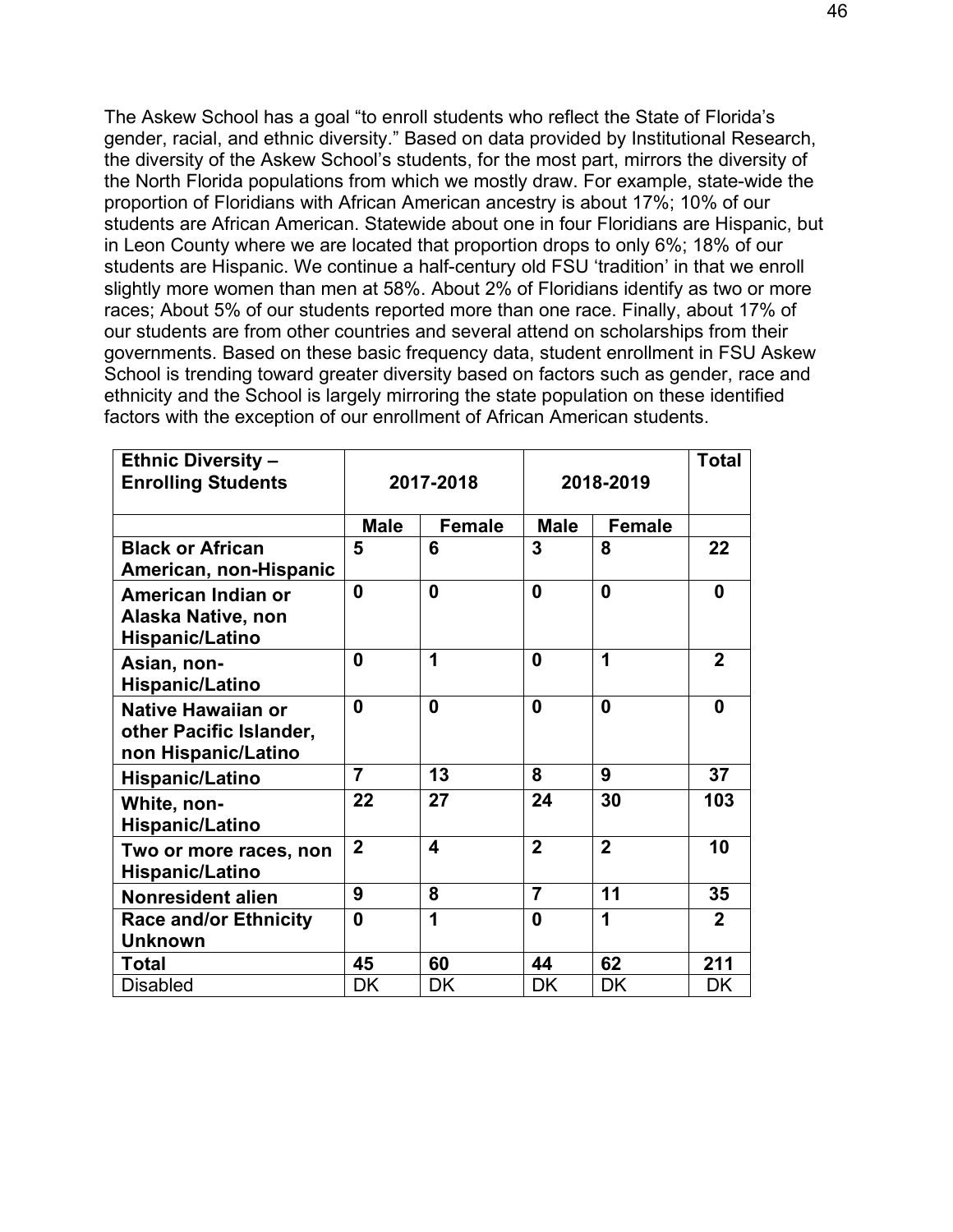The Askew School has a goal "to enroll students who reflect the State of Florida's gender, racial, and ethnic diversity." Based on data provided by Institutional Research, the diversity of the Askew School's students, for the most part, mirrors the diversity of the North Florida populations from which we mostly draw. For example, state-wide the proportion of Floridians with African American ancestry is about 17%; 10% of our students are African American. Statewide about one in four Floridians are Hispanic, but in Leon County where we are located that proportion drops to only 6%; 18% of our students are Hispanic. We continue a half-century old FSU 'tradition' in that we enroll slightly more women than men at 58%. About 2% of Floridians identify as two or more races; About 5% of our students reported more than one race. Finally, about 17% of our students are from other countries and several attend on scholarships from their governments. Based on these basic frequency data, student enrollment in FSU Askew School is trending toward greater diversity based on factors such as gender, race and ethnicity and the School is largely mirroring the state population on these identified factors with the exception of our enrollment of African American students.

| **Ethnic Diversity – Enrolling Students** | **2017-2018** | | **2018-2019** | | **Total** |
|---|---|---|---|---|---|
| | **Male** | **Female** | **Male** | **Female** | |
| **Black or African American, non-Hispanic** | **5** | **6** | **3** | **8** | **22** |
| **American Indian or Alaska Native, non Hispanic/Latino** | **0** | **0** | **0** | **0** | **0** |
| **Asian, non-Hispanic/Latino** | **0** | **1** | **0** | **1** | **2** |
| **Native Hawaiian or other Pacific Islander, non Hispanic/Latino** | **0** | **0** | **0** | **0** | **0** |
| **Hispanic/Latino** | **7** | **13** | **8** | **9** | **37** |
| **White, non-Hispanic/Latino** | **22** | **27** | **24** | **30** | **103** |
| **Two or more races, non Hispanic/Latino** | **2** | **4** | **2** | **2** | **10** |
| **Nonresident alien** | **9** | **8** | **7** | **11** | **35** |
| **Race and/or Ethnicity Unknown** | **0** | **1** | **0** | **1** | **2** |
| **Total** | **45** | **60** | **44** | **62** | **211** |
| Disabled | DK | DK | DK | DK | DK |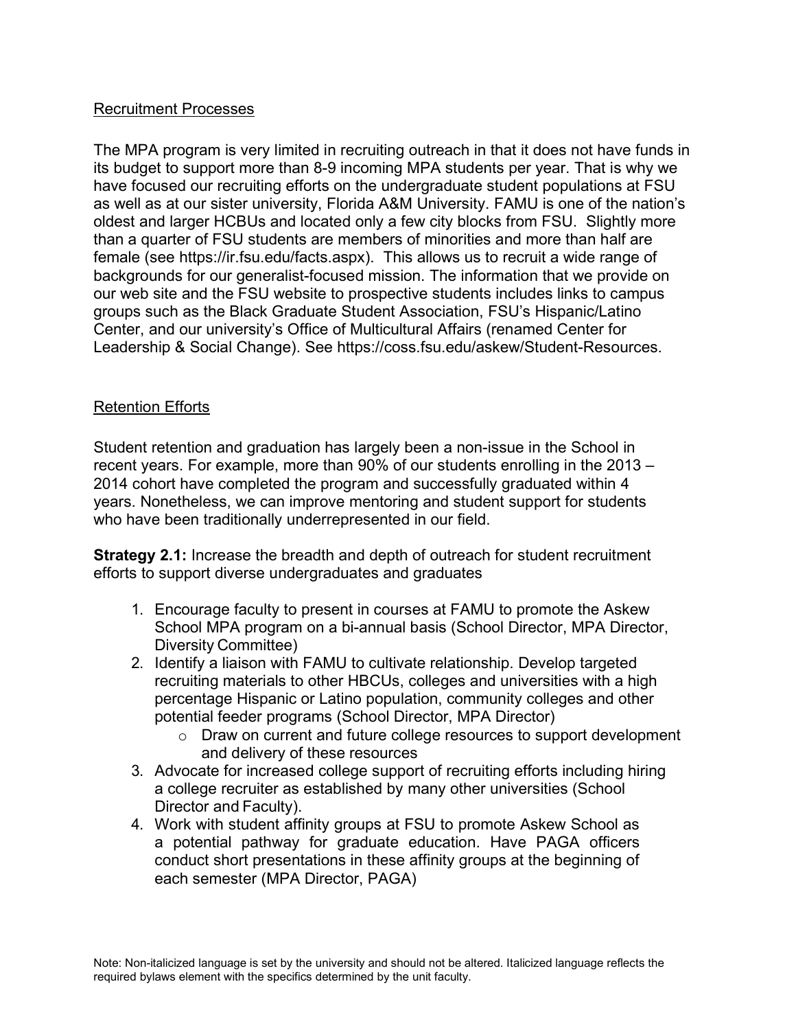Recruitment Processes

The MPA program is very limited in recruiting outreach in that it does not have funds in its budget to support more than 8-9 incoming MPA students per year. That is why we have focused our recruiting efforts on the undergraduate student populations at FSU as well as at our sister university, Florida A&M University. FAMU is one of the nation's oldest and larger HCBUs and located only a few city blocks from FSU. Slightly more than a quarter of FSU students are members of minorities and more than half are female (see https://ir.fsu.edu/facts.aspx). This allows us to recruit a wide range of backgrounds for our generalist-focused mission. The information that we provide on our web site and the FSU website to prospective students includes links to campus groups such as the Black Graduate Student Association, FSU's Hispanic/Latino Center, and our university's Office of Multicultural Affairs (renamed Center for Leadership & Social Change). See https://coss.fsu.edu/askew/Student-Resources.

Retention Efforts

Student retention and graduation has largely been a non-issue in the School in recent years. For example, more than 90% of our students enrolling in the 2013 – 2014 cohort have completed the program and successfully graduated within 4 years. Nonetheless, we can improve mentoring and student support for students who have been traditionally underrepresented in our field.

**Strategy 2.1:** Increase the breadth and depth of outreach for student recruitment efforts to support diverse undergraduates and graduates

1. Encourage faculty to present in courses at FAMU to promote the Askew School MPA program on a bi-annual basis (School Director, MPA Director, Diversity Committee)
2. Identify a liaison with FAMU to cultivate relationship. Develop targeted recruiting materials to other HBCUs, colleges and universities with a high percentage Hispanic or Latino population, community colleges and other potential feeder programs (School Director, MPA Director)
   - Draw on current and future college resources to support development and delivery of these resources
3. Advocate for increased college support of recruiting efforts including hiring a college recruiter as established by many other universities (School Director and Faculty).
4. Work with student affinity groups at FSU to promote Askew School as a potential pathway for graduate education. Have PAGA officers conduct short presentations in these affinity groups at the beginning of each semester (MPA Director, PAGA)

Note: Non-italicized language is set by the university and should not be altered. Italicized language reflects the required bylaws element with the specifics determined by the unit faculty.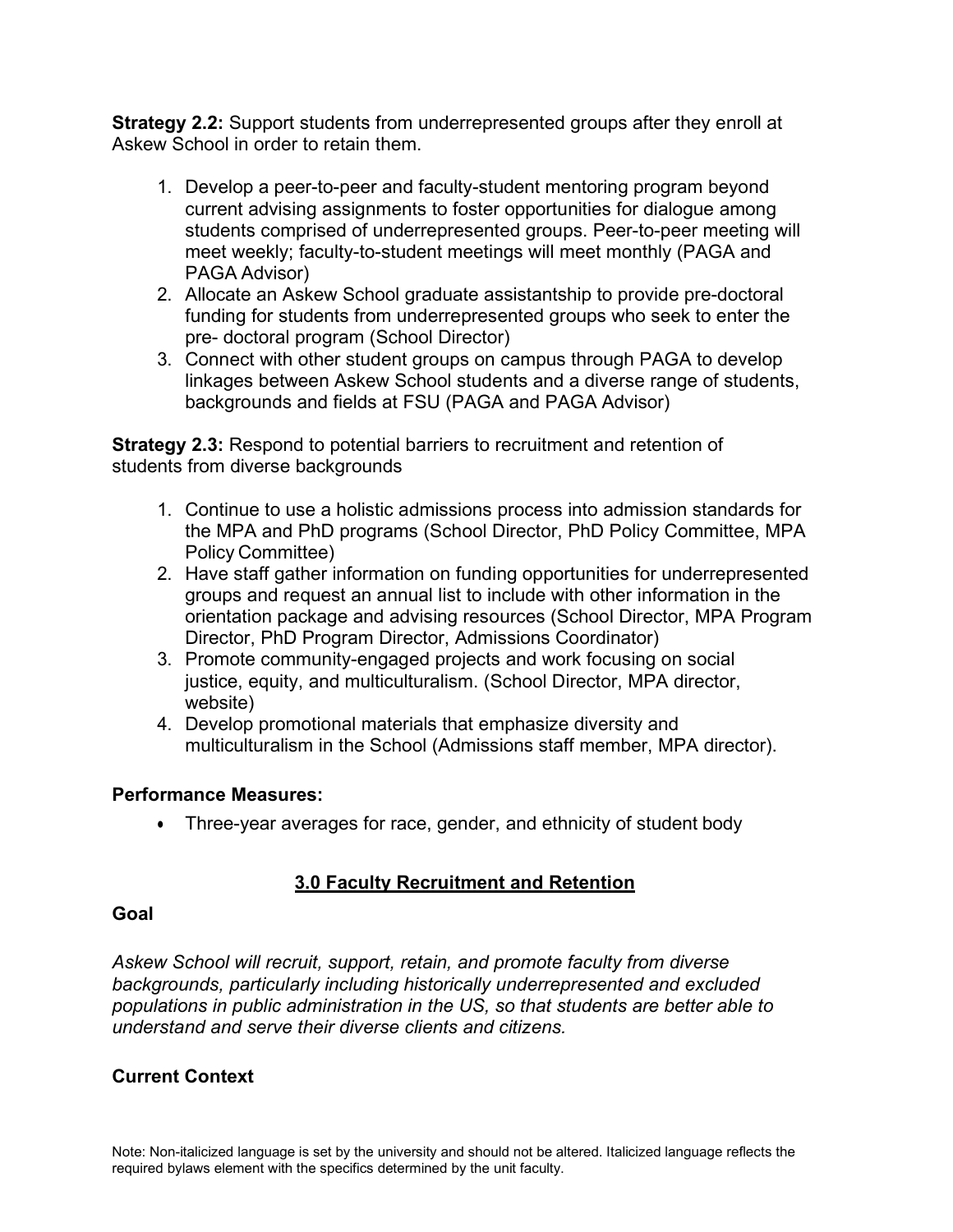**Strategy 2.2:** Support students from underrepresented groups after they enroll at Askew School in order to retain them.

1. Develop a peer-to-peer and faculty-student mentoring program beyond current advising assignments to foster opportunities for dialogue among students comprised of underrepresented groups. Peer-to-peer meeting will meet weekly; faculty-to-student meetings will meet monthly (PAGA and PAGA Advisor)
2. Allocate an Askew School graduate assistantship to provide pre-doctoral funding for students from underrepresented groups who seek to enter the pre- doctoral program (School Director)
3. Connect with other student groups on campus through PAGA to develop linkages between Askew School students and a diverse range of students, backgrounds and fields at FSU (PAGA and PAGA Advisor)

**Strategy 2.3:** Respond to potential barriers to recruitment and retention of students from diverse backgrounds

1. Continue to use a holistic admissions process into admission standards for the MPA and PhD programs (School Director, PhD Policy Committee, MPA Policy Committee)
2. Have staff gather information on funding opportunities for underrepresented groups and request an annual list to include with other information in the orientation package and advising resources (School Director, MPA Program Director, PhD Program Director, Admissions Coordinator)
3. Promote community-engaged projects and work focusing on social justice, equity, and multiculturalism. (School Director, MPA director, website)
4. Develop promotional materials that emphasize diversity and multiculturalism in the School (Admissions staff member, MPA director).

### Performance Measures:

- Three-year averages for race, gender, and ethnicity of student body

## 3.0 Faculty Recruitment and Retention

### Goal

*Askew School will recruit, support, retain, and promote faculty from diverse backgrounds, particularly including historically underrepresented and excluded populations in public administration in the US, so that students are better able to understand and serve their diverse clients and citizens.*

### Current Context

Note: Non-italicized language is set by the university and should not be altered. Italicized language reflects the required bylaws element with the specifics determined by the unit faculty.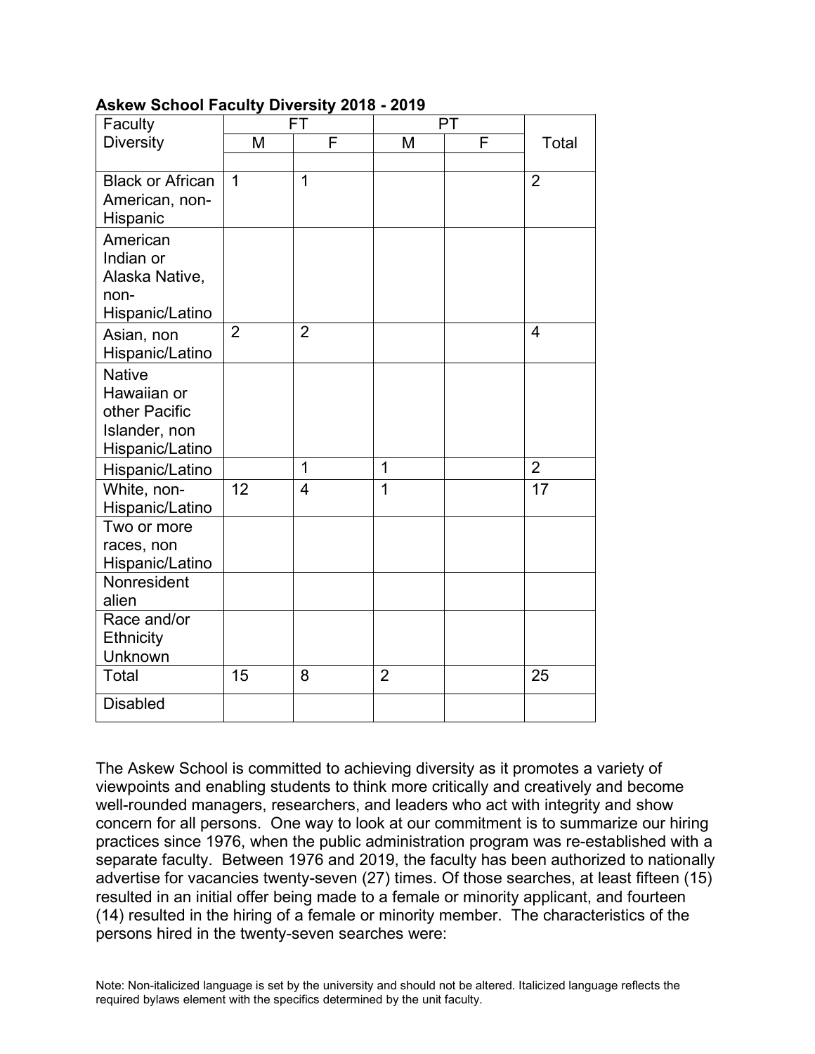**Askew School Faculty Diversity 2018 - 2019**

| Faculty Diversity | FT | | PT | | Total |
|---|---|---|---|---|---|
| | M | F | M | F | |
| Black or African American, non-Hispanic | 1 | 1 | | | 2 |
| American Indian or Alaska Native, non-Hispanic/Latino | | | | | |
| Asian, non Hispanic/Latino | 2 | 2 | | | 4 |
| Native Hawaiian or other Pacific Islander, non Hispanic/Latino | | | | | |
| Hispanic/Latino | | 1 | 1 | | 2 |
| White, non-Hispanic/Latino | 12 | 4 | 1 | | 17 |
| Two or more races, non Hispanic/Latino | | | | | |
| Nonresident alien | | | | | |
| Race and/or Ethnicity Unknown | | | | | |
| Total | 15 | 8 | 2 | | 25 |
| Disabled | | | | | |

The Askew School is committed to achieving diversity as it promotes a variety of viewpoints and enabling students to think more critically and creatively and become well-rounded managers, researchers, and leaders who act with integrity and show concern for all persons. One way to look at our commitment is to summarize our hiring practices since 1976, when the public administration program was re-established with a separate faculty. Between 1976 and 2019, the faculty has been authorized to nationally advertise for vacancies twenty-seven (27) times. Of those searches, at least fifteen (15) resulted in an initial offer being made to a female or minority applicant, and fourteen (14) resulted in the hiring of a female or minority member. The characteristics of the persons hired in the twenty-seven searches were:

Note: Non-italicized language is set by the university and should not be altered. Italicized language reflects the required bylaws element with the specifics determined by the unit faculty.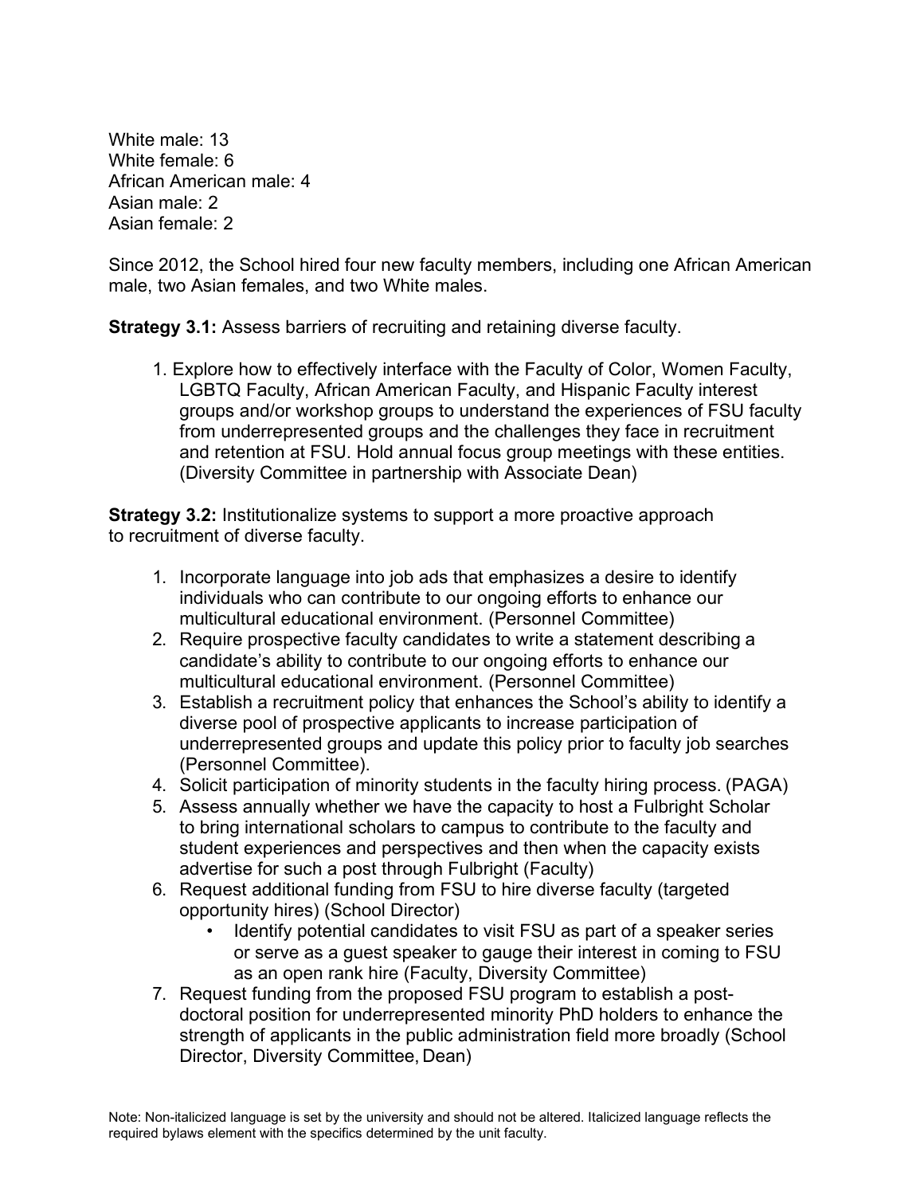White male: 13
White female: 6
African American male: 4
Asian male: 2
Asian female: 2

Since 2012, the School hired four new faculty members, including one African American male, two Asian females, and two White males.

**Strategy 3.1:** Assess barriers of recruiting and retaining diverse faculty.

1. Explore how to effectively interface with the Faculty of Color, Women Faculty, LGBTQ Faculty, African American Faculty, and Hispanic Faculty interest groups and/or workshop groups to understand the experiences of FSU faculty from underrepresented groups and the challenges they face in recruitment and retention at FSU. Hold annual focus group meetings with these entities. (Diversity Committee in partnership with Associate Dean)

**Strategy 3.2:** Institutionalize systems to support a more proactive approach to recruitment of diverse faculty.

1. Incorporate language into job ads that emphasizes a desire to identify individuals who can contribute to our ongoing efforts to enhance our multicultural educational environment. (Personnel Committee)
2. Require prospective faculty candidates to write a statement describing a candidate's ability to contribute to our ongoing efforts to enhance our multicultural educational environment. (Personnel Committee)
3. Establish a recruitment policy that enhances the School's ability to identify a diverse pool of prospective applicants to increase participation of underrepresented groups and update this policy prior to faculty job searches (Personnel Committee).
4. Solicit participation of minority students in the faculty hiring process. (PAGA)
5. Assess annually whether we have the capacity to host a Fulbright Scholar to bring international scholars to campus to contribute to the faculty and student experiences and perspectives and then when the capacity exists advertise for such a post through Fulbright (Faculty)
6. Request additional funding from FSU to hire diverse faculty (targeted opportunity hires) (School Director)
   - Identify potential candidates to visit FSU as part of a speaker series or serve as a guest speaker to gauge their interest in coming to FSU as an open rank hire (Faculty, Diversity Committee)
7. Request funding from the proposed FSU program to establish a post-doctoral position for underrepresented minority PhD holders to enhance the strength of applicants in the public administration field more broadly (School Director, Diversity Committee, Dean)

Note: Non-italicized language is set by the university and should not be altered. Italicized language reflects the required bylaws element with the specifics determined by the unit faculty.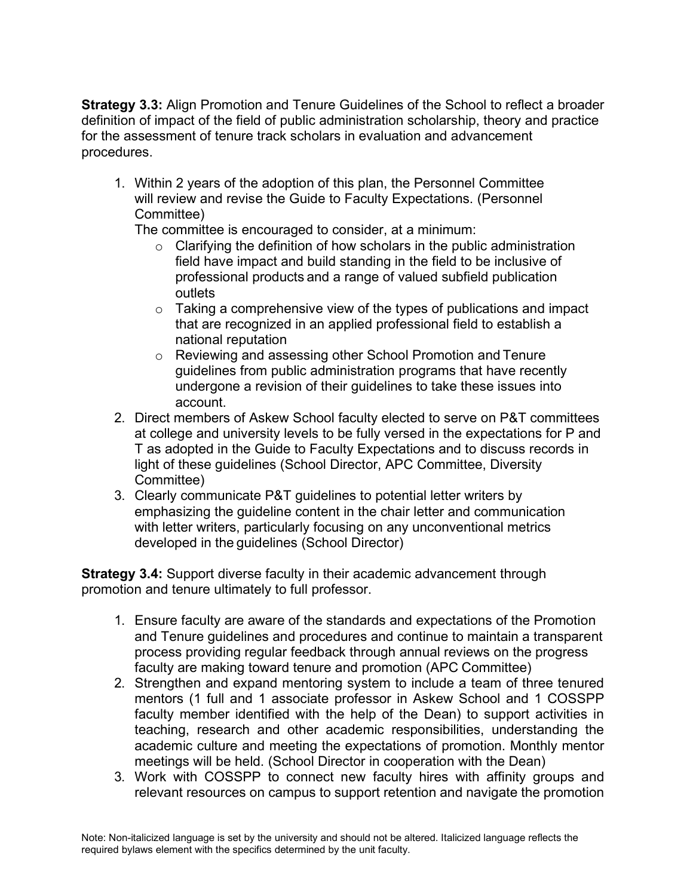**Strategy 3.3:** Align Promotion and Tenure Guidelines of the School to reflect a broader definition of impact of the field of public administration scholarship, theory and practice for the assessment of tenure track scholars in evaluation and advancement procedures.

1. Within 2 years of the adoption of this plan, the Personnel Committee will review and revise the Guide to Faculty Expectations. (Personnel Committee)
   The committee is encouraged to consider, at a minimum:
   - Clarifying the definition of how scholars in the public administration field have impact and build standing in the field to be inclusive of professional products and a range of valued subfield publication outlets
   - Taking a comprehensive view of the types of publications and impact that are recognized in an applied professional field to establish a national reputation
   - Reviewing and assessing other School Promotion and Tenure guidelines from public administration programs that have recently undergone a revision of their guidelines to take these issues into account.
2. Direct members of Askew School faculty elected to serve on P&T committees at college and university levels to be fully versed in the expectations for P and T as adopted in the Guide to Faculty Expectations and to discuss records in light of these guidelines (School Director, APC Committee, Diversity Committee)
3. Clearly communicate P&T guidelines to potential letter writers by emphasizing the guideline content in the chair letter and communication with letter writers, particularly focusing on any unconventional metrics developed in the guidelines (School Director)

**Strategy 3.4:** Support diverse faculty in their academic advancement through promotion and tenure ultimately to full professor.

1. Ensure faculty are aware of the standards and expectations of the Promotion and Tenure guidelines and procedures and continue to maintain a transparent process providing regular feedback through annual reviews on the progress faculty are making toward tenure and promotion (APC Committee)
2. Strengthen and expand mentoring system to include a team of three tenured mentors (1 full and 1 associate professor in Askew School and 1 COSSPP faculty member identified with the help of the Dean) to support activities in teaching, research and other academic responsibilities, understanding the academic culture and meeting the expectations of promotion. Monthly mentor meetings will be held. (School Director in cooperation with the Dean)
3. Work with COSSPP to connect new faculty hires with affinity groups and relevant resources on campus to support retention and navigate the promotion

Note: Non-italicized language is set by the university and should not be altered. Italicized language reflects the required bylaws element with the specifics determined by the unit faculty.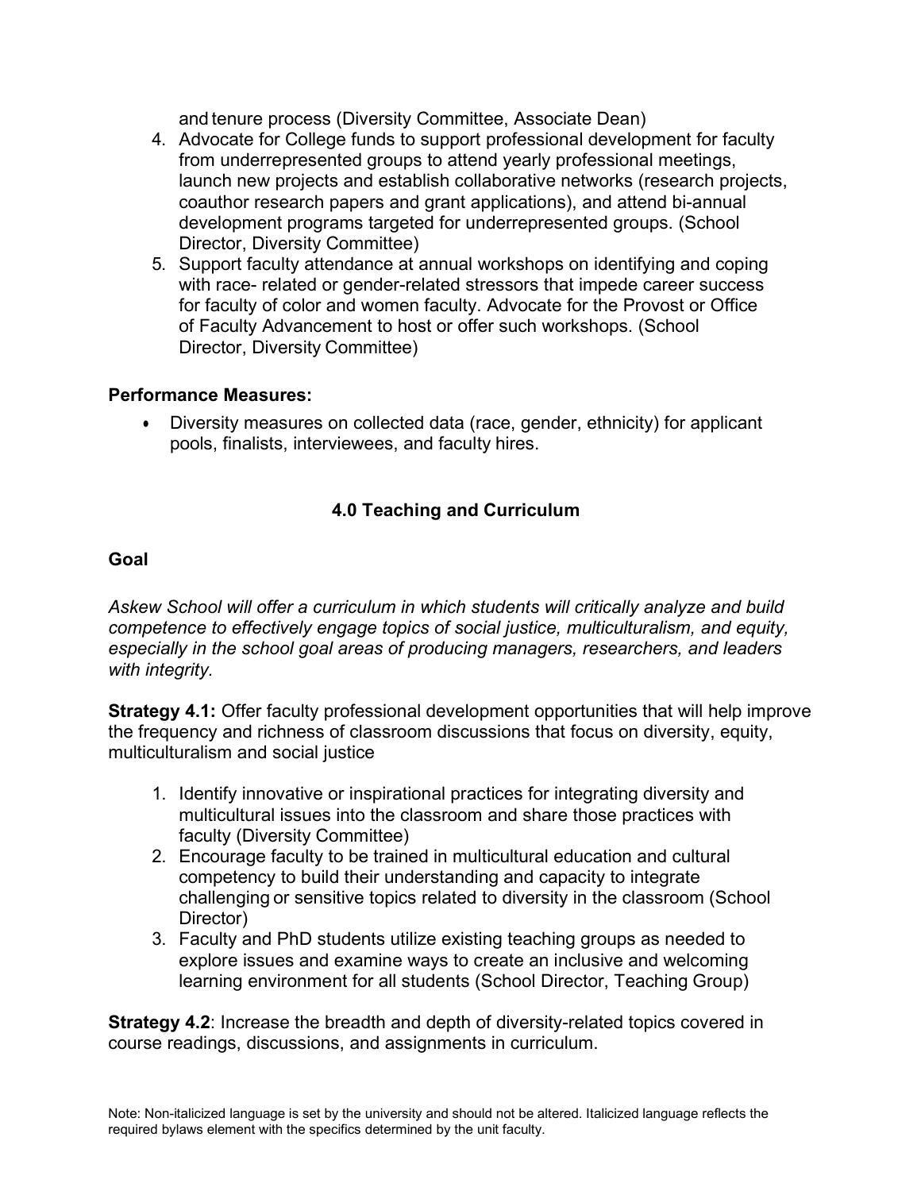and tenure process (Diversity Committee, Associate Dean)

4. Advocate for College funds to support professional development for faculty from underrepresented groups to attend yearly professional meetings, launch new projects and establish collaborative networks (research projects, coauthor research papers and grant applications), and attend bi-annual development programs targeted for underrepresented groups. (School Director, Diversity Committee)
5. Support faculty attendance at annual workshops on identifying and coping with race- related or gender-related stressors that impede career success for faculty of color and women faculty. Advocate for the Provost or Office of Faculty Advancement to host or offer such workshops. (School Director, Diversity Committee)

**Performance Measures:**

- Diversity measures on collected data (race, gender, ethnicity) for applicant pools, finalists, interviewees, and faculty hires.

## 4.0 Teaching and Curriculum

**Goal**

*Askew School will offer a curriculum in which students will critically analyze and build competence to effectively engage topics of social justice, multiculturalism, and equity, especially in the school goal areas of producing managers, researchers, and leaders with integrity.*

**Strategy 4.1:** Offer faculty professional development opportunities that will help improve the frequency and richness of classroom discussions that focus on diversity, equity, multiculturalism and social justice

1. Identify innovative or inspirational practices for integrating diversity and multicultural issues into the classroom and share those practices with faculty (Diversity Committee)
2. Encourage faculty to be trained in multicultural education and cultural competency to build their understanding and capacity to integrate challenging or sensitive topics related to diversity in the classroom (School Director)
3. Faculty and PhD students utilize existing teaching groups as needed to explore issues and examine ways to create an inclusive and welcoming learning environment for all students (School Director, Teaching Group)

**Strategy 4.2**: Increase the breadth and depth of diversity-related topics covered in course readings, discussions, and assignments in curriculum.

Note: Non-italicized language is set by the university and should not be altered. Italicized language reflects the required bylaws element with the specifics determined by the unit faculty.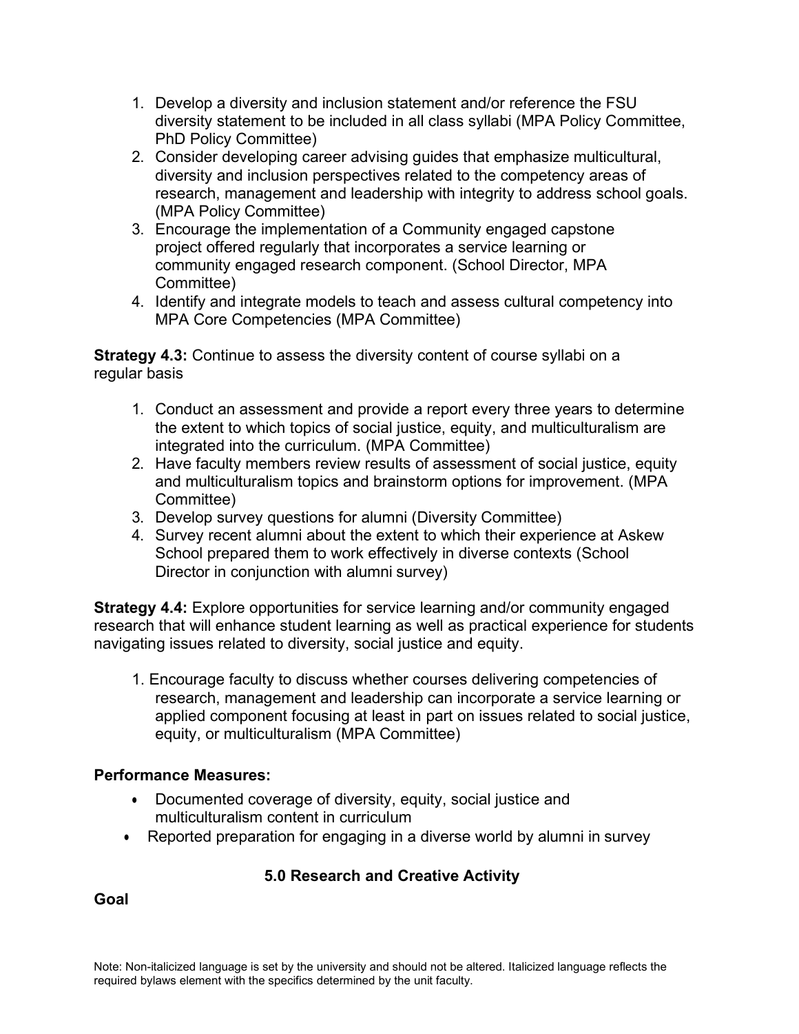1. Develop a diversity and inclusion statement and/or reference the FSU diversity statement to be included in all class syllabi (MPA Policy Committee, PhD Policy Committee)
2. Consider developing career advising guides that emphasize multicultural, diversity and inclusion perspectives related to the competency areas of research, management and leadership with integrity to address school goals. (MPA Policy Committee)
3. Encourage the implementation of a Community engaged capstone project offered regularly that incorporates a service learning or community engaged research component. (School Director, MPA Committee)
4. Identify and integrate models to teach and assess cultural competency into MPA Core Competencies (MPA Committee)

**Strategy 4.3:** Continue to assess the diversity content of course syllabi on a regular basis

1. Conduct an assessment and provide a report every three years to determine the extent to which topics of social justice, equity, and multiculturalism are integrated into the curriculum. (MPA Committee)
2. Have faculty members review results of assessment of social justice, equity and multiculturalism topics and brainstorm options for improvement. (MPA Committee)
3. Develop survey questions for alumni (Diversity Committee)
4. Survey recent alumni about the extent to which their experience at Askew School prepared them to work effectively in diverse contexts (School Director in conjunction with alumni survey)

**Strategy 4.4:** Explore opportunities for service learning and/or community engaged research that will enhance student learning as well as practical experience for students navigating issues related to diversity, social justice and equity.

1. Encourage faculty to discuss whether courses delivering competencies of research, management and leadership can incorporate a service learning or applied component focusing at least in part on issues related to social justice, equity, or multiculturalism (MPA Committee)

**Performance Measures:**

- Documented coverage of diversity, equity, social justice and multiculturalism content in curriculum
- Reported preparation for engaging in a diverse world by alumni in survey

## 5.0 Research and Creative Activity

**Goal**

Note: Non-italicized language is set by the university and should not be altered. Italicized language reflects the required bylaws element with the specifics determined by the unit faculty.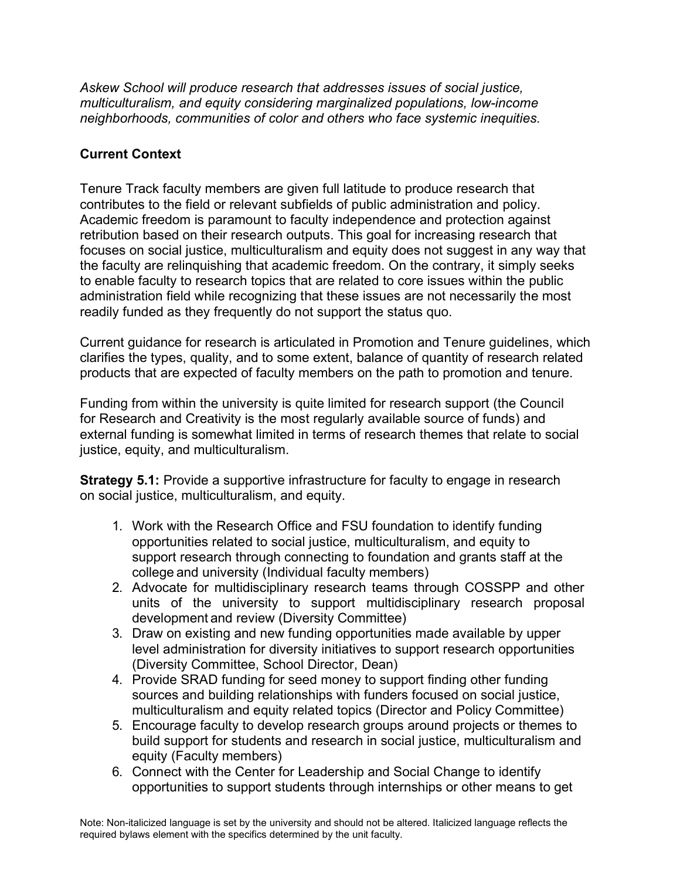*Askew School will produce research that addresses issues of social justice, multiculturalism, and equity considering marginalized populations, low-income neighborhoods, communities of color and others who face systemic inequities.*

**Current Context**

Tenure Track faculty members are given full latitude to produce research that contributes to the field or relevant subfields of public administration and policy. Academic freedom is paramount to faculty independence and protection against retribution based on their research outputs. This goal for increasing research that focuses on social justice, multiculturalism and equity does not suggest in any way that the faculty are relinquishing that academic freedom. On the contrary, it simply seeks to enable faculty to research topics that are related to core issues within the public administration field while recognizing that these issues are not necessarily the most readily funded as they frequently do not support the status quo.

Current guidance for research is articulated in Promotion and Tenure guidelines, which clarifies the types, quality, and to some extent, balance of quantity of research related products that are expected of faculty members on the path to promotion and tenure.

Funding from within the university is quite limited for research support (the Council for Research and Creativity is the most regularly available source of funds) and external funding is somewhat limited in terms of research themes that relate to social justice, equity, and multiculturalism.

**Strategy 5.1:** Provide a supportive infrastructure for faculty to engage in research on social justice, multiculturalism, and equity.

1. Work with the Research Office and FSU foundation to identify funding opportunities related to social justice, multiculturalism, and equity to support research through connecting to foundation and grants staff at the college and university (Individual faculty members)
2. Advocate for multidisciplinary research teams through COSSPP and other units of the university to support multidisciplinary research proposal development and review (Diversity Committee)
3. Draw on existing and new funding opportunities made available by upper level administration for diversity initiatives to support research opportunities (Diversity Committee, School Director, Dean)
4. Provide SRAD funding for seed money to support finding other funding sources and building relationships with funders focused on social justice, multiculturalism and equity related topics (Director and Policy Committee)
5. Encourage faculty to develop research groups around projects or themes to build support for students and research in social justice, multiculturalism and equity (Faculty members)
6. Connect with the Center for Leadership and Social Change to identify opportunities to support students through internships or other means to get

Note: Non-italicized language is set by the university and should not be altered. Italicized language reflects the required bylaws element with the specifics determined by the unit faculty.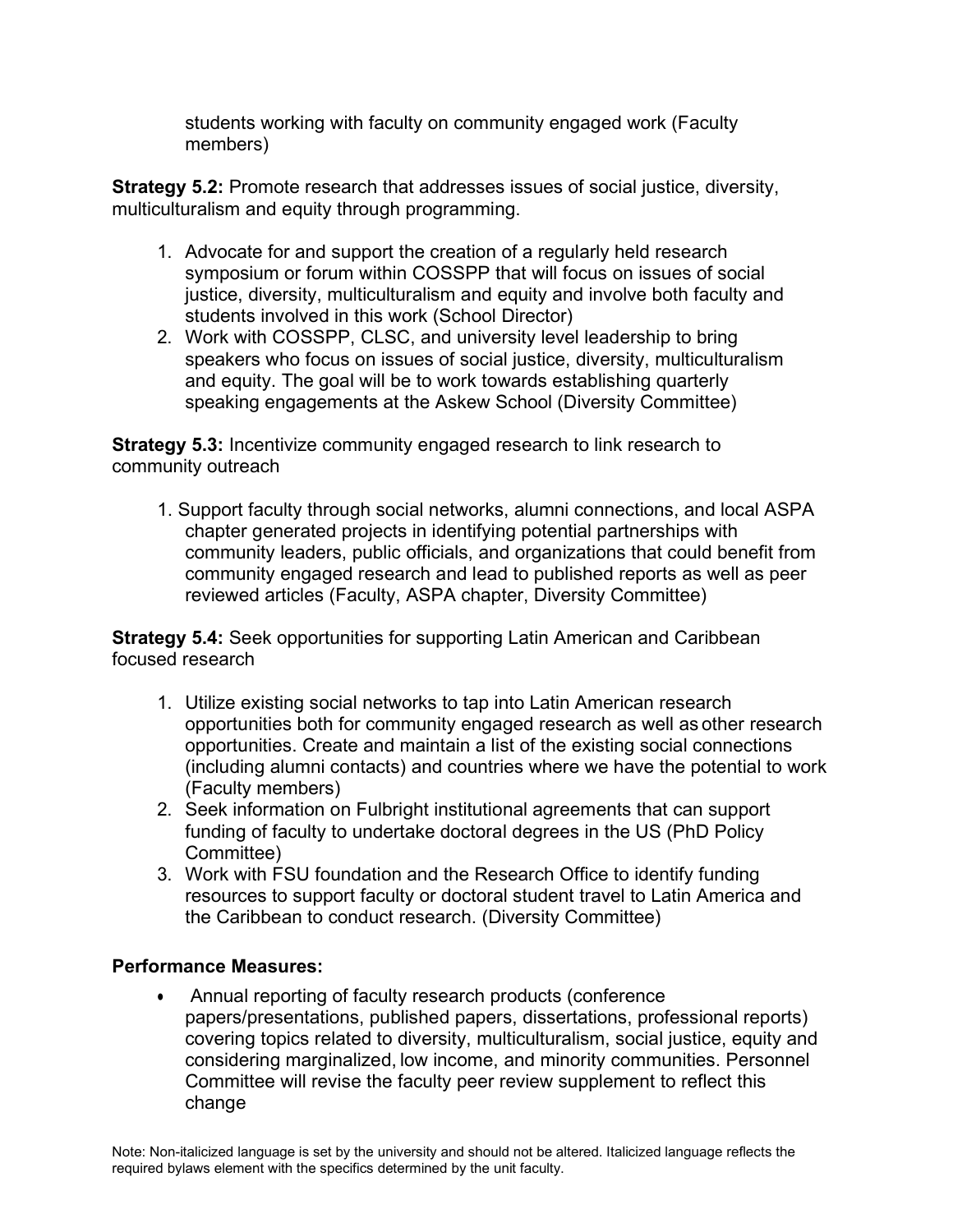students working with faculty on community engaged work (Faculty members)

**Strategy 5.2:** Promote research that addresses issues of social justice, diversity, multiculturalism and equity through programming.

1. Advocate for and support the creation of a regularly held research symposium or forum within COSSPP that will focus on issues of social justice, diversity, multiculturalism and equity and involve both faculty and students involved in this work (School Director)
2. Work with COSSPP, CLSC, and university level leadership to bring speakers who focus on issues of social justice, diversity, multiculturalism and equity. The goal will be to work towards establishing quarterly speaking engagements at the Askew School (Diversity Committee)

**Strategy 5.3:** Incentivize community engaged research to link research to community outreach

1. Support faculty through social networks, alumni connections, and local ASPA chapter generated projects in identifying potential partnerships with community leaders, public officials, and organizations that could benefit from community engaged research and lead to published reports as well as peer reviewed articles (Faculty, ASPA chapter, Diversity Committee)

**Strategy 5.4:** Seek opportunities for supporting Latin American and Caribbean focused research

1. Utilize existing social networks to tap into Latin American research opportunities both for community engaged research as well as other research opportunities. Create and maintain a list of the existing social connections (including alumni contacts) and countries where we have the potential to work (Faculty members)
2. Seek information on Fulbright institutional agreements that can support funding of faculty to undertake doctoral degrees in the US (PhD Policy Committee)
3. Work with FSU foundation and the Research Office to identify funding resources to support faculty or doctoral student travel to Latin America and the Caribbean to conduct research. (Diversity Committee)

**Performance Measures:**

- Annual reporting of faculty research products (conference papers/presentations, published papers, dissertations, professional reports) covering topics related to diversity, multiculturalism, social justice, equity and considering marginalized, low income, and minority communities. Personnel Committee will revise the faculty peer review supplement to reflect this change

Note: Non-italicized language is set by the university and should not be altered. Italicized language reflects the required bylaws element with the specifics determined by the unit faculty.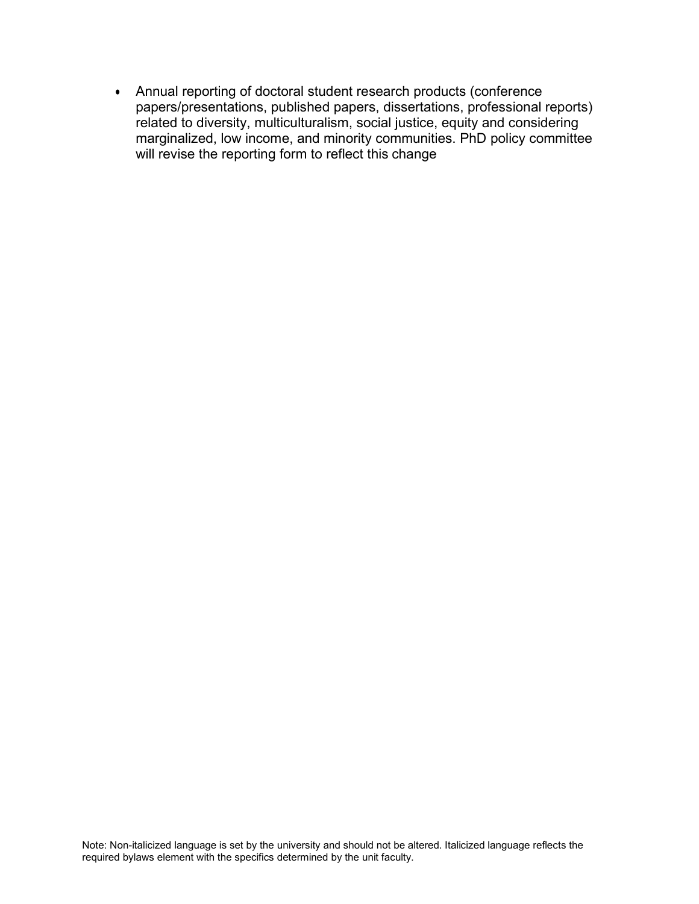- Annual reporting of doctoral student research products (conference papers/presentations, published papers, dissertations, professional reports) related to diversity, multiculturalism, social justice, equity and considering marginalized, low income, and minority communities. PhD policy committee will revise the reporting form to reflect this change

Note: Non-italicized language is set by the university and should not be altered. Italicized language reflects the required bylaws element with the specifics determined by the unit faculty.